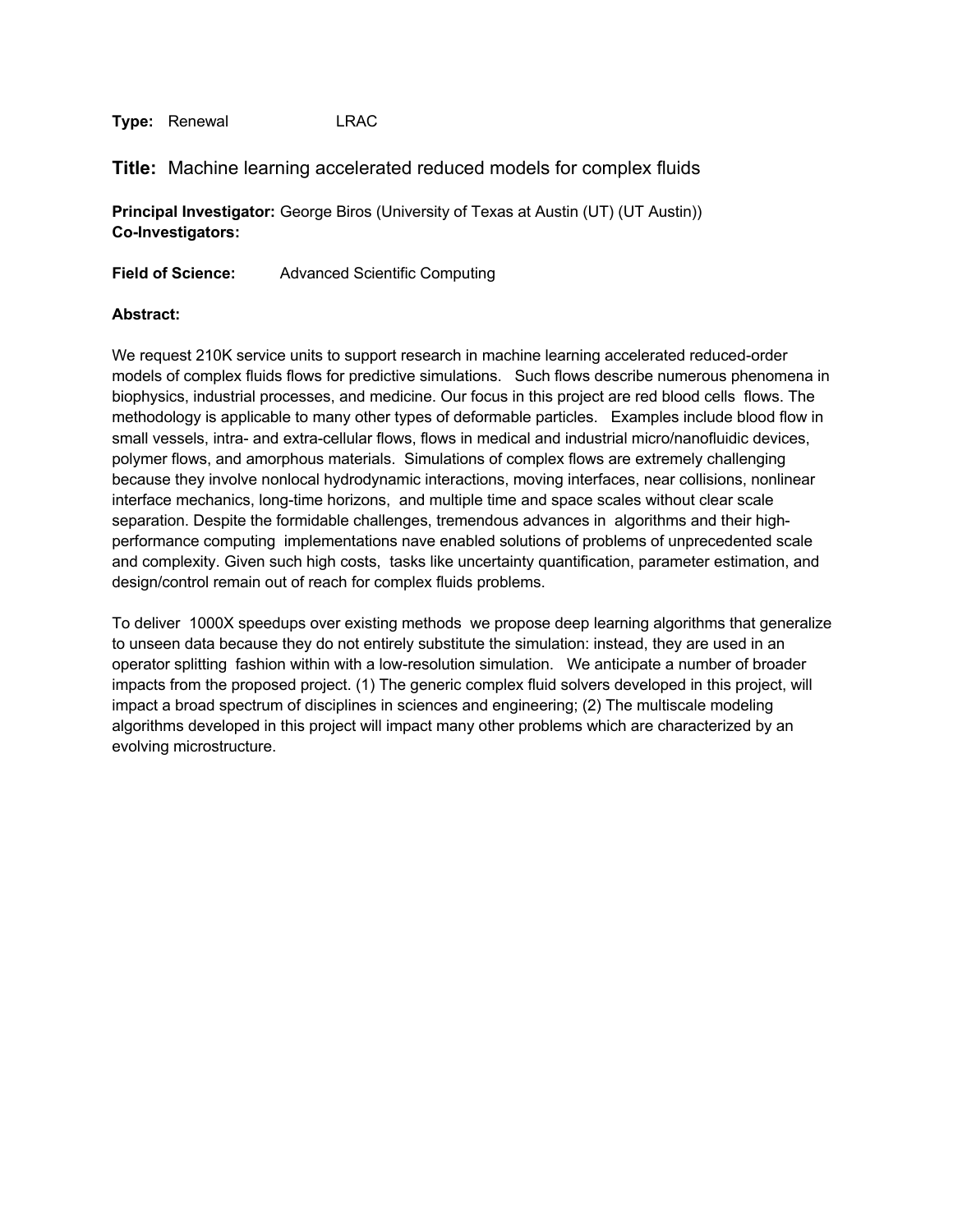**Type:** Renewal LRAC

## **Title:** Machine learning accelerated reduced models for complex fluids

**Principal Investigator:** George Biros (University of Texas at Austin (UT) (UT Austin))
**Co-Investigators:**

**Field of Science:** Advanced Scientific Computing

**Abstract:**

We request 210K service units to support research in machine learning accelerated reduced-order models of complex fluids flows for predictive simulations. Such flows describe numerous phenomena in biophysics, industrial processes, and medicine. Our focus in this project are red blood cells flows. The methodology is applicable to many other types of deformable particles. Examples include blood flow in small vessels, intra- and extra-cellular flows, flows in medical and industrial micro/nanofluidic devices, polymer flows, and amorphous materials. Simulations of complex flows are extremely challenging because they involve nonlocal hydrodynamic interactions, moving interfaces, near collisions, nonlinear interface mechanics, long-time horizons, and multiple time and space scales without clear scale separation. Despite the formidable challenges, tremendous advances in algorithms and their high-performance computing implementations nave enabled solutions of problems of unprecedented scale and complexity. Given such high costs, tasks like uncertainty quantification, parameter estimation, and design/control remain out of reach for complex fluids problems.

To deliver 1000X speedups over existing methods we propose deep learning algorithms that generalize to unseen data because they do not entirely substitute the simulation: instead, they are used in an operator splitting fashion within with a low-resolution simulation. We anticipate a number of broader impacts from the proposed project. (1) The generic complex fluid solvers developed in this project, will impact a broad spectrum of disciplines in sciences and engineering; (2) The multiscale modeling algorithms developed in this project will impact many other problems which are characterized by an evolving microstructure.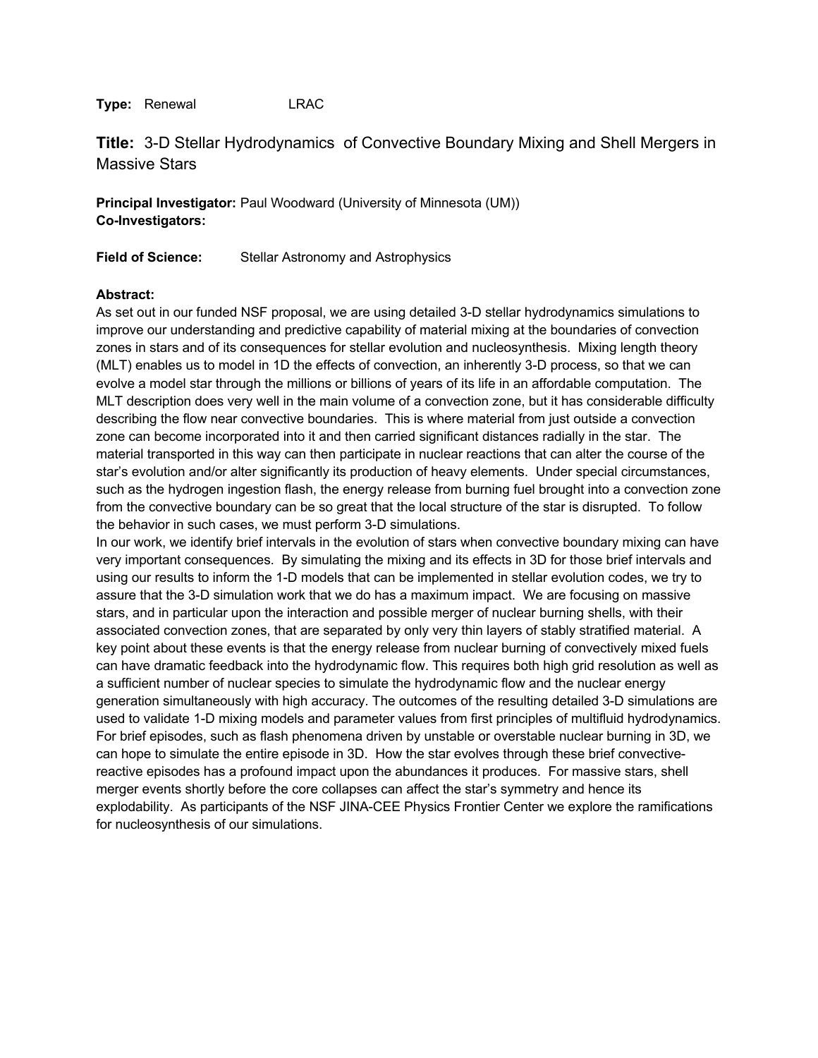**Type:** Renewal LRAC

**Title:** 3-D Stellar Hydrodynamics of Convective Boundary Mixing and Shell Mergers in Massive Stars

**Principal Investigator:** Paul Woodward (University of Minnesota (UM))
**Co-Investigators:**

**Field of Science:** Stellar Astronomy and Astrophysics

**Abstract:**

As set out in our funded NSF proposal, we are using detailed 3-D stellar hydrodynamics simulations to improve our understanding and predictive capability of material mixing at the boundaries of convection zones in stars and of its consequences for stellar evolution and nucleosynthesis. Mixing length theory (MLT) enables us to model in 1D the effects of convection, an inherently 3-D process, so that we can evolve a model star through the millions or billions of years of its life in an affordable computation. The MLT description does very well in the main volume of a convection zone, but it has considerable difficulty describing the flow near convective boundaries. This is where material from just outside a convection zone can become incorporated into it and then carried significant distances radially in the star. The material transported in this way can then participate in nuclear reactions that can alter the course of the star's evolution and/or alter significantly its production of heavy elements. Under special circumstances, such as the hydrogen ingestion flash, the energy release from burning fuel brought into a convection zone from the convective boundary can be so great that the local structure of the star is disrupted. To follow the behavior in such cases, we must perform 3-D simulations.

In our work, we identify brief intervals in the evolution of stars when convective boundary mixing can have very important consequences. By simulating the mixing and its effects in 3D for those brief intervals and using our results to inform the 1-D models that can be implemented in stellar evolution codes, we try to assure that the 3-D simulation work that we do has a maximum impact. We are focusing on massive stars, and in particular upon the interaction and possible merger of nuclear burning shells, with their associated convection zones, that are separated by only very thin layers of stably stratified material. A key point about these events is that the energy release from nuclear burning of convectively mixed fuels can have dramatic feedback into the hydrodynamic flow. This requires both high grid resolution as well as a sufficient number of nuclear species to simulate the hydrodynamic flow and the nuclear energy generation simultaneously with high accuracy. The outcomes of the resulting detailed 3-D simulations are used to validate 1-D mixing models and parameter values from first principles of multifluid hydrodynamics. For brief episodes, such as flash phenomena driven by unstable or overstable nuclear burning in 3D, we can hope to simulate the entire episode in 3D. How the star evolves through these brief convective-reactive episodes has a profound impact upon the abundances it produces. For massive stars, shell merger events shortly before the core collapses can affect the star's symmetry and hence its explodability. As participants of the NSF JINA-CEE Physics Frontier Center we explore the ramifications for nucleosynthesis of our simulations.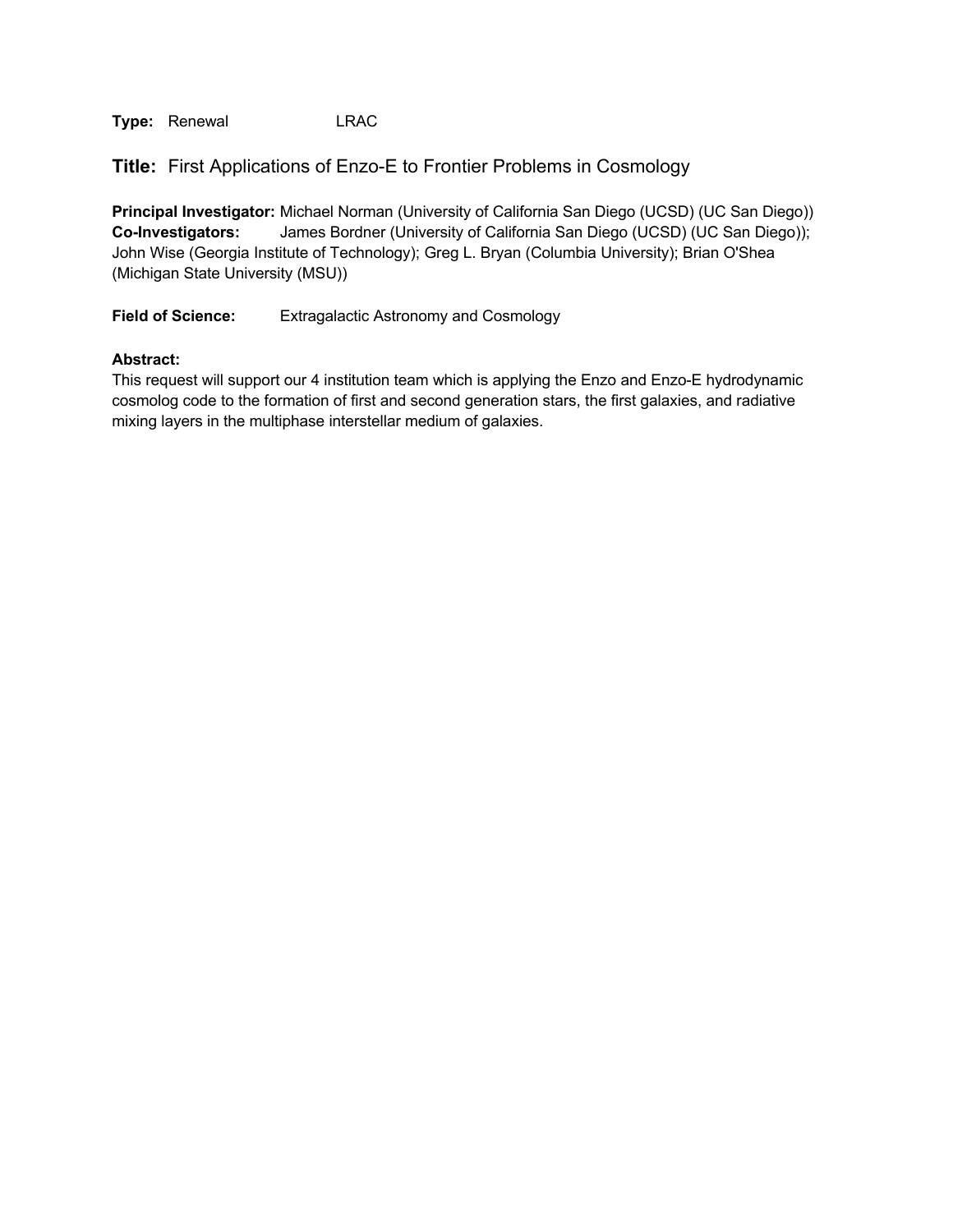**Type:** Renewal LRAC

## **Title:** First Applications of Enzo-E to Frontier Problems in Cosmology

**Principal Investigator:** Michael Norman (University of California San Diego (UCSD) (UC San Diego))
**Co-Investigators:** James Bordner (University of California San Diego (UCSD) (UC San Diego)); John Wise (Georgia Institute of Technology); Greg L. Bryan (Columbia University); Brian O'Shea (Michigan State University (MSU))

**Field of Science:** Extragalactic Astronomy and Cosmology

**Abstract:**
This request will support our 4 institution team which is applying the Enzo and Enzo-E hydrodynamic cosmolog code to the formation of first and second generation stars, the first galaxies, and radiative mixing layers in the multiphase interstellar medium of galaxies.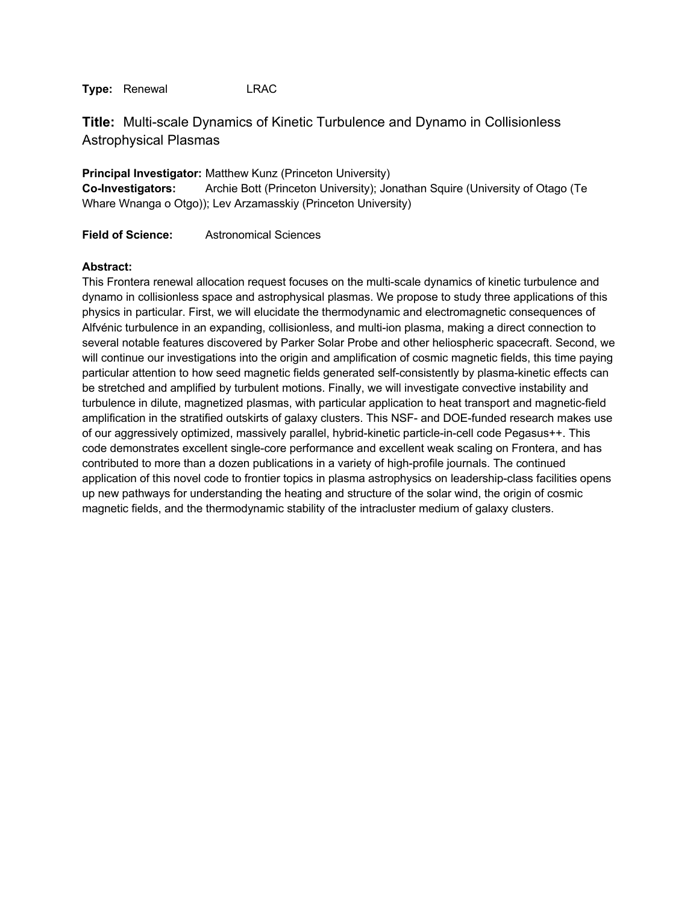**Type:** Renewal LRAC

## **Title:** Multi-scale Dynamics of Kinetic Turbulence and Dynamo in Collisionless Astrophysical Plasmas

**Principal Investigator:** Matthew Kunz (Princeton University)
**Co-Investigators:** Archie Bott (Princeton University); Jonathan Squire (University of Otago (Te Whare Wnanga o Otgo)); Lev Arzamasskiy (Princeton University)

**Field of Science:** Astronomical Sciences

**Abstract:**
This Frontera renewal allocation request focuses on the multi-scale dynamics of kinetic turbulence and dynamo in collisionless space and astrophysical plasmas. We propose to study three applications of this physics in particular. First, we will elucidate the thermodynamic and electromagnetic consequences of Alfvénic turbulence in an expanding, collisionless, and multi-ion plasma, making a direct connection to several notable features discovered by Parker Solar Probe and other heliospheric spacecraft. Second, we will continue our investigations into the origin and amplification of cosmic magnetic fields, this time paying particular attention to how seed magnetic fields generated self-consistently by plasma-kinetic effects can be stretched and amplified by turbulent motions. Finally, we will investigate convective instability and turbulence in dilute, magnetized plasmas, with particular application to heat transport and magnetic-field amplification in the stratified outskirts of galaxy clusters. This NSF- and DOE-funded research makes use of our aggressively optimized, massively parallel, hybrid-kinetic particle-in-cell code Pegasus++. This code demonstrates excellent single-core performance and excellent weak scaling on Frontera, and has contributed to more than a dozen publications in a variety of high-profile journals. The continued application of this novel code to frontier topics in plasma astrophysics on leadership-class facilities opens up new pathways for understanding the heating and structure of the solar wind, the origin of cosmic magnetic fields, and the thermodynamic stability of the intracluster medium of galaxy clusters.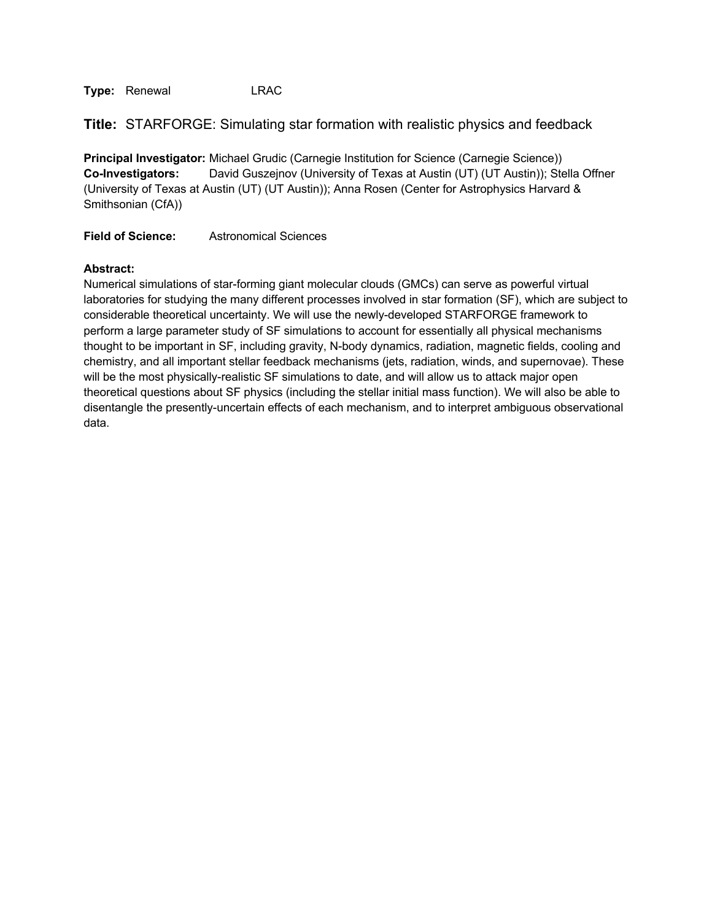**Type:** Renewal LRAC

## **Title:** STARFORGE: Simulating star formation with realistic physics and feedback

**Principal Investigator:** Michael Grudic (Carnegie Institution for Science (Carnegie Science))
**Co-Investigators:** David Guszejnov (University of Texas at Austin (UT) (UT Austin)); Stella Offner (University of Texas at Austin (UT) (UT Austin)); Anna Rosen (Center for Astrophysics Harvard & Smithsonian (CfA))

**Field of Science:** Astronomical Sciences

**Abstract:**
Numerical simulations of star-forming giant molecular clouds (GMCs) can serve as powerful virtual laboratories for studying the many different processes involved in star formation (SF), which are subject to considerable theoretical uncertainty. We will use the newly-developed STARFORGE framework to perform a large parameter study of SF simulations to account for essentially all physical mechanisms thought to be important in SF, including gravity, N-body dynamics, radiation, magnetic fields, cooling and chemistry, and all important stellar feedback mechanisms (jets, radiation, winds, and supernovae). These will be the most physically-realistic SF simulations to date, and will allow us to attack major open theoretical questions about SF physics (including the stellar initial mass function). We will also be able to disentangle the presently-uncertain effects of each mechanism, and to interpret ambiguous observational data.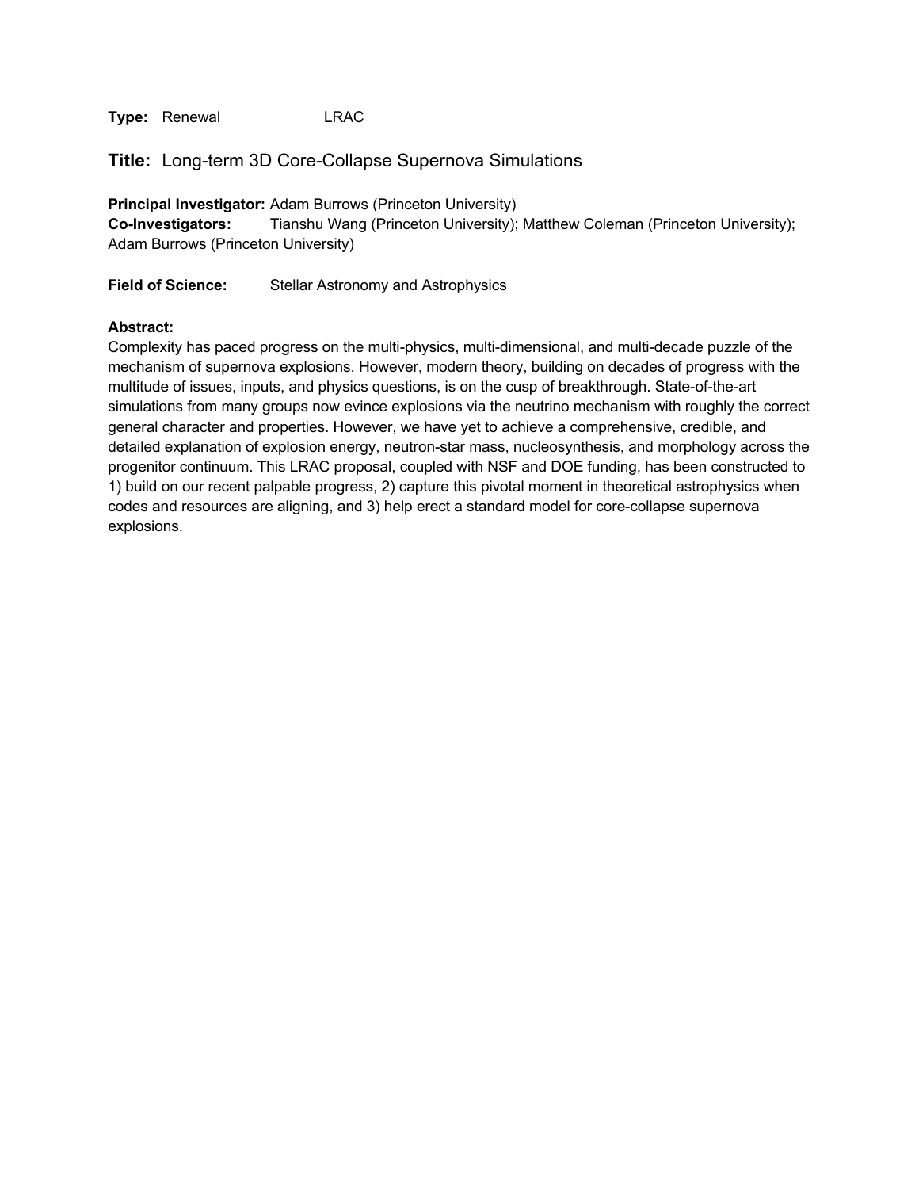**Type:** Renewal LRAC

## **Title:** Long-term 3D Core-Collapse Supernova Simulations

**Principal Investigator:** Adam Burrows (Princeton University)
**Co-Investigators:** Tianshu Wang (Princeton University); Matthew Coleman (Princeton University); Adam Burrows (Princeton University)

**Field of Science:** Stellar Astronomy and Astrophysics

**Abstract:**
Complexity has paced progress on the multi-physics, multi-dimensional, and multi-decade puzzle of the mechanism of supernova explosions. However, modern theory, building on decades of progress with the multitude of issues, inputs, and physics questions, is on the cusp of breakthrough. State-of-the-art simulations from many groups now evince explosions via the neutrino mechanism with roughly the correct general character and properties. However, we have yet to achieve a comprehensive, credible, and detailed explanation of explosion energy, neutron-star mass, nucleosynthesis, and morphology across the progenitor continuum. This LRAC proposal, coupled with NSF and DOE funding, has been constructed to 1) build on our recent palpable progress, 2) capture this pivotal moment in theoretical astrophysics when codes and resources are aligning, and 3) help erect a standard model for core-collapse supernova explosions.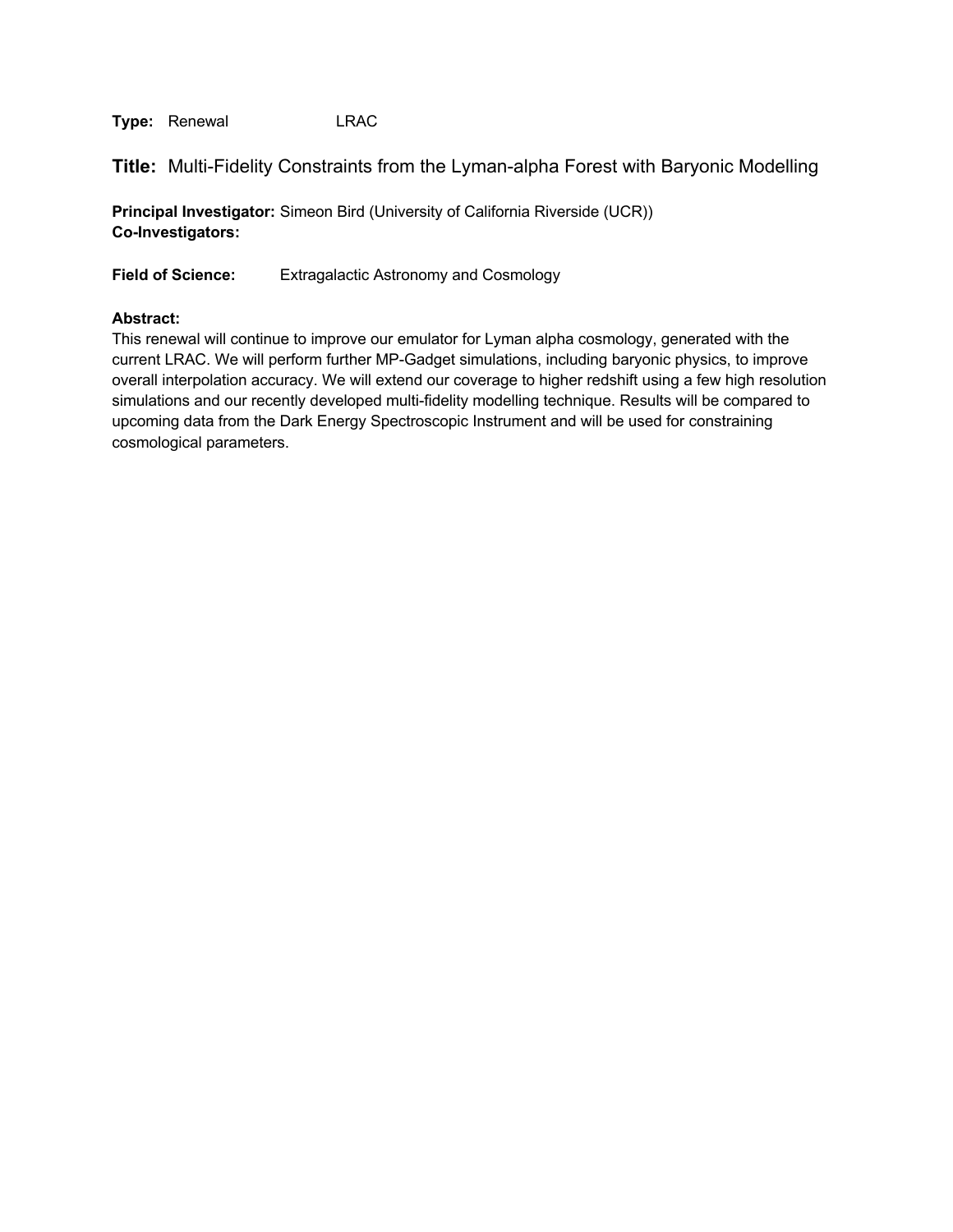**Type:** Renewal LRAC

## **Title:** Multi-Fidelity Constraints from the Lyman-alpha Forest with Baryonic Modelling

**Principal Investigator:** Simeon Bird (University of California Riverside (UCR))
**Co-Investigators:**

**Field of Science:** Extragalactic Astronomy and Cosmology

**Abstract:**
This renewal will continue to improve our emulator for Lyman alpha cosmology, generated with the current LRAC. We will perform further MP-Gadget simulations, including baryonic physics, to improve overall interpolation accuracy. We will extend our coverage to higher redshift using a few high resolution simulations and our recently developed multi-fidelity modelling technique. Results will be compared to upcoming data from the Dark Energy Spectroscopic Instrument and will be used for constraining cosmological parameters.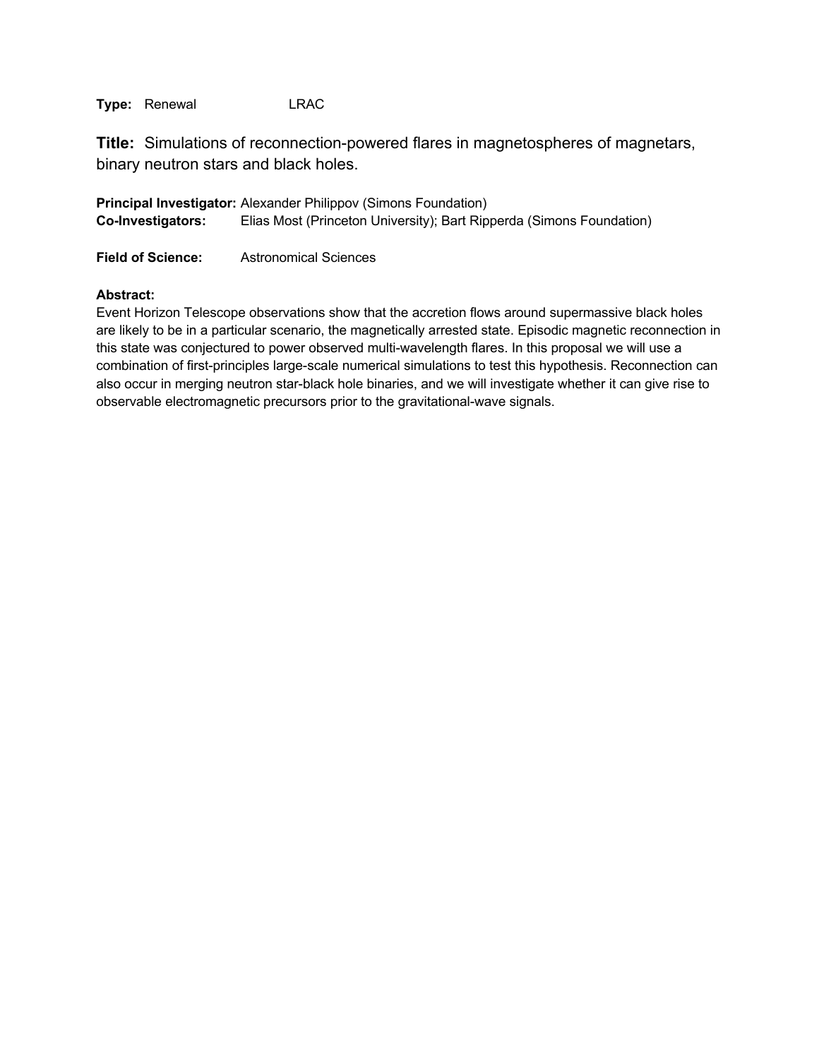**Type:** Renewal LRAC

# Title: Simulations of reconnection-powered flares in magnetospheres of magnetars, binary neutron stars and black holes.

**Principal Investigator:** Alexander Philippov (Simons Foundation)
**Co-Investigators:** Elias Most (Princeton University); Bart Ripperda (Simons Foundation)

**Field of Science:** Astronomical Sciences

**Abstract:**
Event Horizon Telescope observations show that the accretion flows around supermassive black holes are likely to be in a particular scenario, the magnetically arrested state. Episodic magnetic reconnection in this state was conjectured to power observed multi-wavelength flares. In this proposal we will use a combination of first-principles large-scale numerical simulations to test this hypothesis. Reconnection can also occur in merging neutron star-black hole binaries, and we will investigate whether it can give rise to observable electromagnetic precursors prior to the gravitational-wave signals.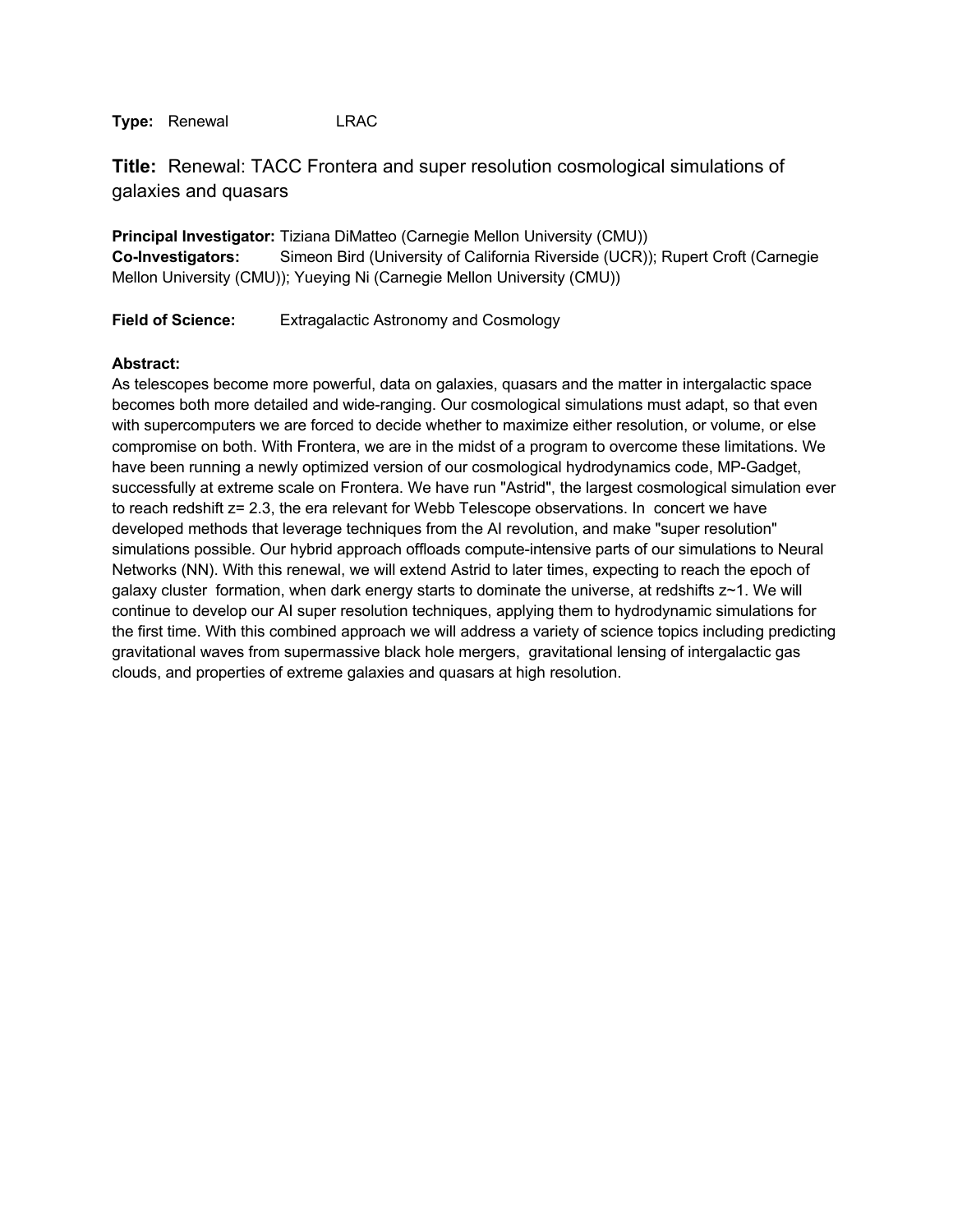**Type:** Renewal LRAC

## **Title:** Renewal: TACC Frontera and super resolution cosmological simulations of galaxies and quasars

**Principal Investigator:** Tiziana DiMatteo (Carnegie Mellon University (CMU))
**Co-Investigators:** Simeon Bird (University of California Riverside (UCR)); Rupert Croft (Carnegie Mellon University (CMU)); Yueying Ni (Carnegie Mellon University (CMU))

**Field of Science:** Extragalactic Astronomy and Cosmology

**Abstract:**
As telescopes become more powerful, data on galaxies, quasars and the matter in intergalactic space becomes both more detailed and wide-ranging. Our cosmological simulations must adapt, so that even with supercomputers we are forced to decide whether to maximize either resolution, or volume, or else compromise on both. With Frontera, we are in the midst of a program to overcome these limitations. We have been running a newly optimized version of our cosmological hydrodynamics code, MP-Gadget, successfully at extreme scale on Frontera. We have run "Astrid", the largest cosmological simulation ever to reach redshift $z= 2.3$, the era relevant for Webb Telescope observations. In concert we have developed methods that leverage techniques from the AI revolution, and make "super resolution" simulations possible. Our hybrid approach offloads compute-intensive parts of our simulations to Neural Networks (NN). With this renewal, we will extend Astrid to later times, expecting to reach the epoch of galaxy cluster formation, when dark energy starts to dominate the universe, at redshifts $z\sim1$. We will continue to develop our AI super resolution techniques, applying them to hydrodynamic simulations for the first time. With this combined approach we will address a variety of science topics including predicting gravitational waves from supermassive black hole mergers, gravitational lensing of intergalactic gas clouds, and properties of extreme galaxies and quasars at high resolution.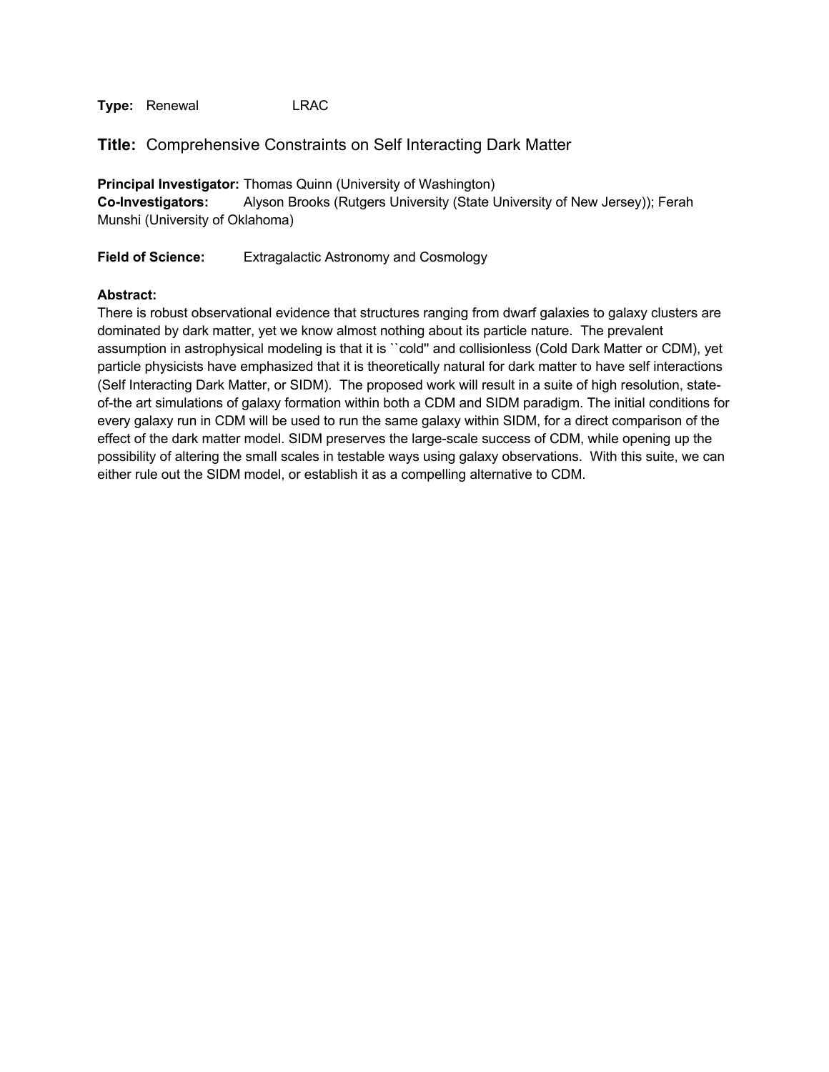**Type:** Renewal LRAC

## Title: Comprehensive Constraints on Self Interacting Dark Matter

**Principal Investigator:** Thomas Quinn (University of Washington)
**Co-Investigators:** Alyson Brooks (Rutgers University (State University of New Jersey)); Ferah Munshi (University of Oklahoma)

**Field of Science:** Extragalactic Astronomy and Cosmology

**Abstract:**
There is robust observational evidence that structures ranging from dwarf galaxies to galaxy clusters are dominated by dark matter, yet we know almost nothing about its particle nature. The prevalent assumption in astrophysical modeling is that it is ``cold'' and collisionless (Cold Dark Matter or CDM), yet particle physicists have emphasized that it is theoretically natural for dark matter to have self interactions (Self Interacting Dark Matter, or SIDM). The proposed work will result in a suite of high resolution, state-of-the art simulations of galaxy formation within both a CDM and SIDM paradigm. The initial conditions for every galaxy run in CDM will be used to run the same galaxy within SIDM, for a direct comparison of the effect of the dark matter model. SIDM preserves the large-scale success of CDM, while opening up the possibility of altering the small scales in testable ways using galaxy observations. With this suite, we can either rule out the SIDM model, or establish it as a compelling alternative to CDM.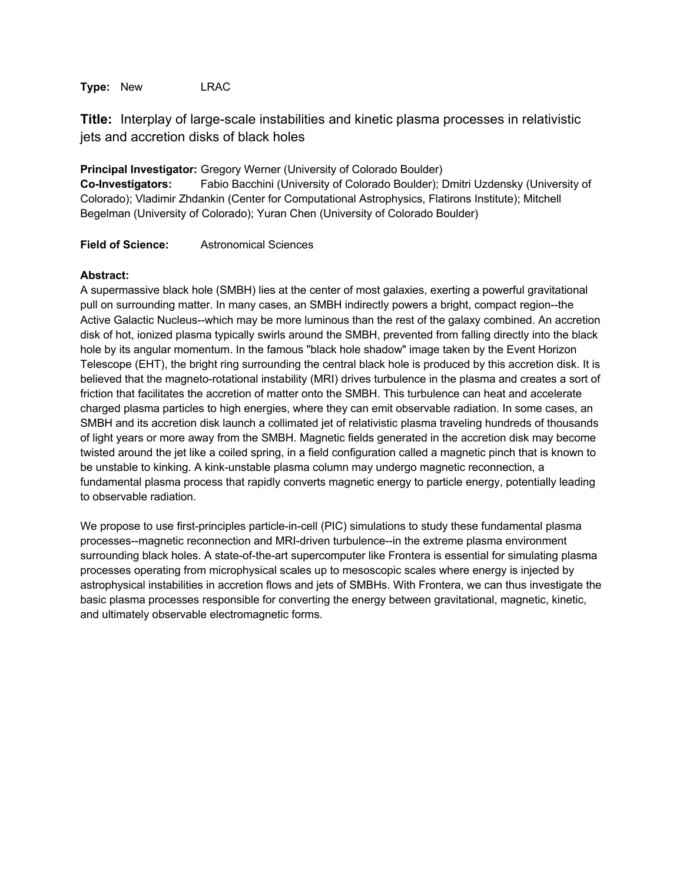**Type:** New LRAC

**Title:** Interplay of large-scale instabilities and kinetic plasma processes in relativistic jets and accretion disks of black holes

**Principal Investigator:** Gregory Werner (University of Colorado Boulder)
**Co-Investigators:** Fabio Bacchini (University of Colorado Boulder); Dmitri Uzdensky (University of Colorado); Vladimir Zhdankin (Center for Computational Astrophysics, Flatirons Institute); Mitchell Begelman (University of Colorado); Yuran Chen (University of Colorado Boulder)

**Field of Science:** Astronomical Sciences

**Abstract:**
A supermassive black hole (SMBH) lies at the center of most galaxies, exerting a powerful gravitational pull on surrounding matter. In many cases, an SMBH indirectly powers a bright, compact region--the Active Galactic Nucleus--which may be more luminous than the rest of the galaxy combined. An accretion disk of hot, ionized plasma typically swirls around the SMBH, prevented from falling directly into the black hole by its angular momentum. In the famous "black hole shadow" image taken by the Event Horizon Telescope (EHT), the bright ring surrounding the central black hole is produced by this accretion disk. It is believed that the magneto-rotational instability (MRI) drives turbulence in the plasma and creates a sort of friction that facilitates the accretion of matter onto the SMBH. This turbulence can heat and accelerate charged plasma particles to high energies, where they can emit observable radiation. In some cases, an SMBH and its accretion disk launch a collimated jet of relativistic plasma traveling hundreds of thousands of light years or more away from the SMBH. Magnetic fields generated in the accretion disk may become twisted around the jet like a coiled spring, in a field configuration called a magnetic pinch that is known to be unstable to kinking. A kink-unstable plasma column may undergo magnetic reconnection, a fundamental plasma process that rapidly converts magnetic energy to particle energy, potentially leading to observable radiation.

We propose to use first-principles particle-in-cell (PIC) simulations to study these fundamental plasma processes--magnetic reconnection and MRI-driven turbulence--in the extreme plasma environment surrounding black holes. A state-of-the-art supercomputer like Frontera is essential for simulating plasma processes operating from microphysical scales up to mesoscopic scales where energy is injected by astrophysical instabilities in accretion flows and jets of SMBHs. With Frontera, we can thus investigate the basic plasma processes responsible for converting the energy between gravitational, magnetic, kinetic, and ultimately observable electromagnetic forms.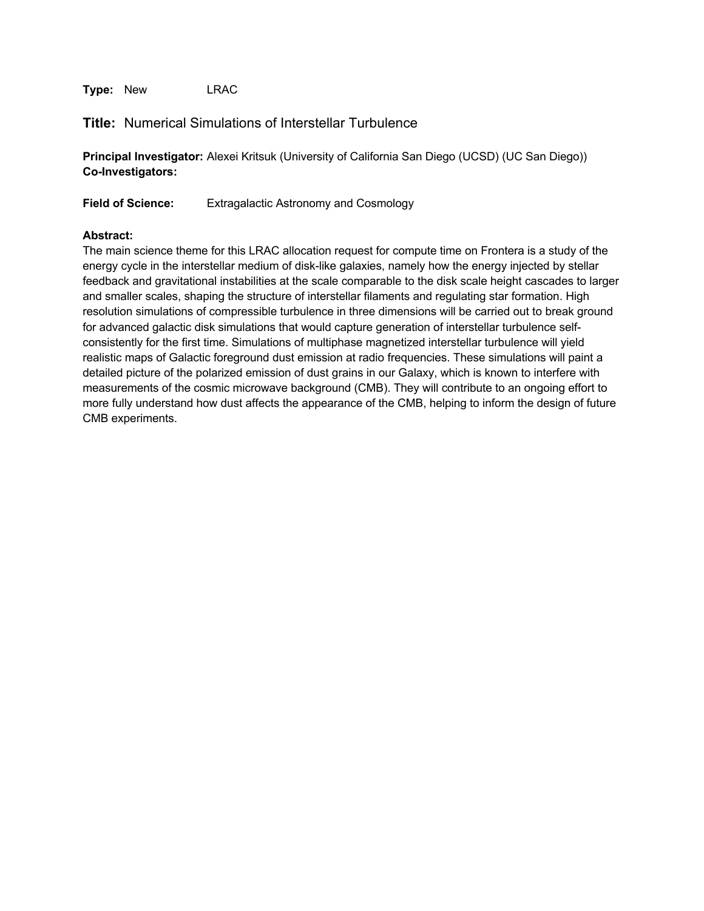**Type:** New LRAC

## **Title:** Numerical Simulations of Interstellar Turbulence

**Principal Investigator:** Alexei Kritsuk (University of California San Diego (UCSD) (UC San Diego))
**Co-Investigators:**

**Field of Science:** Extragalactic Astronomy and Cosmology

**Abstract:**
The main science theme for this LRAC allocation request for compute time on Frontera is a study of the energy cycle in the interstellar medium of disk-like galaxies, namely how the energy injected by stellar feedback and gravitational instabilities at the scale comparable to the disk scale height cascades to larger and smaller scales, shaping the structure of interstellar filaments and regulating star formation. High resolution simulations of compressible turbulence in three dimensions will be carried out to break ground for advanced galactic disk simulations that would capture generation of interstellar turbulence self-consistently for the first time. Simulations of multiphase magnetized interstellar turbulence will yield realistic maps of Galactic foreground dust emission at radio frequencies. These simulations will paint a detailed picture of the polarized emission of dust grains in our Galaxy, which is known to interfere with measurements of the cosmic microwave background (CMB). They will contribute to an ongoing effort to more fully understand how dust affects the appearance of the CMB, helping to inform the design of future CMB experiments.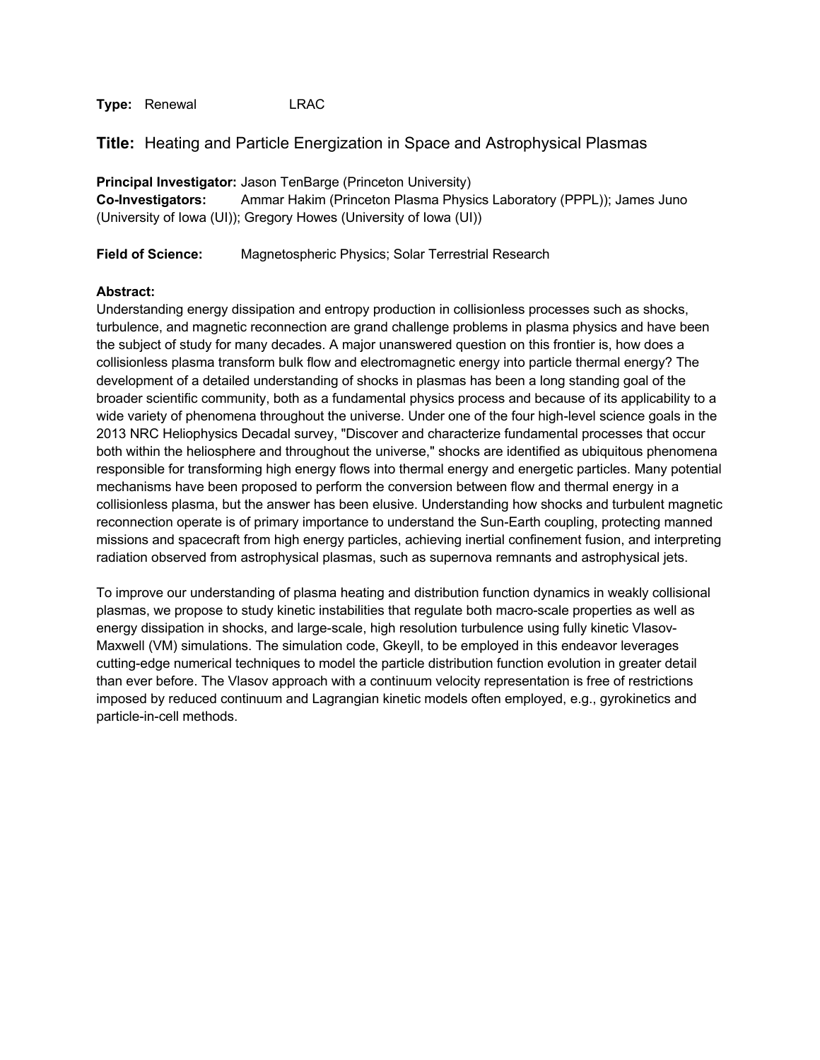**Type:** Renewal LRAC

## **Title:** Heating and Particle Energization in Space and Astrophysical Plasmas

**Principal Investigator:** Jason TenBarge (Princeton University)
**Co-Investigators:** Ammar Hakim (Princeton Plasma Physics Laboratory (PPPL)); James Juno (University of Iowa (UI)); Gregory Howes (University of Iowa (UI))

**Field of Science:** Magnetospheric Physics; Solar Terrestrial Research

**Abstract:**
Understanding energy dissipation and entropy production in collisionless processes such as shocks, turbulence, and magnetic reconnection are grand challenge problems in plasma physics and have been the subject of study for many decades. A major unanswered question on this frontier is, how does a collisionless plasma transform bulk flow and electromagnetic energy into particle thermal energy? The development of a detailed understanding of shocks in plasmas has been a long standing goal of the broader scientific community, both as a fundamental physics process and because of its applicability to a wide variety of phenomena throughout the universe. Under one of the four high-level science goals in the 2013 NRC Heliophysics Decadal survey, "Discover and characterize fundamental processes that occur both within the heliosphere and throughout the universe," shocks are identified as ubiquitous phenomena responsible for transforming high energy flows into thermal energy and energetic particles. Many potential mechanisms have been proposed to perform the conversion between flow and thermal energy in a collisionless plasma, but the answer has been elusive. Understanding how shocks and turbulent magnetic reconnection operate is of primary importance to understand the Sun-Earth coupling, protecting manned missions and spacecraft from high energy particles, achieving inertial confinement fusion, and interpreting radiation observed from astrophysical plasmas, such as supernova remnants and astrophysical jets.

To improve our understanding of plasma heating and distribution function dynamics in weakly collisional plasmas, we propose to study kinetic instabilities that regulate both macro-scale properties as well as energy dissipation in shocks, and large-scale, high resolution turbulence using fully kinetic Vlasov-Maxwell (VM) simulations. The simulation code, Gkeyll, to be employed in this endeavor leverages cutting-edge numerical techniques to model the particle distribution function evolution in greater detail than ever before. The Vlasov approach with a continuum velocity representation is free of restrictions imposed by reduced continuum and Lagrangian kinetic models often employed, e.g., gyrokinetics and particle-in-cell methods.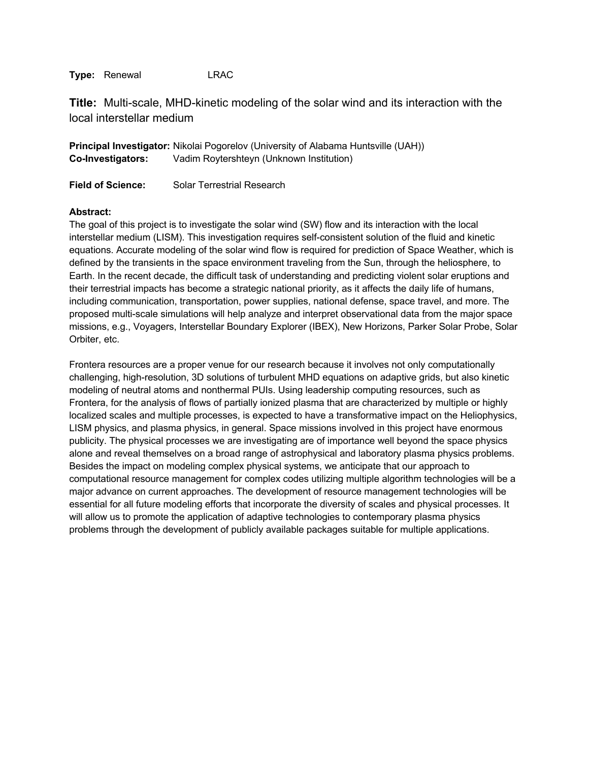**Type:** Renewal LRAC

## **Title:** Multi-scale, MHD-kinetic modeling of the solar wind and its interaction with the local interstellar medium

**Principal Investigator:** Nikolai Pogorelov (University of Alabama Huntsville (UAH))
**Co-Investigators:** Vadim Roytershteyn (Unknown Institution)

**Field of Science:** Solar Terrestrial Research

**Abstract:**
The goal of this project is to investigate the solar wind (SW) flow and its interaction with the local interstellar medium (LISM). This investigation requires self-consistent solution of the fluid and kinetic equations. Accurate modeling of the solar wind flow is required for prediction of Space Weather, which is defined by the transients in the space environment traveling from the Sun, through the heliosphere, to Earth. In the recent decade, the difficult task of understanding and predicting violent solar eruptions and their terrestrial impacts has become a strategic national priority, as it affects the daily life of humans, including communication, transportation, power supplies, national defense, space travel, and more. The proposed multi-scale simulations will help analyze and interpret observational data from the major space missions, e.g., Voyagers, Interstellar Boundary Explorer (IBEX), New Horizons, Parker Solar Probe, Solar Orbiter, etc.

Frontera resources are a proper venue for our research because it involves not only computationally challenging, high-resolution, 3D solutions of turbulent MHD equations on adaptive grids, but also kinetic modeling of neutral atoms and nonthermal PUIs. Using leadership computing resources, such as Frontera, for the analysis of flows of partially ionized plasma that are characterized by multiple or highly localized scales and multiple processes, is expected to have a transformative impact on the Heliophysics, LISM physics, and plasma physics, in general. Space missions involved in this project have enormous publicity. The physical processes we are investigating are of importance well beyond the space physics alone and reveal themselves on a broad range of astrophysical and laboratory plasma physics problems. Besides the impact on modeling complex physical systems, we anticipate that our approach to computational resource management for complex codes utilizing multiple algorithm technologies will be a major advance on current approaches. The development of resource management technologies will be essential for all future modeling efforts that incorporate the diversity of scales and physical processes. It will allow us to promote the application of adaptive technologies to contemporary plasma physics problems through the development of publicly available packages suitable for multiple applications.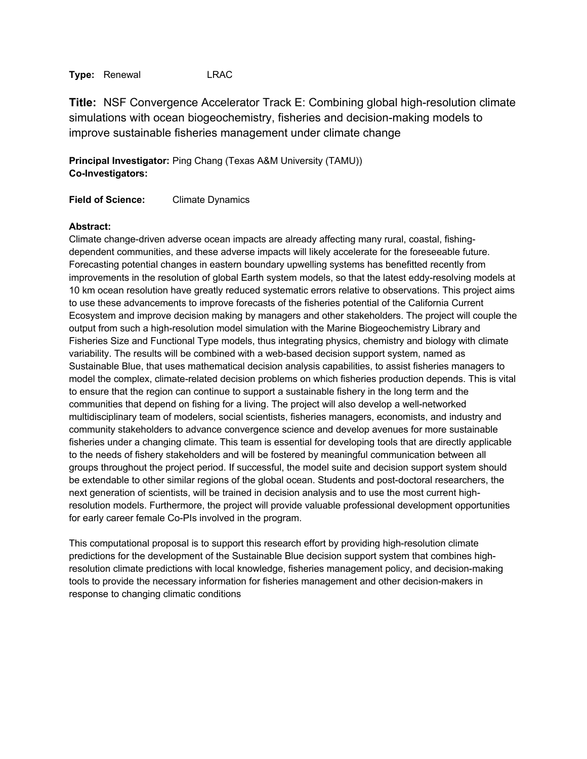**Type:** Renewal LRAC

# **Title:** NSF Convergence Accelerator Track E: Combining global high-resolution climate simulations with ocean biogeochemistry, fisheries and decision-making models to improve sustainable fisheries management under climate change

**Principal Investigator:** Ping Chang (Texas A&M University (TAMU))
**Co-Investigators:**

**Field of Science:** Climate Dynamics

**Abstract:**
Climate change-driven adverse ocean impacts are already affecting many rural, coastal, fishing-dependent communities, and these adverse impacts will likely accelerate for the foreseeable future. Forecasting potential changes in eastern boundary upwelling systems has benefitted recently from improvements in the resolution of global Earth system models, so that the latest eddy-resolving models at 10 km ocean resolution have greatly reduced systematic errors relative to observations. This project aims to use these advancements to improve forecasts of the fisheries potential of the California Current Ecosystem and improve decision making by managers and other stakeholders. The project will couple the output from such a high-resolution model simulation with the Marine Biogeochemistry Library and Fisheries Size and Functional Type models, thus integrating physics, chemistry and biology with climate variability. The results will be combined with a web-based decision support system, named as Sustainable Blue, that uses mathematical decision analysis capabilities, to assist fisheries managers to model the complex, climate-related decision problems on which fisheries production depends. This is vital to ensure that the region can continue to support a sustainable fishery in the long term and the communities that depend on fishing for a living. The project will also develop a well-networked multidisciplinary team of modelers, social scientists, fisheries managers, economists, and industry and community stakeholders to advance convergence science and develop avenues for more sustainable fisheries under a changing climate. This team is essential for developing tools that are directly applicable to the needs of fishery stakeholders and will be fostered by meaningful communication between all groups throughout the project period. If successful, the model suite and decision support system should be extendable to other similar regions of the global ocean. Students and post-doctoral researchers, the next generation of scientists, will be trained in decision analysis and to use the most current high-resolution models. Furthermore, the project will provide valuable professional development opportunities for early career female Co-PIs involved in the program.

This computational proposal is to support this research effort by providing high-resolution climate predictions for the development of the Sustainable Blue decision support system that combines high-resolution climate predictions with local knowledge, fisheries management policy, and decision-making tools to provide the necessary information for fisheries management and other decision-makers in response to changing climatic conditions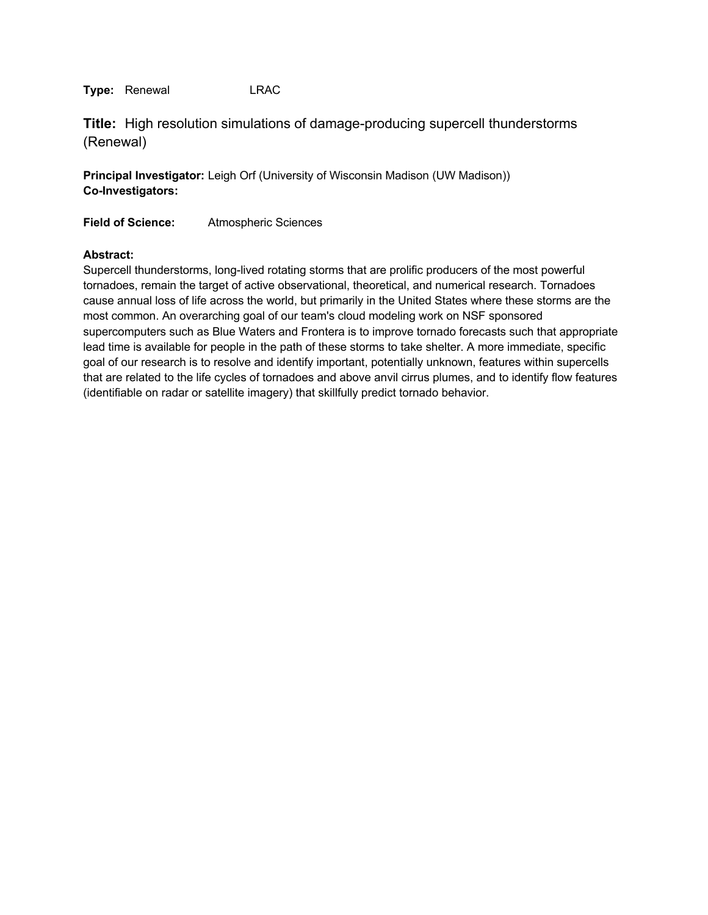**Type:** Renewal LRAC

## **Title:** High resolution simulations of damage-producing supercell thunderstorms (Renewal)

**Principal Investigator:** Leigh Orf (University of Wisconsin Madison (UW Madison))
**Co-Investigators:**

**Field of Science:** Atmospheric Sciences

**Abstract:**
Supercell thunderstorms, long-lived rotating storms that are prolific producers of the most powerful tornadoes, remain the target of active observational, theoretical, and numerical research. Tornadoes cause annual loss of life across the world, but primarily in the United States where these storms are the most common. An overarching goal of our team's cloud modeling work on NSF sponsored supercomputers such as Blue Waters and Frontera is to improve tornado forecasts such that appropriate lead time is available for people in the path of these storms to take shelter. A more immediate, specific goal of our research is to resolve and identify important, potentially unknown, features within supercells that are related to the life cycles of tornadoes and above anvil cirrus plumes, and to identify flow features (identifiable on radar or satellite imagery) that skillfully predict tornado behavior.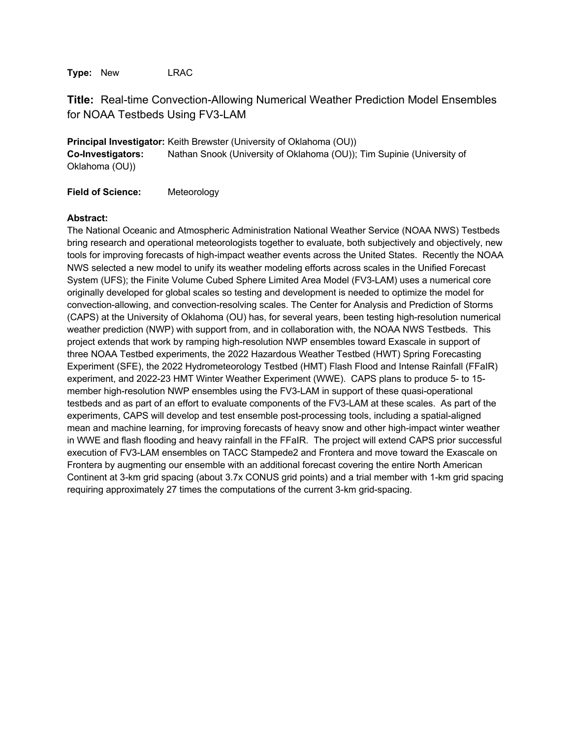**Type:** New LRAC

## **Title:** Real-time Convection-Allowing Numerical Weather Prediction Model Ensembles for NOAA Testbeds Using FV3-LAM

**Principal Investigator:** Keith Brewster (University of Oklahoma (OU))
**Co-Investigators:** Nathan Snook (University of Oklahoma (OU)); Tim Supinie (University of Oklahoma (OU))

**Field of Science:** Meteorology

**Abstract:**
The National Oceanic and Atmospheric Administration National Weather Service (NOAA NWS) Testbeds bring research and operational meteorologists together to evaluate, both subjectively and objectively, new tools for improving forecasts of high-impact weather events across the United States. Recently the NOAA NWS selected a new model to unify its weather modeling efforts across scales in the Unified Forecast System (UFS); the Finite Volume Cubed Sphere Limited Area Model (FV3-LAM) uses a numerical core originally developed for global scales so testing and development is needed to optimize the model for convection-allowing, and convection-resolving scales. The Center for Analysis and Prediction of Storms (CAPS) at the University of Oklahoma (OU) has, for several years, been testing high-resolution numerical weather prediction (NWP) with support from, and in collaboration with, the NOAA NWS Testbeds. This project extends that work by ramping high-resolution NWP ensembles toward Exascale in support of three NOAA Testbed experiments, the 2022 Hazardous Weather Testbed (HWT) Spring Forecasting Experiment (SFE), the 2022 Hydrometeorology Testbed (HMT) Flash Flood and Intense Rainfall (FFaIR) experiment, and 2022-23 HMT Winter Weather Experiment (WWE). CAPS plans to produce 5- to 15-member high-resolution NWP ensembles using the FV3-LAM in support of these quasi-operational testbeds and as part of an effort to evaluate components of the FV3-LAM at these scales. As part of the experiments, CAPS will develop and test ensemble post-processing tools, including a spatial-aligned mean and machine learning, for improving forecasts of heavy snow and other high-impact winter weather in WWE and flash flooding and heavy rainfall in the FFaIR. The project will extend CAPS prior successful execution of FV3-LAM ensembles on TACC Stampede2 and Frontera and move toward the Exascale on Frontera by augmenting our ensemble with an additional forecast covering the entire North American Continent at 3-km grid spacing (about 3.7x CONUS grid points) and a trial member with 1-km grid spacing requiring approximately 27 times the computations of the current 3-km grid-spacing.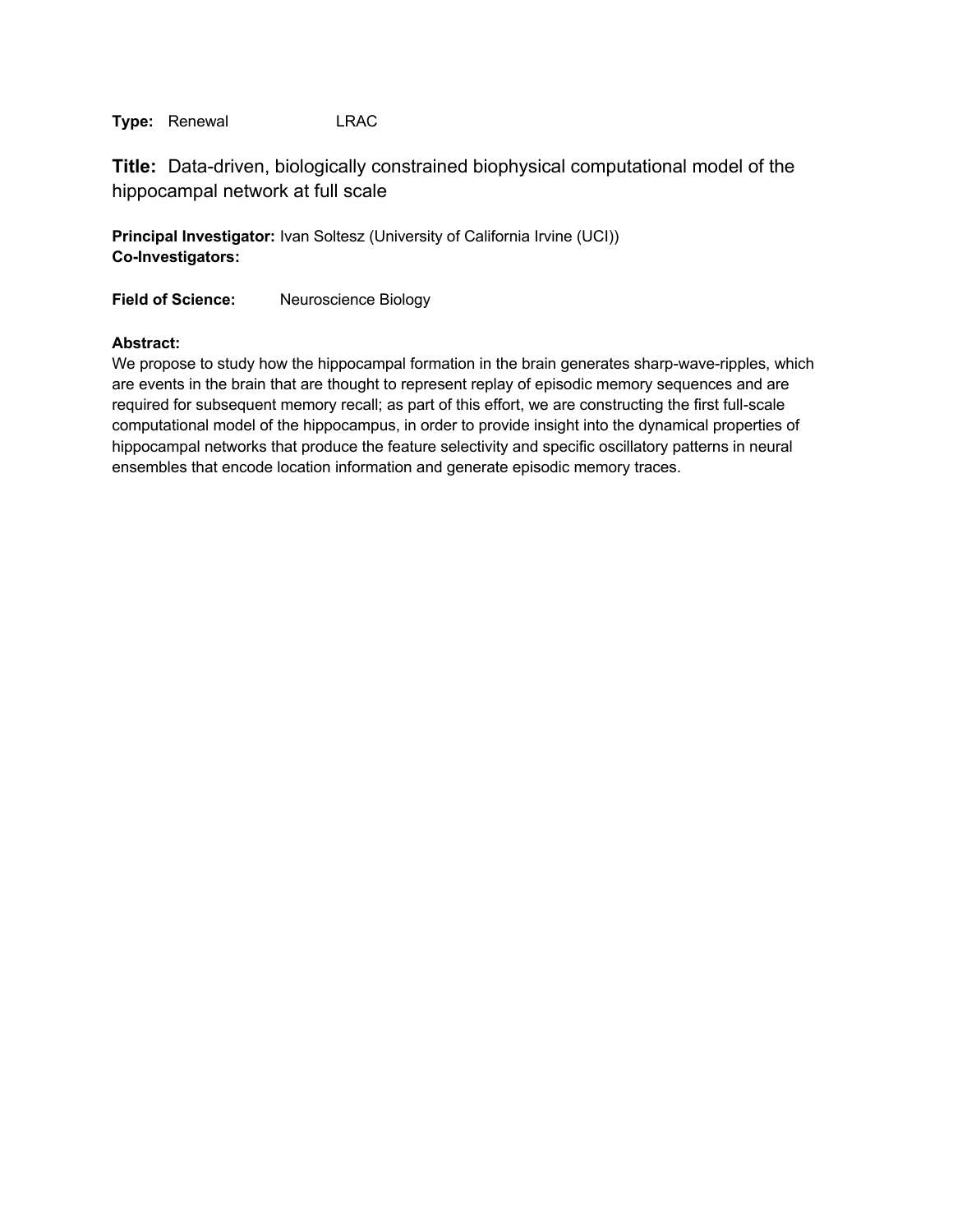**Type:** Renewal LRAC

## **Title:** Data-driven, biologically constrained biophysical computational model of the hippocampal network at full scale

**Principal Investigator:** Ivan Soltesz (University of California Irvine (UCI))
**Co-Investigators:**

**Field of Science:** Neuroscience Biology

**Abstract:**
We propose to study how the hippocampal formation in the brain generates sharp-wave-ripples, which are events in the brain that are thought to represent replay of episodic memory sequences and are required for subsequent memory recall; as part of this effort, we are constructing the first full-scale computational model of the hippocampus, in order to provide insight into the dynamical properties of hippocampal networks that produce the feature selectivity and specific oscillatory patterns in neural ensembles that encode location information and generate episodic memory traces.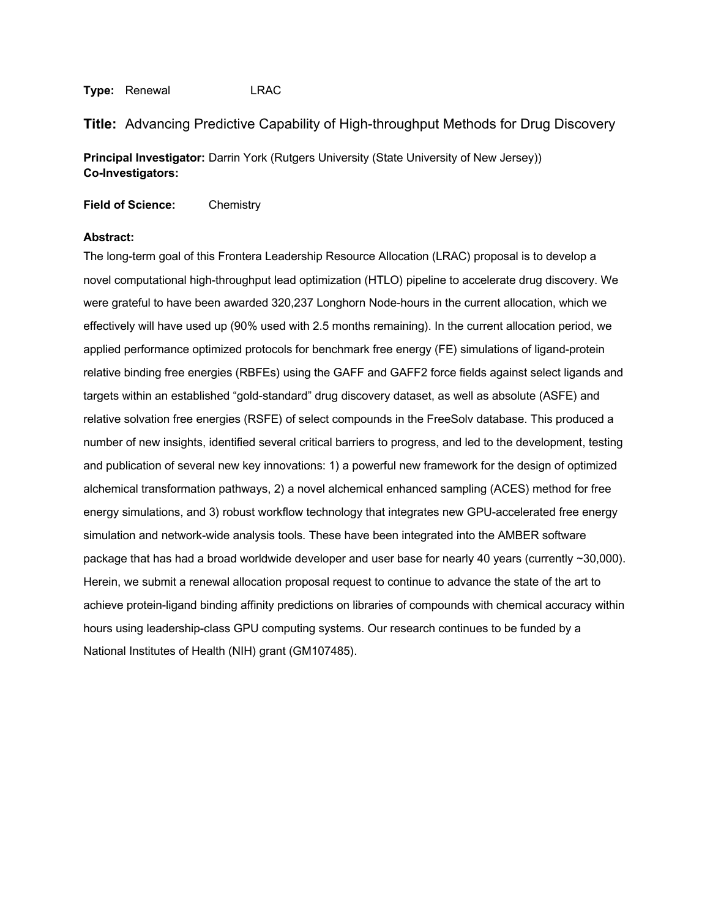**Type:** Renewal LRAC

## **Title:** Advancing Predictive Capability of High-throughput Methods for Drug Discovery

**Principal Investigator:** Darrin York (Rutgers University (State University of New Jersey))
**Co-Investigators:**

**Field of Science:** Chemistry

**Abstract:**

The long-term goal of this Frontera Leadership Resource Allocation (LRAC) proposal is to develop a novel computational high-throughput lead optimization (HTLO) pipeline to accelerate drug discovery. We were grateful to have been awarded 320,237 Longhorn Node-hours in the current allocation, which we effectively will have used up (90% used with 2.5 months remaining). In the current allocation period, we applied performance optimized protocols for benchmark free energy (FE) simulations of ligand-protein relative binding free energies (RBFEs) using the GAFF and GAFF2 force fields against select ligands and targets within an established "gold-standard" drug discovery dataset, as well as absolute (ASFE) and relative solvation free energies (RSFE) of select compounds in the FreeSolv database. This produced a number of new insights, identified several critical barriers to progress, and led to the development, testing and publication of several new key innovations: 1) a powerful new framework for the design of optimized alchemical transformation pathways, 2) a novel alchemical enhanced sampling (ACES) method for free energy simulations, and 3) robust workflow technology that integrates new GPU-accelerated free energy simulation and network-wide analysis tools. These have been integrated into the AMBER software package that has had a broad worldwide developer and user base for nearly 40 years (currently ~30,000). Herein, we submit a renewal allocation proposal request to continue to advance the state of the art to achieve protein-ligand binding affinity predictions on libraries of compounds with chemical accuracy within hours using leadership-class GPU computing systems. Our research continues to be funded by a National Institutes of Health (NIH) grant (GM107485).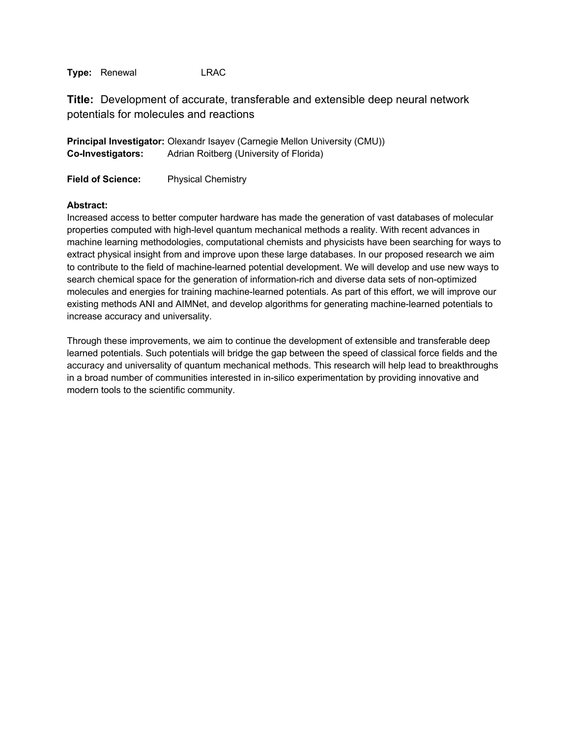**Type:** Renewal LRAC

## **Title:** Development of accurate, transferable and extensible deep neural network potentials for molecules and reactions

**Principal Investigator:** Olexandr Isayev (Carnegie Mellon University (CMU))
**Co-Investigators:** Adrian Roitberg (University of Florida)

**Field of Science:** Physical Chemistry

**Abstract:**
Increased access to better computer hardware has made the generation of vast databases of molecular properties computed with high-level quantum mechanical methods a reality. With recent advances in machine learning methodologies, computational chemists and physicists have been searching for ways to extract physical insight from and improve upon these large databases. In our proposed research we aim to contribute to the field of machine-learned potential development. We will develop and use new ways to search chemical space for the generation of information-rich and diverse data sets of non-optimized molecules and energies for training machine-learned potentials. As part of this effort, we will improve our existing methods ANI and AIMNet, and develop algorithms for generating machine-learned potentials to increase accuracy and universality.

Through these improvements, we aim to continue the development of extensible and transferable deep learned potentials. Such potentials will bridge the gap between the speed of classical force fields and the accuracy and universality of quantum mechanical methods. This research will help lead to breakthroughs in a broad number of communities interested in in-silico experimentation by providing innovative and modern tools to the scientific community.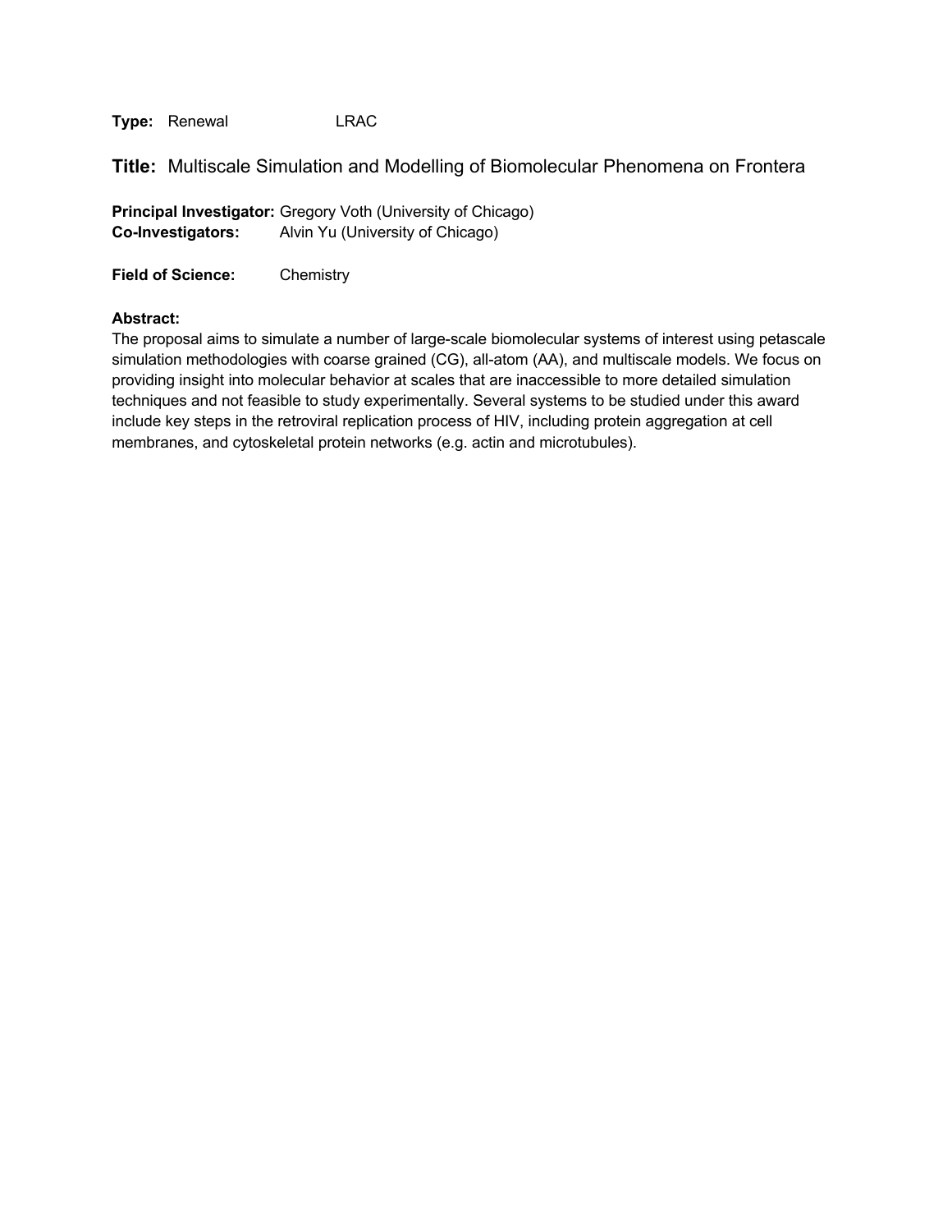**Type:** Renewal LRAC

## **Title:** Multiscale Simulation and Modelling of Biomolecular Phenomena on Frontera

**Principal Investigator:** Gregory Voth (University of Chicago)
**Co-Investigators:** Alvin Yu (University of Chicago)

**Field of Science:** Chemistry

**Abstract:**
The proposal aims to simulate a number of large-scale biomolecular systems of interest using petascale simulation methodologies with coarse grained (CG), all-atom (AA), and multiscale models. We focus on providing insight into molecular behavior at scales that are inaccessible to more detailed simulation techniques and not feasible to study experimentally. Several systems to be studied under this award include key steps in the retroviral replication process of HIV, including protein aggregation at cell membranes, and cytoskeletal protein networks (e.g. actin and microtubules).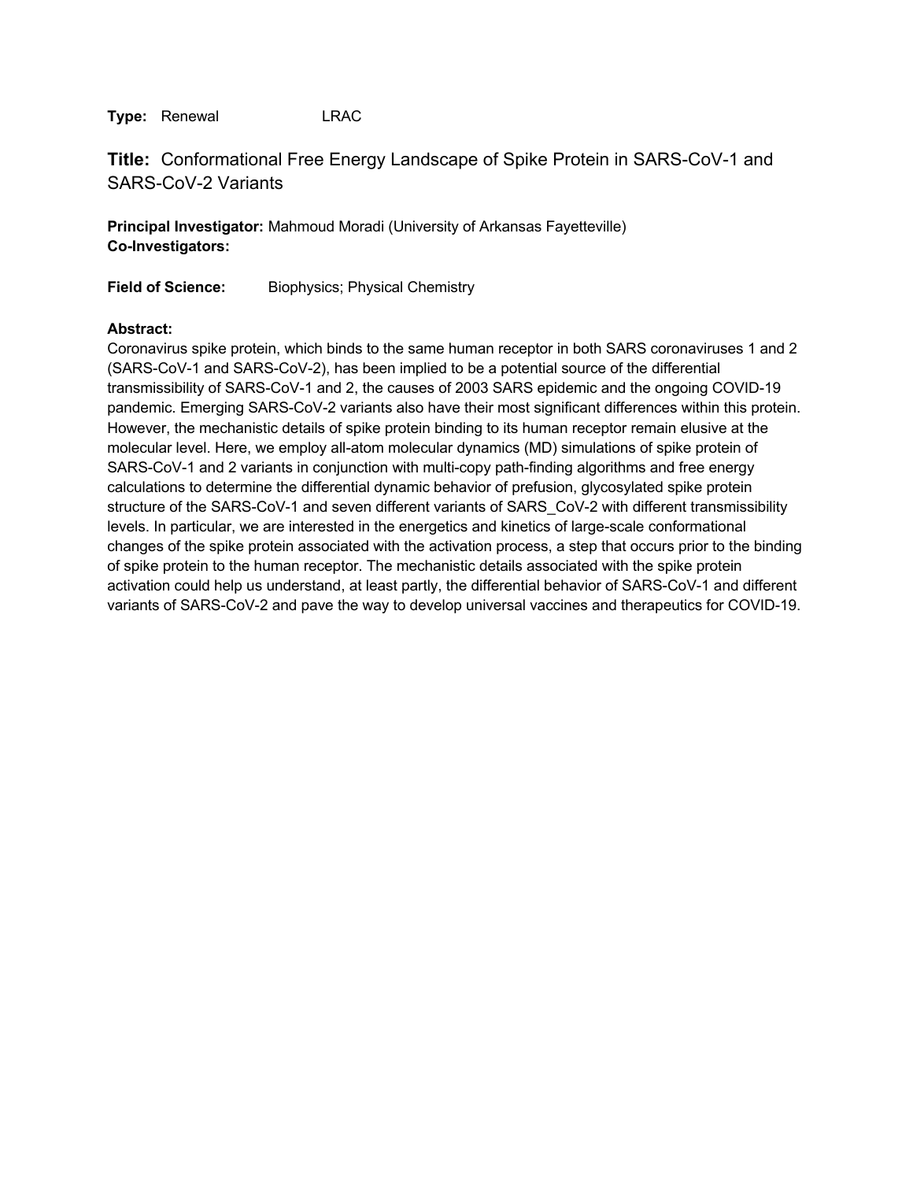**Type:** Renewal LRAC

## **Title:** Conformational Free Energy Landscape of Spike Protein in SARS-CoV-1 and SARS-CoV-2 Variants

**Principal Investigator:** Mahmoud Moradi (University of Arkansas Fayetteville)
**Co-Investigators:**

**Field of Science:** Biophysics; Physical Chemistry

**Abstract:**
Coronavirus spike protein, which binds to the same human receptor in both SARS coronaviruses 1 and 2 (SARS-CoV-1 and SARS-CoV-2), has been implied to be a potential source of the differential transmissibility of SARS-CoV-1 and 2, the causes of 2003 SARS epidemic and the ongoing COVID-19 pandemic. Emerging SARS-CoV-2 variants also have their most significant differences within this protein. However, the mechanistic details of spike protein binding to its human receptor remain elusive at the molecular level. Here, we employ all-atom molecular dynamics (MD) simulations of spike protein of SARS-CoV-1 and 2 variants in conjunction with multi-copy path-finding algorithms and free energy calculations to determine the differential dynamic behavior of prefusion, glycosylated spike protein structure of the SARS-CoV-1 and seven different variants of SARS_CoV-2 with different transmissibility levels. In particular, we are interested in the energetics and kinetics of large-scale conformational changes of the spike protein associated with the activation process, a step that occurs prior to the binding of spike protein to the human receptor. The mechanistic details associated with the spike protein activation could help us understand, at least partly, the differential behavior of SARS-CoV-1 and different variants of SARS-CoV-2 and pave the way to develop universal vaccines and therapeutics for COVID-19.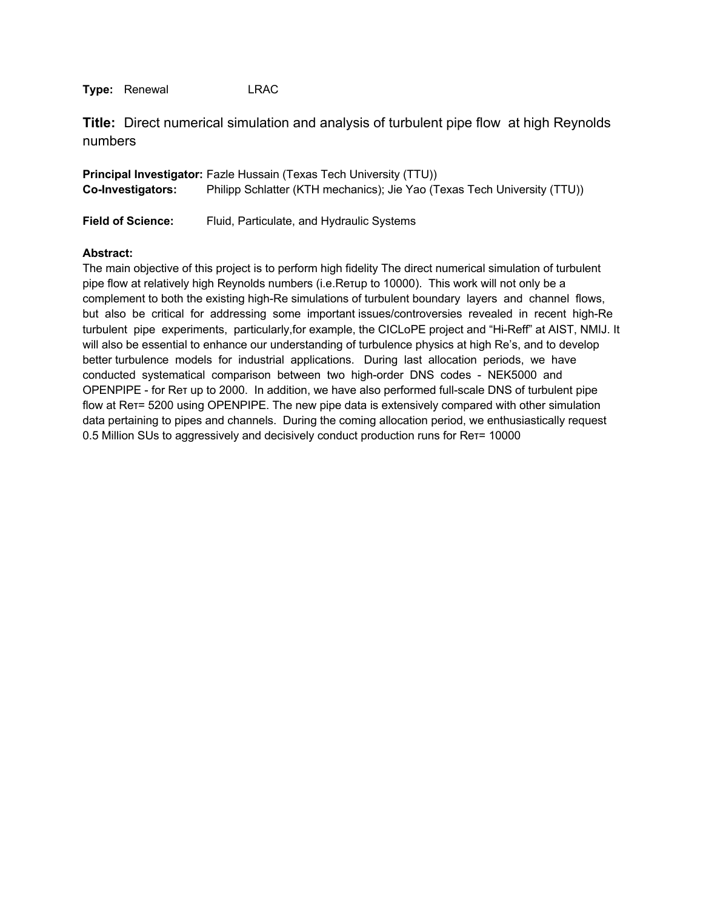**Type:** Renewal LRAC

## **Title:** Direct numerical simulation and analysis of turbulent pipe flow at high Reynolds numbers

**Principal Investigator:** Fazle Hussain (Texas Tech University (TTU))
**Co-Investigators:** Philipp Schlatter (KTH mechanics); Jie Yao (Texas Tech University (TTU))

**Field of Science:** Fluid, Particulate, and Hydraulic Systems

**Abstract:**
The main objective of this project is to perform high fidelity The direct numerical simulation of turbulent pipe flow at relatively high Reynolds numbers (i.e.$Re_\tau$up to 10000). This work will not only be a complement to both the existing high-Re simulations of turbulent boundary layers and channel flows, but also be critical for addressing some important issues/controversies revealed in recent high-Re turbulent pipe experiments, particularly,for example, the CICLoPE project and "Hi-Reff" at AIST, NMIJ. It will also be essential to enhance our understanding of turbulence physics at high Re's, and to develop better turbulence models for industrial applications. During last allocation periods, we have conducted systematical comparison between two high-order DNS codes - NEK5000 and OPENPIPE - for $Re_\tau$ up to 2000. In addition, we have also performed full-scale DNS of turbulent pipe flow at $Re_\tau$= 5200 using OPENPIPE. The new pipe data is extensively compared with other simulation data pertaining to pipes and channels. During the coming allocation period, we enthusiastically request 0.5 Million SUs to aggressively and decisively conduct production runs for $Re_\tau$= 10000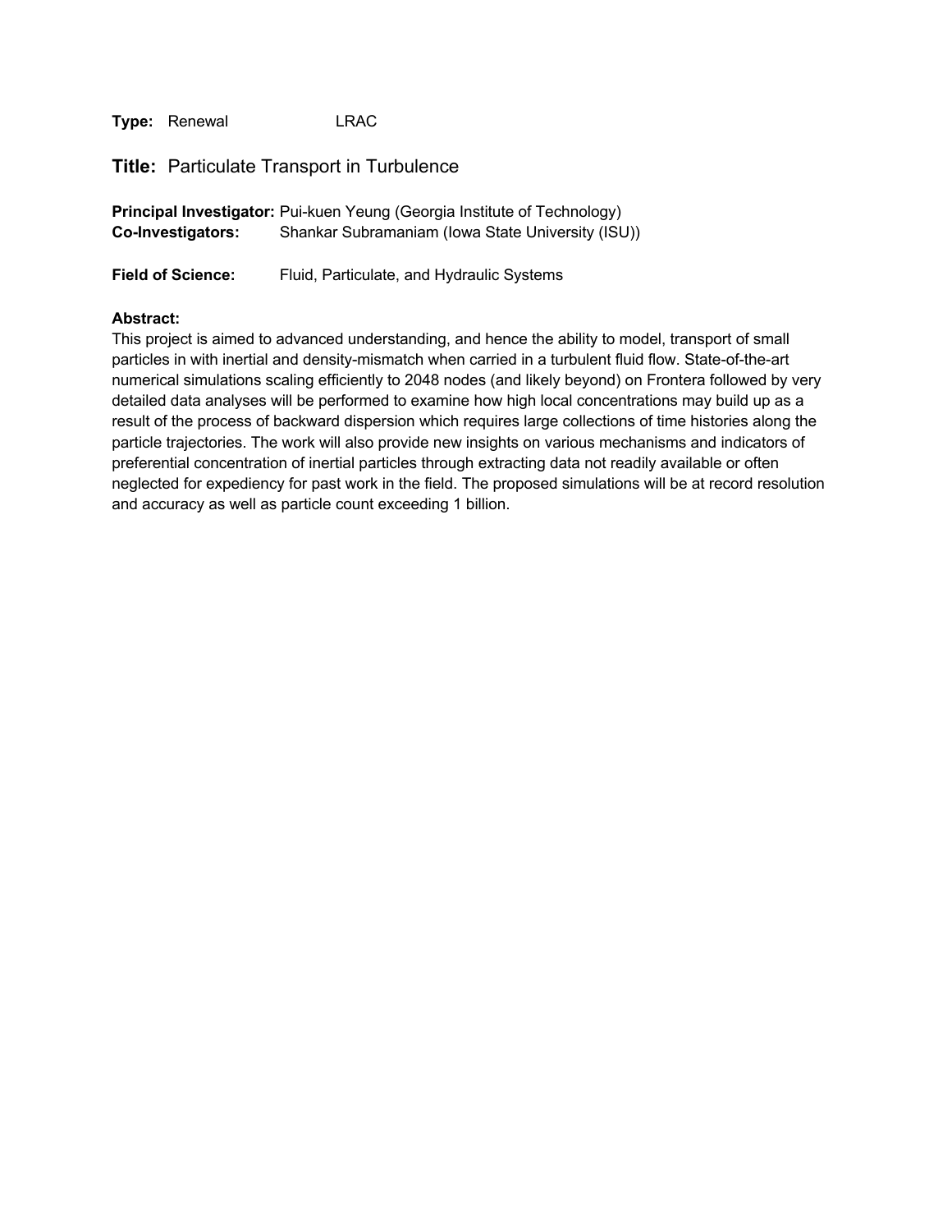**Type:** Renewal LRAC

## **Title:** Particulate Transport in Turbulence

**Principal Investigator:** Pui-kuen Yeung (Georgia Institute of Technology)
**Co-Investigators:** Shankar Subramaniam (Iowa State University (ISU))

**Field of Science:** Fluid, Particulate, and Hydraulic Systems

**Abstract:**
This project is aimed to advanced understanding, and hence the ability to model, transport of small particles in with inertial and density-mismatch when carried in a turbulent fluid flow. State-of-the-art numerical simulations scaling efficiently to 2048 nodes (and likely beyond) on Frontera followed by very detailed data analyses will be performed to examine how high local concentrations may build up as a result of the process of backward dispersion which requires large collections of time histories along the particle trajectories. The work will also provide new insights on various mechanisms and indicators of preferential concentration of inertial particles through extracting data not readily available or often neglected for expediency for past work in the field. The proposed simulations will be at record resolution and accuracy as well as particle count exceeding 1 billion.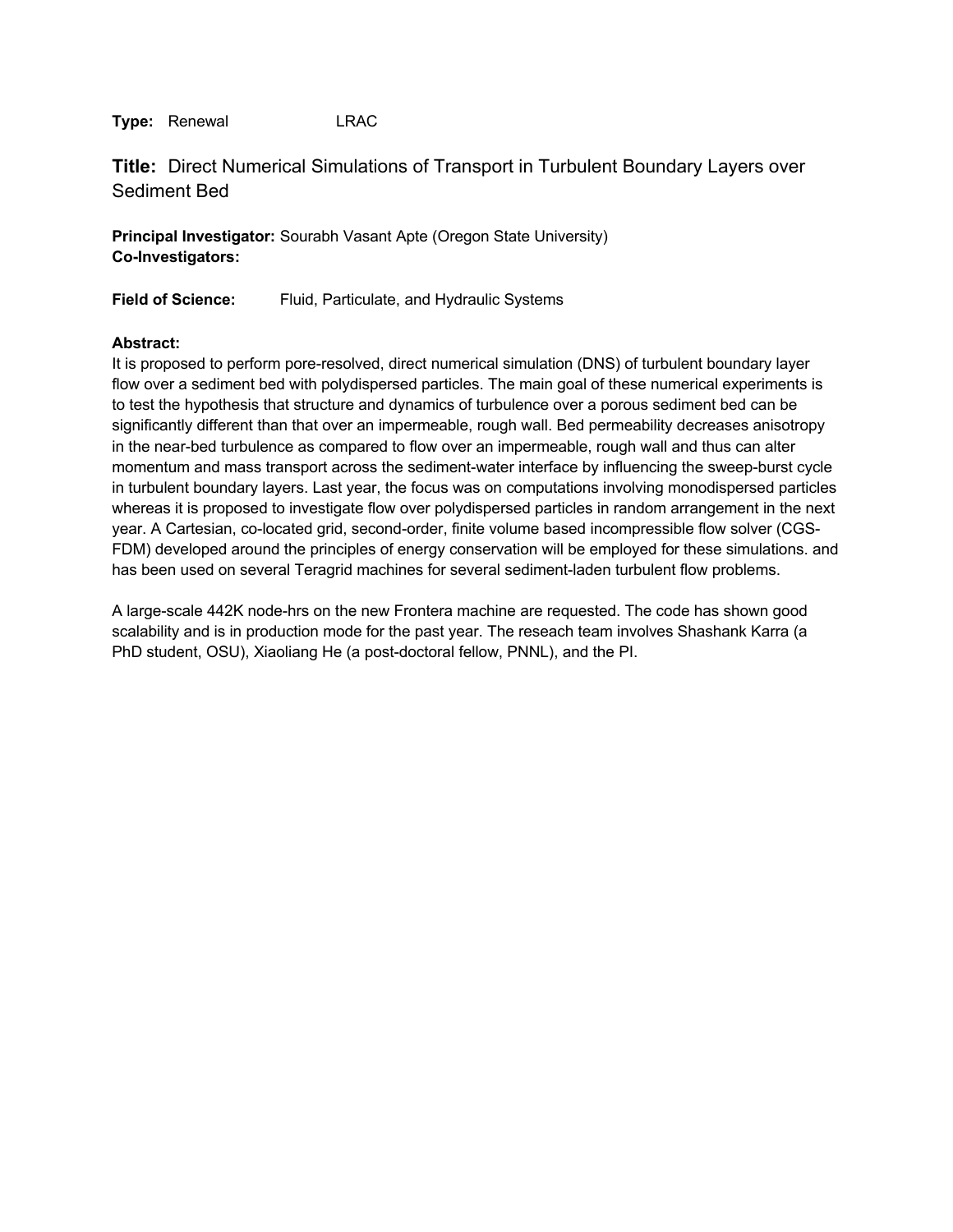**Type:** Renewal LRAC

## **Title:** Direct Numerical Simulations of Transport in Turbulent Boundary Layers over Sediment Bed

**Principal Investigator:** Sourabh Vasant Apte (Oregon State University)
**Co-Investigators:**

**Field of Science:** Fluid, Particulate, and Hydraulic Systems

**Abstract:**
It is proposed to perform pore-resolved, direct numerical simulation (DNS) of turbulent boundary layer flow over a sediment bed with polydispersed particles. The main goal of these numerical experiments is to test the hypothesis that structure and dynamics of turbulence over a porous sediment bed can be significantly different than that over an impermeable, rough wall. Bed permeability decreases anisotropy in the near-bed turbulence as compared to flow over an impermeable, rough wall and thus can alter momentum and mass transport across the sediment-water interface by influencing the sweep-burst cycle in turbulent boundary layers. Last year, the focus was on computations involving monodispersed particles whereas it is proposed to investigate flow over polydispersed particles in random arrangement in the next year. A Cartesian, co-located grid, second-order, finite volume based incompressible flow solver (CGS-FDM) developed around the principles of energy conservation will be employed for these simulations. and has been used on several Teragrid machines for several sediment-laden turbulent flow problems.

A large-scale 442K node-hrs on the new Frontera machine are requested. The code has shown good scalability and is in production mode for the past year. The reseach team involves Shashank Karra (a PhD student, OSU), Xiaoliang He (a post-doctoral fellow, PNNL), and the PI.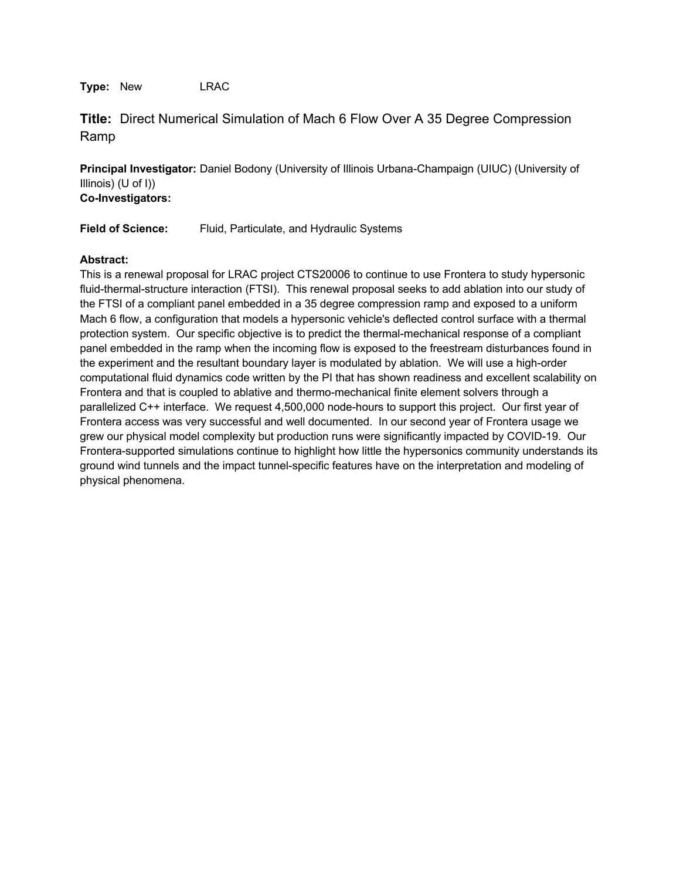**Type:** New LRAC

## **Title:** Direct Numerical Simulation of Mach 6 Flow Over A 35 Degree Compression Ramp

**Principal Investigator:** Daniel Bodony (University of Illinois Urbana-Champaign (UIUC) (University of Illinois) (U of I))
**Co-Investigators:**

**Field of Science:** Fluid, Particulate, and Hydraulic Systems

**Abstract:**
This is a renewal proposal for LRAC project CTS20006 to continue to use Frontera to study hypersonic fluid-thermal-structure interaction (FTSI). This renewal proposal seeks to add ablation into our study of the FTSI of a compliant panel embedded in a 35 degree compression ramp and exposed to a uniform Mach 6 flow, a configuration that models a hypersonic vehicle's deflected control surface with a thermal protection system. Our specific objective is to predict the thermal-mechanical response of a compliant panel embedded in the ramp when the incoming flow is exposed to the freestream disturbances found in the experiment and the resultant boundary layer is modulated by ablation. We will use a high-order computational fluid dynamics code written by the PI that has shown readiness and excellent scalability on Frontera and that is coupled to ablative and thermo-mechanical finite element solvers through a parallelized C++ interface. We request 4,500,000 node-hours to support this project. Our first year of Frontera access was very successful and well documented. In our second year of Frontera usage we grew our physical model complexity but production runs were significantly impacted by COVID-19. Our Frontera-supported simulations continue to highlight how little the hypersonics community understands its ground wind tunnels and the impact tunnel-specific features have on the interpretation and modeling of physical phenomena.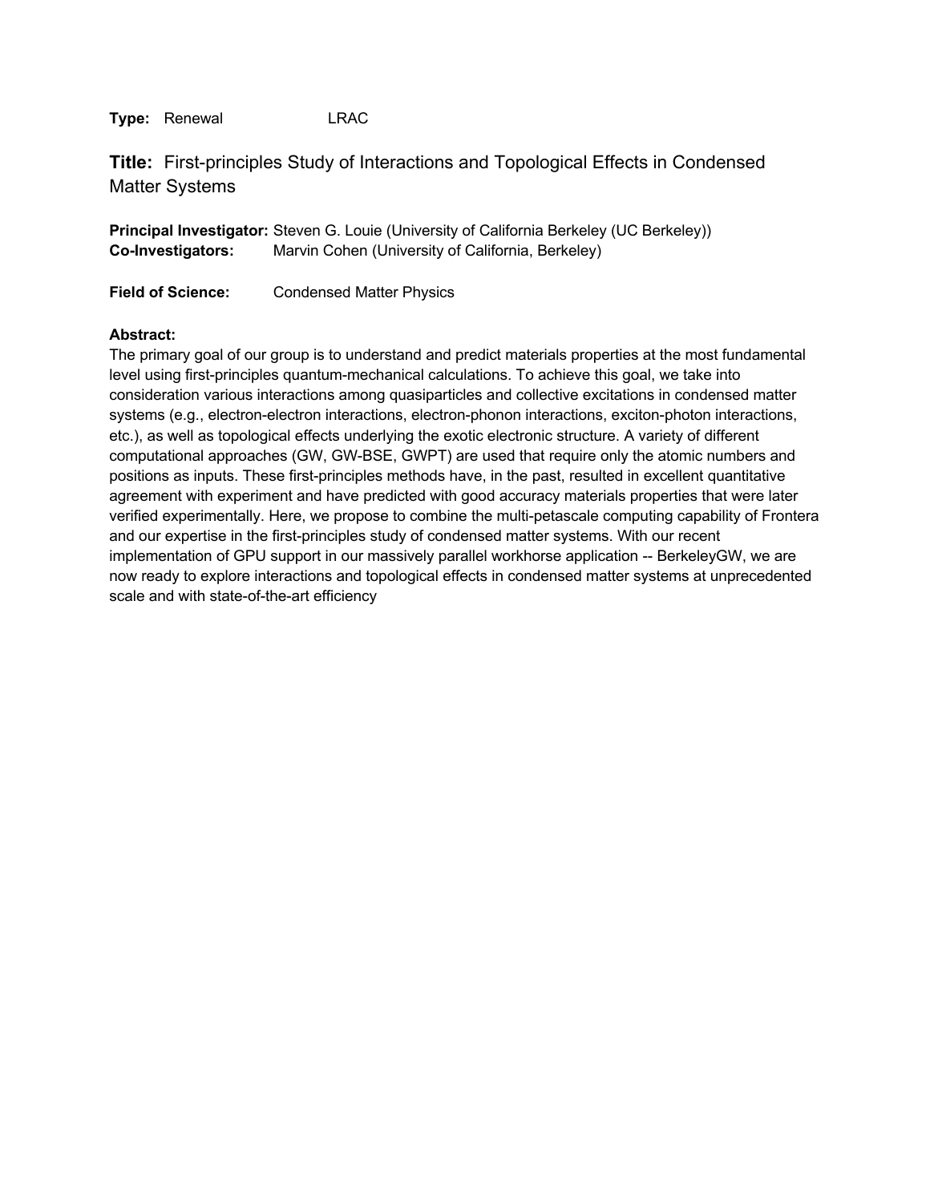**Type:** Renewal LRAC

## **Title:** First-principles Study of Interactions and Topological Effects in Condensed Matter Systems

**Principal Investigator:** Steven G. Louie (University of California Berkeley (UC Berkeley))
**Co-Investigators:** Marvin Cohen (University of California, Berkeley)

**Field of Science:** Condensed Matter Physics

**Abstract:**
The primary goal of our group is to understand and predict materials properties at the most fundamental level using first-principles quantum-mechanical calculations. To achieve this goal, we take into consideration various interactions among quasiparticles and collective excitations in condensed matter systems (e.g., electron-electron interactions, electron-phonon interactions, exciton-photon interactions, etc.), as well as topological effects underlying the exotic electronic structure. A variety of different computational approaches (GW, GW-BSE, GWPT) are used that require only the atomic numbers and positions as inputs. These first-principles methods have, in the past, resulted in excellent quantitative agreement with experiment and have predicted with good accuracy materials properties that were later verified experimentally. Here, we propose to combine the multi-petascale computing capability of Frontera and our expertise in the first-principles study of condensed matter systems. With our recent implementation of GPU support in our massively parallel workhorse application -- BerkeleyGW, we are now ready to explore interactions and topological effects in condensed matter systems at unprecedented scale and with state-of-the-art efficiency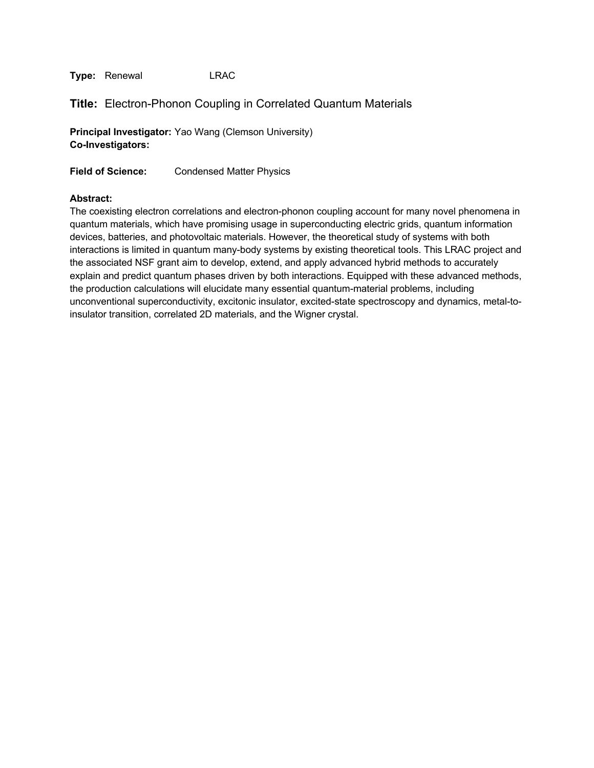**Type:** Renewal LRAC

## Title: Electron-Phonon Coupling in Correlated Quantum Materials

**Principal Investigator:** Yao Wang (Clemson University)
**Co-Investigators:**

**Field of Science:** Condensed Matter Physics

**Abstract:**
The coexisting electron correlations and electron-phonon coupling account for many novel phenomena in quantum materials, which have promising usage in superconducting electric grids, quantum information devices, batteries, and photovoltaic materials. However, the theoretical study of systems with both interactions is limited in quantum many-body systems by existing theoretical tools. This LRAC project and the associated NSF grant aim to develop, extend, and apply advanced hybrid methods to accurately explain and predict quantum phases driven by both interactions. Equipped with these advanced methods, the production calculations will elucidate many essential quantum-material problems, including unconventional superconductivity, excitonic insulator, excited-state spectroscopy and dynamics, metal-to-insulator transition, correlated 2D materials, and the Wigner crystal.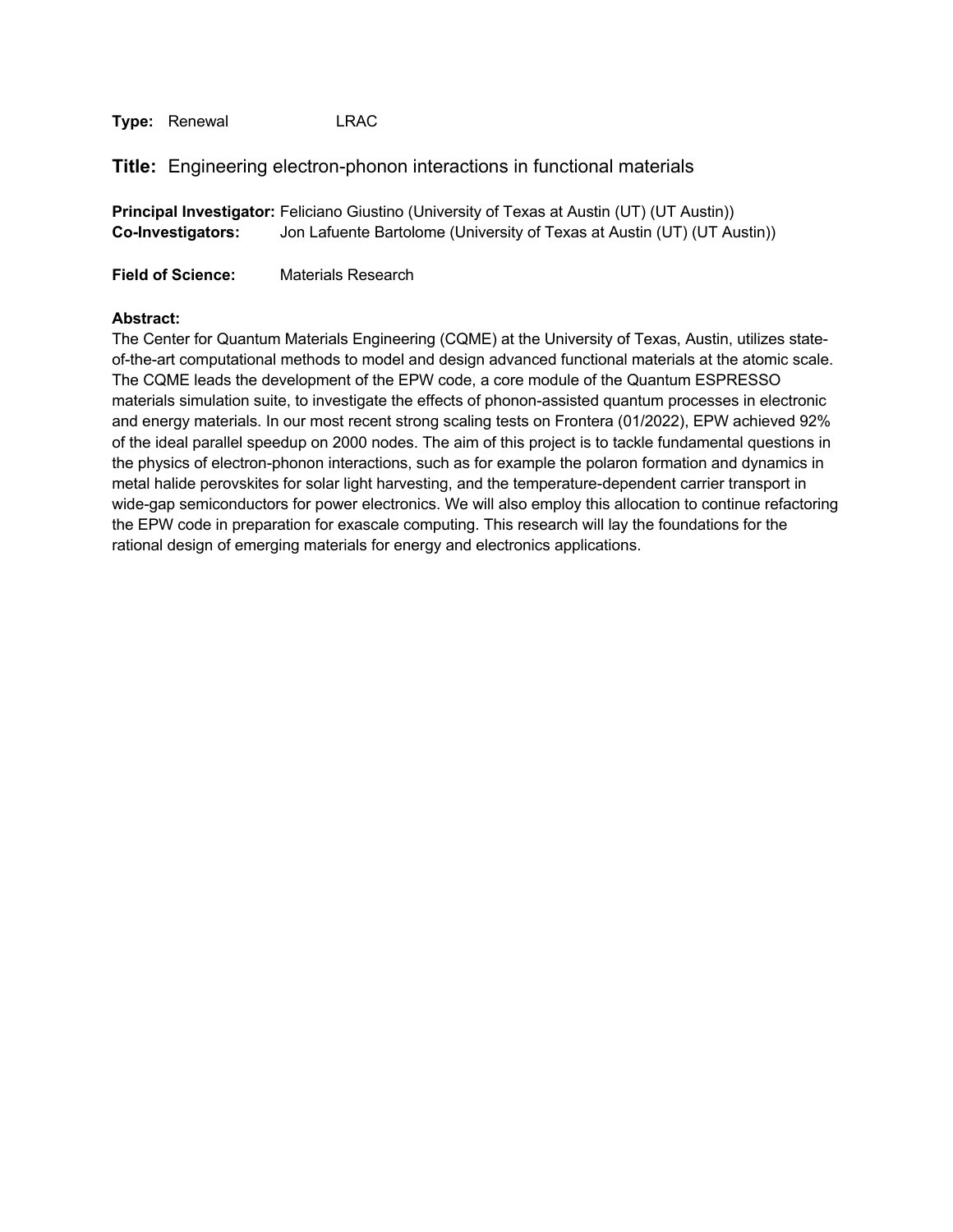**Type:** Renewal LRAC

## **Title:** Engineering electron-phonon interactions in functional materials

**Principal Investigator:** Feliciano Giustino (University of Texas at Austin (UT) (UT Austin))
**Co-Investigators:** Jon Lafuente Bartolome (University of Texas at Austin (UT) (UT Austin))

**Field of Science:** Materials Research

**Abstract:**
The Center for Quantum Materials Engineering (CQME) at the University of Texas, Austin, utilizes state-of-the-art computational methods to model and design advanced functional materials at the atomic scale. The CQME leads the development of the EPW code, a core module of the Quantum ESPRESSO materials simulation suite, to investigate the effects of phonon-assisted quantum processes in electronic and energy materials. In our most recent strong scaling tests on Frontera (01/2022), EPW achieved 92% of the ideal parallel speedup on 2000 nodes. The aim of this project is to tackle fundamental questions in the physics of electron-phonon interactions, such as for example the polaron formation and dynamics in metal halide perovskites for solar light harvesting, and the temperature-dependent carrier transport in wide-gap semiconductors for power electronics. We will also employ this allocation to continue refactoring the EPW code in preparation for exascale computing. This research will lay the foundations for the rational design of emerging materials for energy and electronics applications.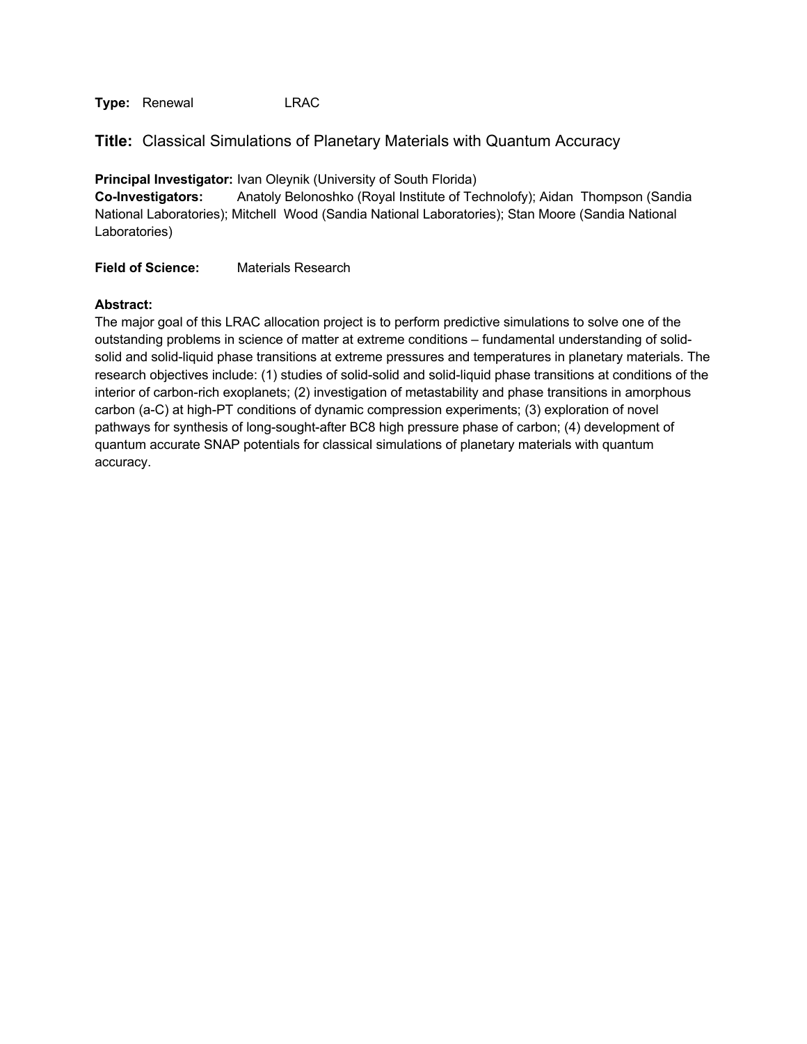**Type:** Renewal LRAC

## **Title:** Classical Simulations of Planetary Materials with Quantum Accuracy

**Principal Investigator:** Ivan Oleynik (University of South Florida)
**Co-Investigators:** Anatoly Belonoshko (Royal Institute of Technolofy); Aidan Thompson (Sandia National Laboratories); Mitchell Wood (Sandia National Laboratories); Stan Moore (Sandia National Laboratories)

**Field of Science:** Materials Research

**Abstract:**
The major goal of this LRAC allocation project is to perform predictive simulations to solve one of the outstanding problems in science of matter at extreme conditions – fundamental understanding of solid-solid and solid-liquid phase transitions at extreme pressures and temperatures in planetary materials. The research objectives include: (1) studies of solid-solid and solid-liquid phase transitions at conditions of the interior of carbon-rich exoplanets; (2) investigation of metastability and phase transitions in amorphous carbon (a-C) at high-PT conditions of dynamic compression experiments; (3) exploration of novel pathways for synthesis of long-sought-after BC8 high pressure phase of carbon; (4) development of quantum accurate SNAP potentials for classical simulations of planetary materials with quantum accuracy.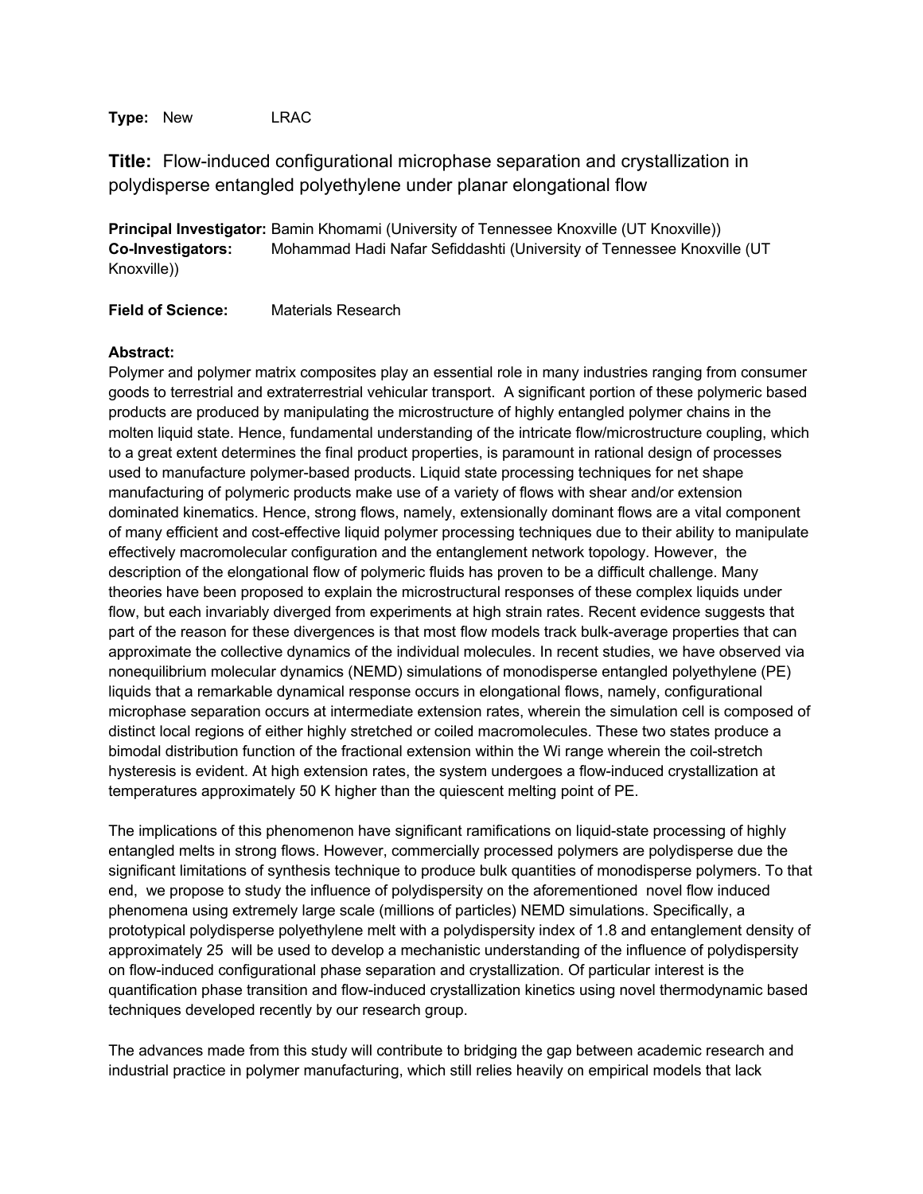**Type:** New LRAC

## **Title:** Flow-induced configurational microphase separation and crystallization in polydisperse entangled polyethylene under planar elongational flow

**Principal Investigator:** Bamin Khomami (University of Tennessee Knoxville (UT Knoxville))
**Co-Investigators:** Mohammad Hadi Nafar Sefiddashti (University of Tennessee Knoxville (UT Knoxville))

**Field of Science:** Materials Research

**Abstract:**
Polymer and polymer matrix composites play an essential role in many industries ranging from consumer goods to terrestrial and extraterrestrial vehicular transport. A significant portion of these polymeric based products are produced by manipulating the microstructure of highly entangled polymer chains in the molten liquid state. Hence, fundamental understanding of the intricate flow/microstructure coupling, which to a great extent determines the final product properties, is paramount in rational design of processes used to manufacture polymer-based products. Liquid state processing techniques for net shape manufacturing of polymeric products make use of a variety of flows with shear and/or extension dominated kinematics. Hence, strong flows, namely, extensionally dominant flows are a vital component of many efficient and cost-effective liquid polymer processing techniques due to their ability to manipulate effectively macromolecular configuration and the entanglement network topology. However, the description of the elongational flow of polymeric fluids has proven to be a difficult challenge. Many theories have been proposed to explain the microstructural responses of these complex liquids under flow, but each invariably diverged from experiments at high strain rates. Recent evidence suggests that part of the reason for these divergences is that most flow models track bulk-average properties that can approximate the collective dynamics of the individual molecules. In recent studies, we have observed via nonequilibrium molecular dynamics (NEMD) simulations of monodisperse entangled polyethylene (PE) liquids that a remarkable dynamical response occurs in elongational flows, namely, configurational microphase separation occurs at intermediate extension rates, wherein the simulation cell is composed of distinct local regions of either highly stretched or coiled macromolecules. These two states produce a bimodal distribution function of the fractional extension within the Wi range wherein the coil-stretch hysteresis is evident. At high extension rates, the system undergoes a flow-induced crystallization at temperatures approximately 50 K higher than the quiescent melting point of PE.

The implications of this phenomenon have significant ramifications on liquid-state processing of highly entangled melts in strong flows. However, commercially processed polymers are polydisperse due the significant limitations of synthesis technique to produce bulk quantities of monodisperse polymers. To that end, we propose to study the influence of polydispersity on the aforementioned novel flow induced phenomena using extremely large scale (millions of particles) NEMD simulations. Specifically, a prototypical polydisperse polyethylene melt with a polydispersity index of 1.8 and entanglement density of approximately 25 will be used to develop a mechanistic understanding of the influence of polydispersity on flow-induced configurational phase separation and crystallization. Of particular interest is the quantification phase transition and flow-induced crystallization kinetics using novel thermodynamic based techniques developed recently by our research group.

The advances made from this study will contribute to bridging the gap between academic research and industrial practice in polymer manufacturing, which still relies heavily on empirical models that lack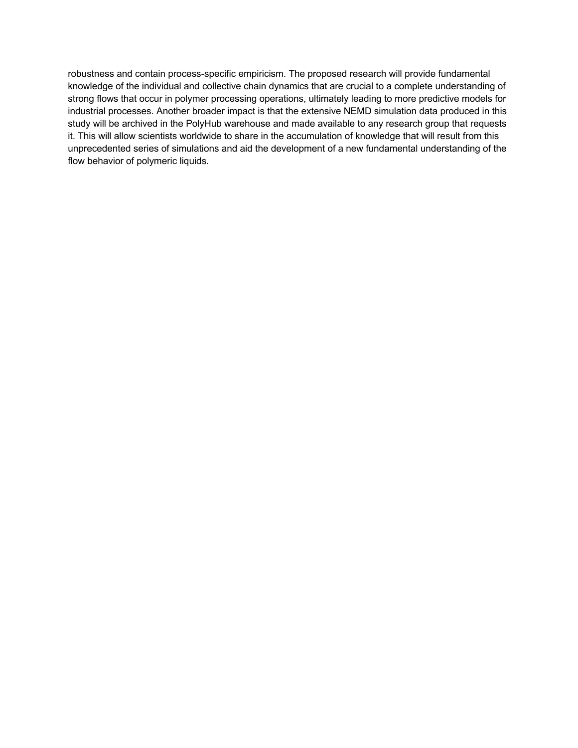robustness and contain process-specific empiricism. The proposed research will provide fundamental knowledge of the individual and collective chain dynamics that are crucial to a complete understanding of strong flows that occur in polymer processing operations, ultimately leading to more predictive models for industrial processes. Another broader impact is that the extensive NEMD simulation data produced in this study will be archived in the PolyHub warehouse and made available to any research group that requests it. This will allow scientists worldwide to share in the accumulation of knowledge that will result from this unprecedented series of simulations and aid the development of a new fundamental understanding of the flow behavior of polymeric liquids.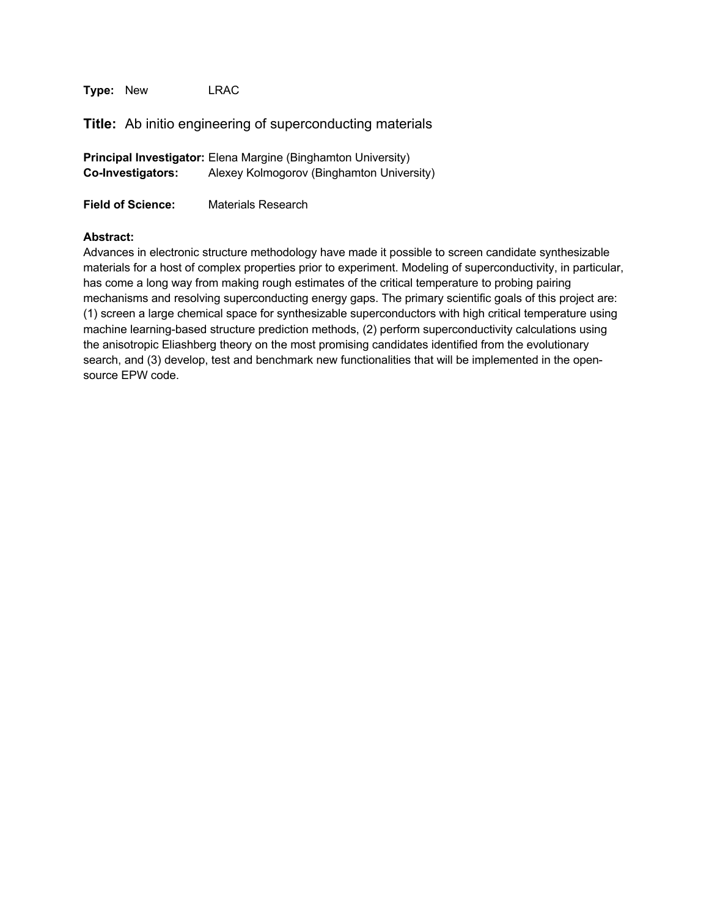**Type:** New LRAC

## **Title:** Ab initio engineering of superconducting materials

**Principal Investigator:** Elena Margine (Binghamton University)
**Co-Investigators:** Alexey Kolmogorov (Binghamton University)

**Field of Science:** Materials Research

**Abstract:**
Advances in electronic structure methodology have made it possible to screen candidate synthesizable materials for a host of complex properties prior to experiment. Modeling of superconductivity, in particular, has come a long way from making rough estimates of the critical temperature to probing pairing mechanisms and resolving superconducting energy gaps. The primary scientific goals of this project are: (1) screen a large chemical space for synthesizable superconductors with high critical temperature using machine learning-based structure prediction methods, (2) perform superconductivity calculations using the anisotropic Eliashberg theory on the most promising candidates identified from the evolutionary search, and (3) develop, test and benchmark new functionalities that will be implemented in the open-source EPW code.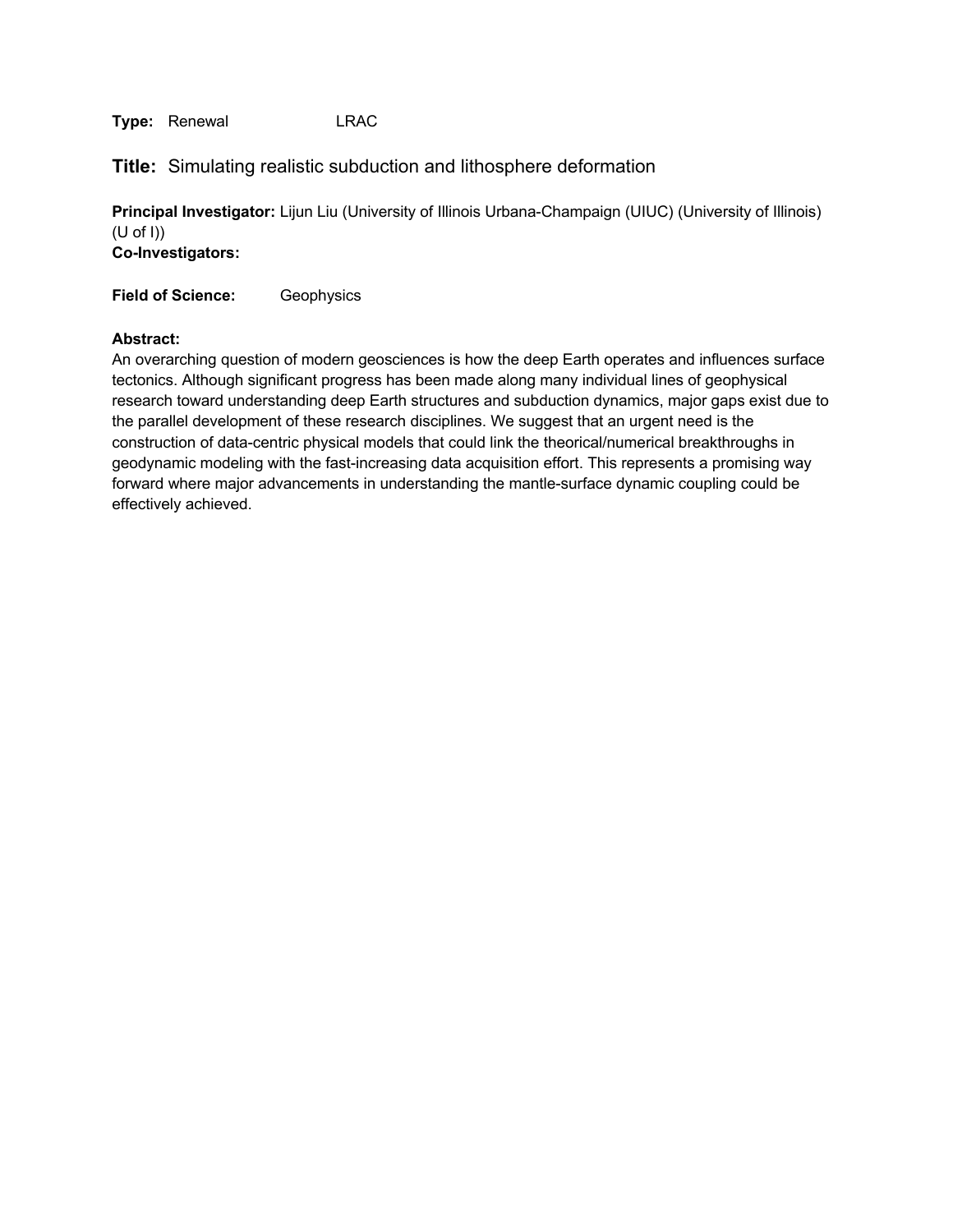**Type:** Renewal LRAC

## **Title:** Simulating realistic subduction and lithosphere deformation

**Principal Investigator:** Lijun Liu (University of Illinois Urbana-Champaign (UIUC) (University of Illinois) (U of I))
**Co-Investigators:**

**Field of Science:** Geophysics

**Abstract:**
An overarching question of modern geosciences is how the deep Earth operates and influences surface tectonics. Although significant progress has been made along many individual lines of geophysical research toward understanding deep Earth structures and subduction dynamics, major gaps exist due to the parallel development of these research disciplines. We suggest that an urgent need is the construction of data-centric physical models that could link the theorical/numerical breakthroughs in geodynamic modeling with the fast-increasing data acquisition effort. This represents a promising way forward where major advancements in understanding the mantle-surface dynamic coupling could be effectively achieved.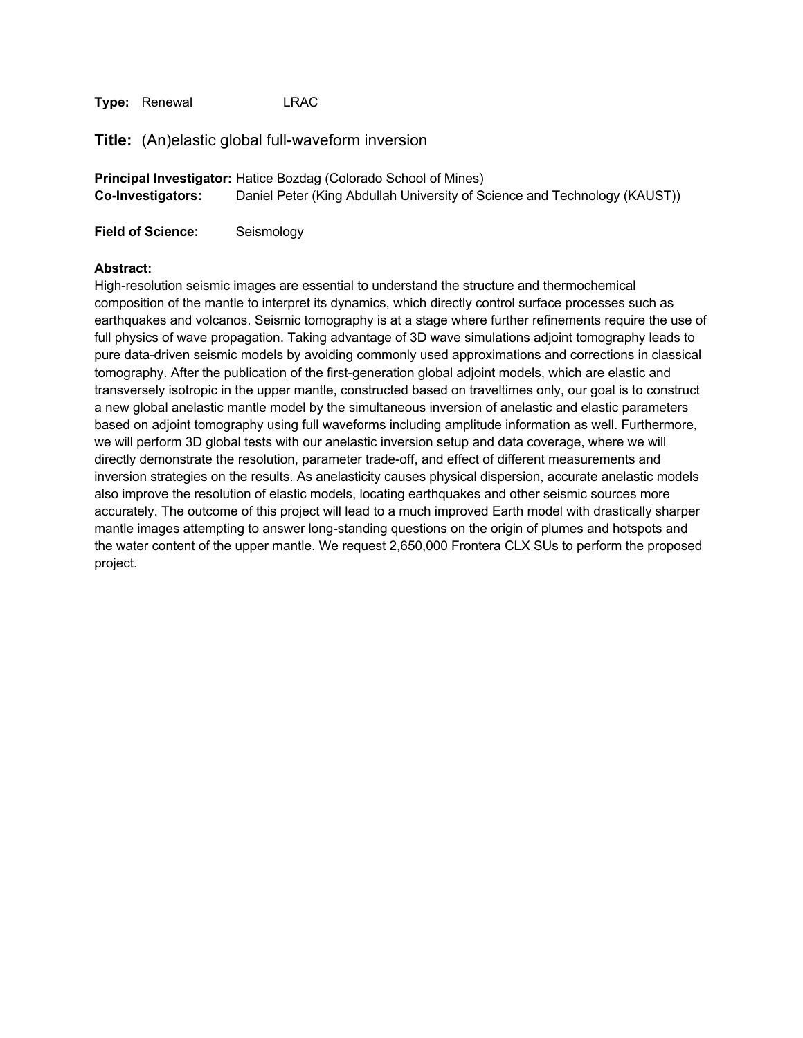**Type:** Renewal LRAC

## **Title:** (An)elastic global full-waveform inversion

**Principal Investigator:** Hatice Bozdag (Colorado School of Mines)
**Co-Investigators:** Daniel Peter (King Abdullah University of Science and Technology (KAUST))

**Field of Science:** Seismology

**Abstract:**
High-resolution seismic images are essential to understand the structure and thermochemical composition of the mantle to interpret its dynamics, which directly control surface processes such as earthquakes and volcanos. Seismic tomography is at a stage where further refinements require the use of full physics of wave propagation. Taking advantage of 3D wave simulations adjoint tomography leads to pure data-driven seismic models by avoiding commonly used approximations and corrections in classical tomography. After the publication of the first-generation global adjoint models, which are elastic and transversely isotropic in the upper mantle, constructed based on traveltimes only, our goal is to construct a new global anelastic mantle model by the simultaneous inversion of anelastic and elastic parameters based on adjoint tomography using full waveforms including amplitude information as well. Furthermore, we will perform 3D global tests with our anelastic inversion setup and data coverage, where we will directly demonstrate the resolution, parameter trade-off, and effect of different measurements and inversion strategies on the results. As anelasticity causes physical dispersion, accurate anelastic models also improve the resolution of elastic models, locating earthquakes and other seismic sources more accurately. The outcome of this project will lead to a much improved Earth model with drastically sharper mantle images attempting to answer long-standing questions on the origin of plumes and hotspots and the water content of the upper mantle. We request 2,650,000 Frontera CLX SUs to perform the proposed project.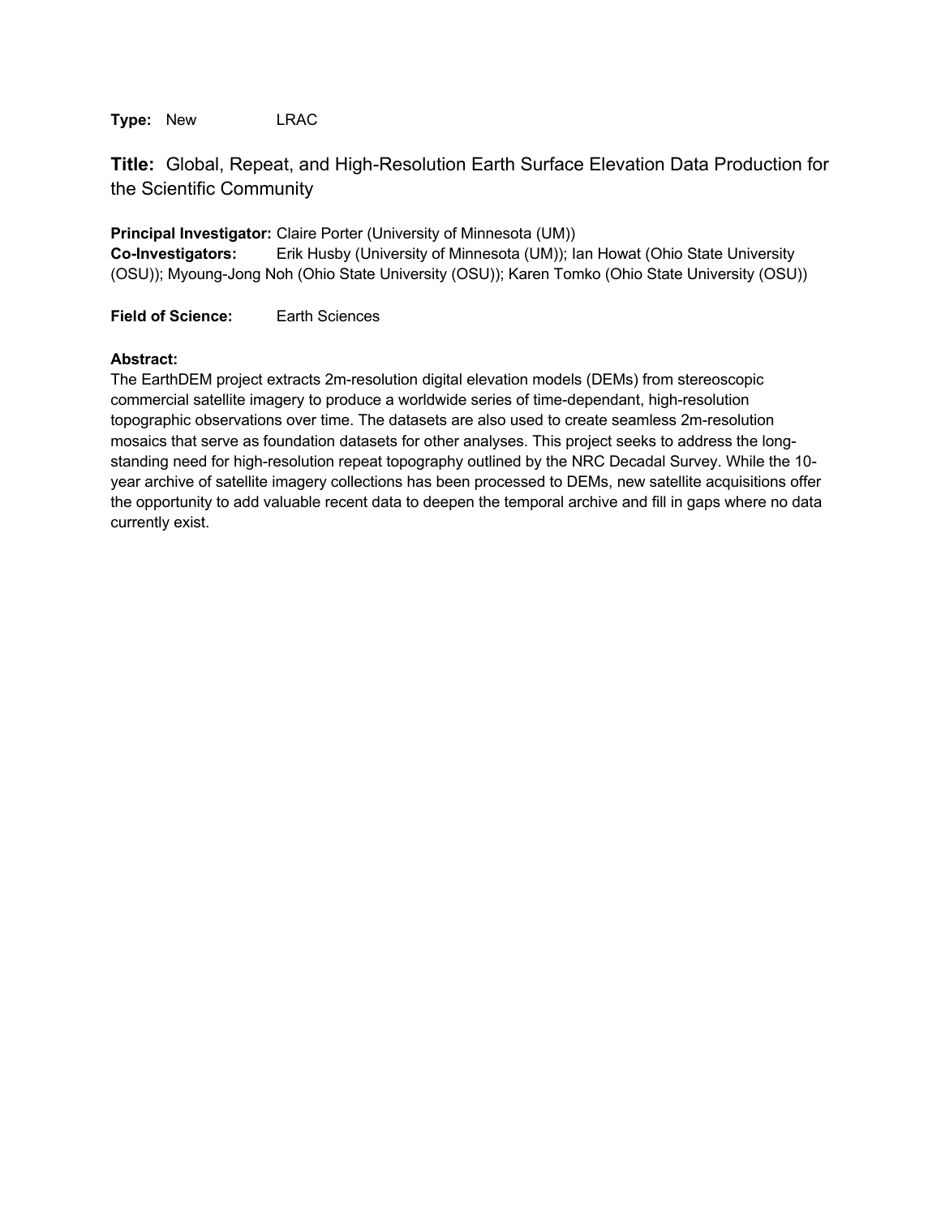**Type:** New LRAC

**Title:** Global, Repeat, and High-Resolution Earth Surface Elevation Data Production for the Scientific Community

**Principal Investigator:** Claire Porter (University of Minnesota (UM))
**Co-Investigators:** Erik Husby (University of Minnesota (UM)); Ian Howat (Ohio State University (OSU)); Myoung-Jong Noh (Ohio State University (OSU)); Karen Tomko (Ohio State University (OSU))

**Field of Science:** Earth Sciences

**Abstract:**
The EarthDEM project extracts 2m-resolution digital elevation models (DEMs) from stereoscopic commercial satellite imagery to produce a worldwide series of time-dependant, high-resolution topographic observations over time. The datasets are also used to create seamless 2m-resolution mosaics that serve as foundation datasets for other analyses. This project seeks to address the long-standing need for high-resolution repeat topography outlined by the NRC Decadal Survey. While the 10-year archive of satellite imagery collections has been processed to DEMs, new satellite acquisitions offer the opportunity to add valuable recent data to deepen the temporal archive and fill in gaps where no data currently exist.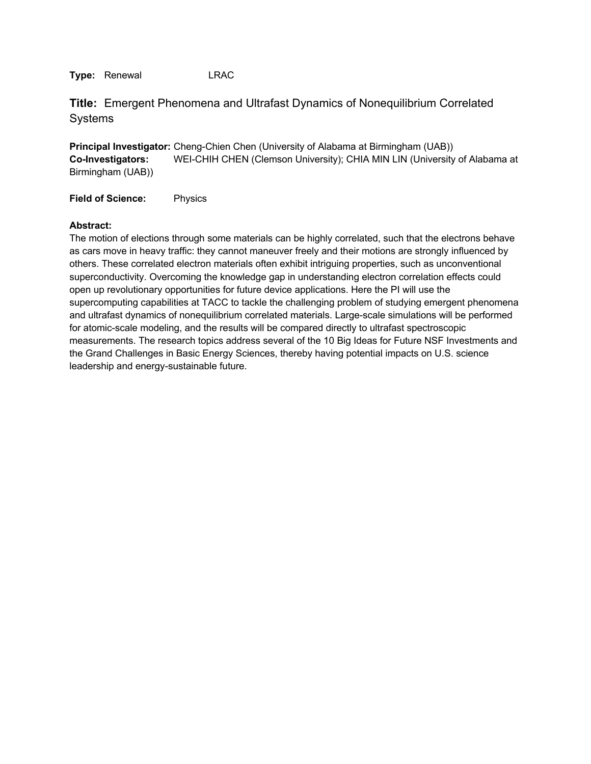**Type:** Renewal LRAC

## **Title:** Emergent Phenomena and Ultrafast Dynamics of Nonequilibrium Correlated Systems

**Principal Investigator:** Cheng-Chien Chen (University of Alabama at Birmingham (UAB))
**Co-Investigators:** WEI-CHIH CHEN (Clemson University); CHIA MIN LIN (University of Alabama at Birmingham (UAB))

**Field of Science:** Physics

**Abstract:**
The motion of elections through some materials can be highly correlated, such that the electrons behave as cars move in heavy traffic: they cannot maneuver freely and their motions are strongly influenced by others. These correlated electron materials often exhibit intriguing properties, such as unconventional superconductivity. Overcoming the knowledge gap in understanding electron correlation effects could open up revolutionary opportunities for future device applications. Here the PI will use the supercomputing capabilities at TACC to tackle the challenging problem of studying emergent phenomena and ultrafast dynamics of nonequilibrium correlated materials. Large-scale simulations will be performed for atomic-scale modeling, and the results will be compared directly to ultrafast spectroscopic measurements. The research topics address several of the 10 Big Ideas for Future NSF Investments and the Grand Challenges in Basic Energy Sciences, thereby having potential impacts on U.S. science leadership and energy-sustainable future.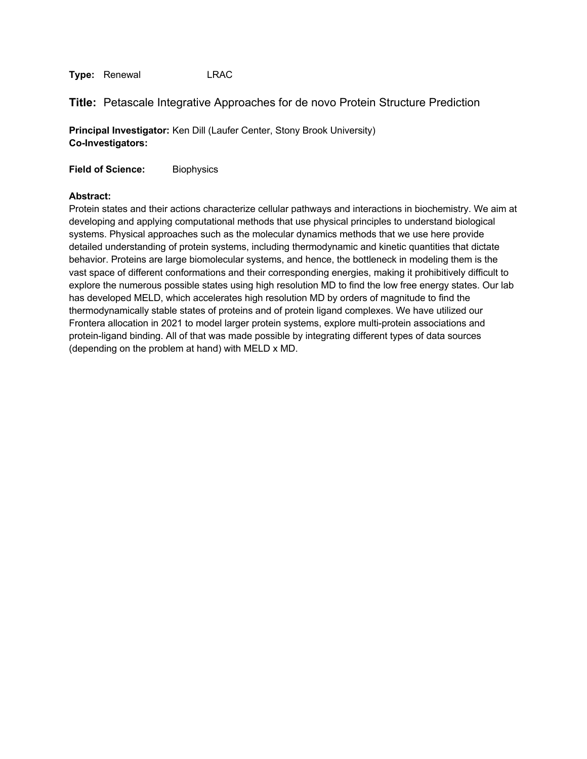**Type:** Renewal LRAC

## **Title:** Petascale Integrative Approaches for de novo Protein Structure Prediction

**Principal Investigator:** Ken Dill (Laufer Center, Stony Brook University)
**Co-Investigators:**

**Field of Science:** Biophysics

**Abstract:**
Protein states and their actions characterize cellular pathways and interactions in biochemistry. We aim at developing and applying computational methods that use physical principles to understand biological systems. Physical approaches such as the molecular dynamics methods that we use here provide detailed understanding of protein systems, including thermodynamic and kinetic quantities that dictate behavior. Proteins are large biomolecular systems, and hence, the bottleneck in modeling them is the vast space of different conformations and their corresponding energies, making it prohibitively difficult to explore the numerous possible states using high resolution MD to find the low free energy states. Our lab has developed MELD, which accelerates high resolution MD by orders of magnitude to find the thermodynamically stable states of proteins and of protein ligand complexes. We have utilized our Frontera allocation in 2021 to model larger protein systems, explore multi-protein associations and protein-ligand binding. All of that was made possible by integrating different types of data sources (depending on the problem at hand) with MELD x MD.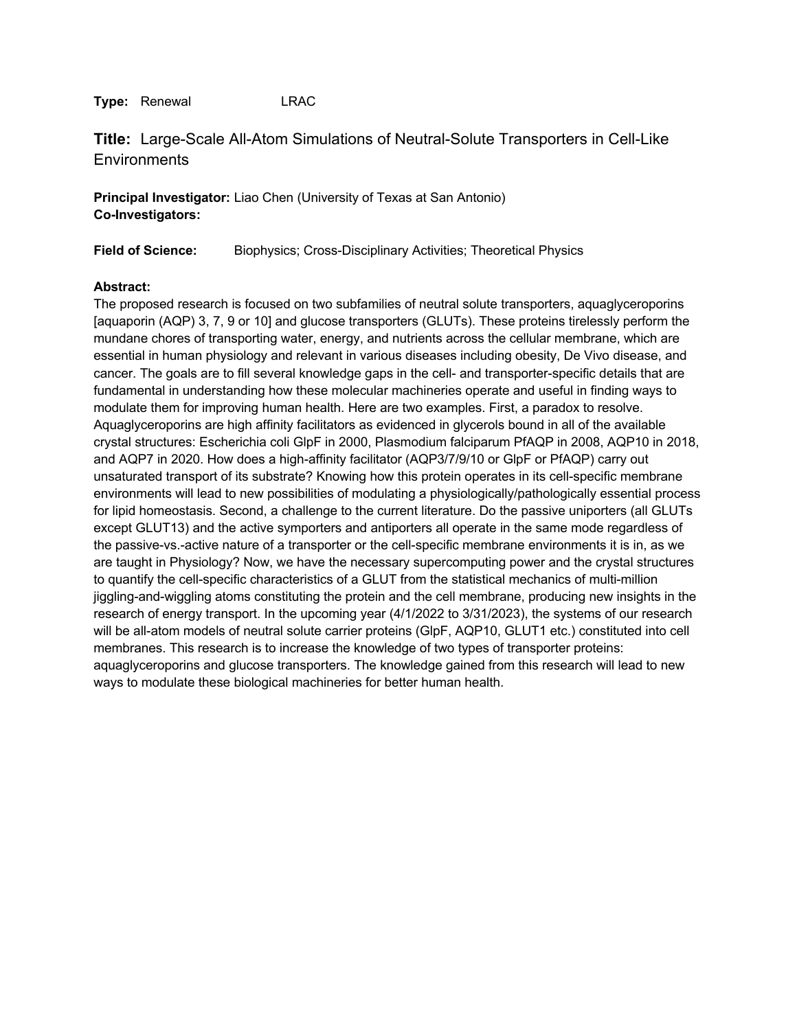**Type:** Renewal LRAC

## Title: Large-Scale All-Atom Simulations of Neutral-Solute Transporters in Cell-Like Environments

**Principal Investigator:** Liao Chen (University of Texas at San Antonio)
**Co-Investigators:**

**Field of Science:** Biophysics; Cross-Disciplinary Activities; Theoretical Physics

**Abstract:**
The proposed research is focused on two subfamilies of neutral solute transporters, aquaglyceroporins [aquaporin (AQP) 3, 7, 9 or 10] and glucose transporters (GLUTs). These proteins tirelessly perform the mundane chores of transporting water, energy, and nutrients across the cellular membrane, which are essential in human physiology and relevant in various diseases including obesity, De Vivo disease, and cancer. The goals are to fill several knowledge gaps in the cell- and transporter-specific details that are fundamental in understanding how these molecular machineries operate and useful in finding ways to modulate them for improving human health. Here are two examples. First, a paradox to resolve. Aquaglyceroporins are high affinity facilitators as evidenced in glycerols bound in all of the available crystal structures: Escherichia coli GlpF in 2000, Plasmodium falciparum PfAQP in 2008, AQP10 in 2018, and AQP7 in 2020. How does a high-affinity facilitator (AQP3/7/9/10 or GlpF or PfAQP) carry out unsaturated transport of its substrate? Knowing how this protein operates in its cell-specific membrane environments will lead to new possibilities of modulating a physiologically/pathologically essential process for lipid homeostasis. Second, a challenge to the current literature. Do the passive uniporters (all GLUTs except GLUT13) and the active symporters and antiporters all operate in the same mode regardless of the passive-vs.-active nature of a transporter or the cell-specific membrane environments it is in, as we are taught in Physiology? Now, we have the necessary supercomputing power and the crystal structures to quantify the cell-specific characteristics of a GLUT from the statistical mechanics of multi-million jiggling-and-wiggling atoms constituting the protein and the cell membrane, producing new insights in the research of energy transport. In the upcoming year (4/1/2022 to 3/31/2023), the systems of our research will be all-atom models of neutral solute carrier proteins (GlpF, AQP10, GLUT1 etc.) constituted into cell membranes. This research is to increase the knowledge of two types of transporter proteins: aquaglyceroporins and glucose transporters. The knowledge gained from this research will lead to new ways to modulate these biological machineries for better human health.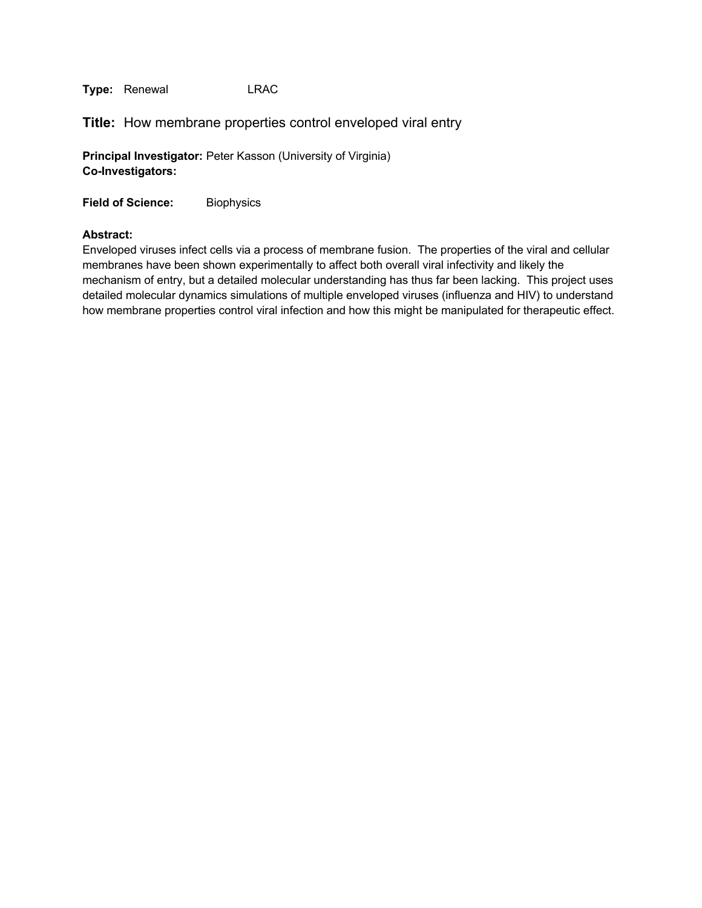**Type:** Renewal LRAC

## **Title:** How membrane properties control enveloped viral entry

**Principal Investigator:** Peter Kasson (University of Virginia)
**Co-Investigators:**

**Field of Science:** Biophysics

**Abstract:**
Enveloped viruses infect cells via a process of membrane fusion. The properties of the viral and cellular membranes have been shown experimentally to affect both overall viral infectivity and likely the mechanism of entry, but a detailed molecular understanding has thus far been lacking. This project uses detailed molecular dynamics simulations of multiple enveloped viruses (influenza and HIV) to understand how membrane properties control viral infection and how this might be manipulated for therapeutic effect.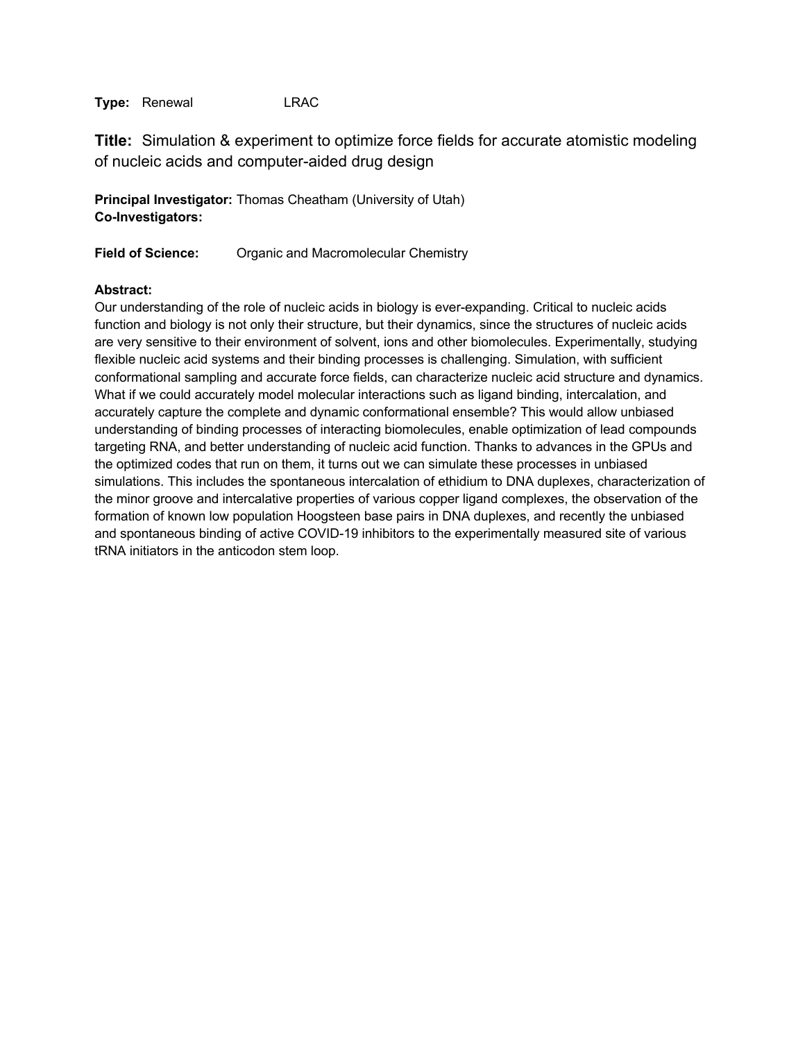**Type:** Renewal LRAC

**Title:** Simulation & experiment to optimize force fields for accurate atomistic modeling of nucleic acids and computer-aided drug design

**Principal Investigator:** Thomas Cheatham (University of Utah)
**Co-Investigators:**

**Field of Science:** Organic and Macromolecular Chemistry

**Abstract:**
Our understanding of the role of nucleic acids in biology is ever-expanding. Critical to nucleic acids function and biology is not only their structure, but their dynamics, since the structures of nucleic acids are very sensitive to their environment of solvent, ions and other biomolecules. Experimentally, studying flexible nucleic acid systems and their binding processes is challenging. Simulation, with sufficient conformational sampling and accurate force fields, can characterize nucleic acid structure and dynamics. What if we could accurately model molecular interactions such as ligand binding, intercalation, and accurately capture the complete and dynamic conformational ensemble? This would allow unbiased understanding of binding processes of interacting biomolecules, enable optimization of lead compounds targeting RNA, and better understanding of nucleic acid function. Thanks to advances in the GPUs and the optimized codes that run on them, it turns out we can simulate these processes in unbiased simulations. This includes the spontaneous intercalation of ethidium to DNA duplexes, characterization of the minor groove and intercalative properties of various copper ligand complexes, the observation of the formation of known low population Hoogsteen base pairs in DNA duplexes, and recently the unbiased and spontaneous binding of active COVID-19 inhibitors to the experimentally measured site of various tRNA initiators in the anticodon stem loop.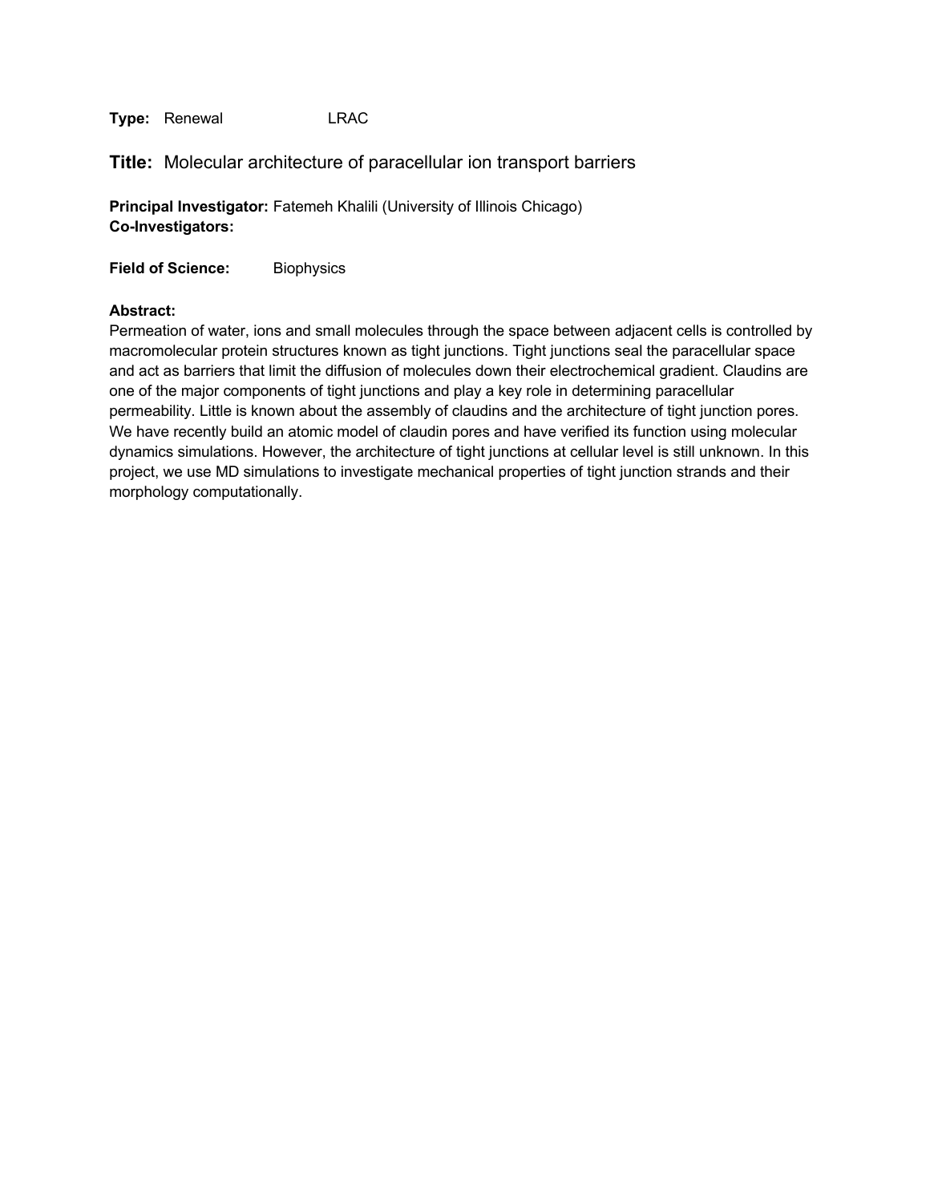**Type:** Renewal LRAC

## **Title:** Molecular architecture of paracellular ion transport barriers

**Principal Investigator:** Fatemeh Khalili (University of Illinois Chicago)
**Co-Investigators:**

**Field of Science:** Biophysics

**Abstract:**
Permeation of water, ions and small molecules through the space between adjacent cells is controlled by macromolecular protein structures known as tight junctions. Tight junctions seal the paracellular space and act as barriers that limit the diffusion of molecules down their electrochemical gradient. Claudins are one of the major components of tight junctions and play a key role in determining paracellular permeability. Little is known about the assembly of claudins and the architecture of tight junction pores. We have recently build an atomic model of claudin pores and have verified its function using molecular dynamics simulations. However, the architecture of tight junctions at cellular level is still unknown. In this project, we use MD simulations to investigate mechanical properties of tight junction strands and their morphology computationally.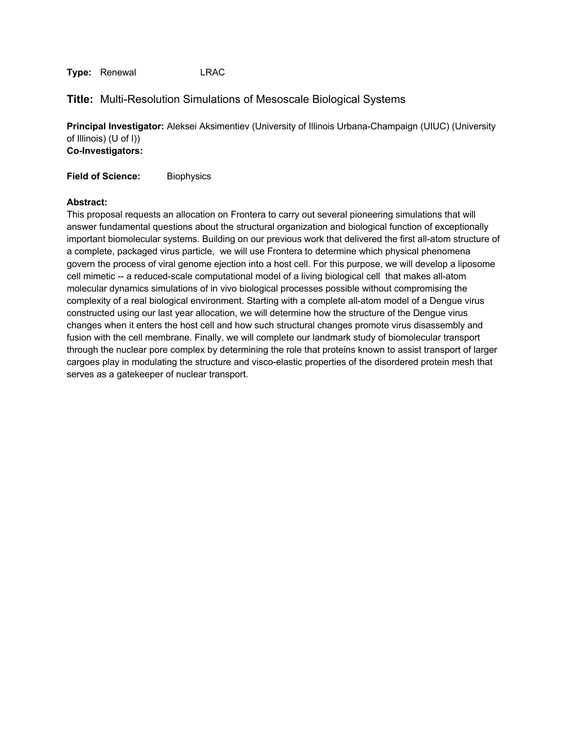**Type:** Renewal LRAC

## **Title:** Multi-Resolution Simulations of Mesoscale Biological Systems

**Principal Investigator:** Aleksei Aksimentiev (University of Illinois Urbana-Champaign (UIUC) (University of Illinois) (U of I))
**Co-Investigators:**

**Field of Science:** Biophysics

**Abstract:**
This proposal requests an allocation on Frontera to carry out several pioneering simulations that will answer fundamental questions about the structural organization and biological function of exceptionally important biomolecular systems. Building on our previous work that delivered the first all-atom structure of a complete, packaged virus particle, we will use Frontera to determine which physical phenomena govern the process of viral genome ejection into a host cell. For this purpose, we will develop a liposome cell mimetic -- a reduced-scale computational model of a living biological cell that makes all-atom molecular dynamics simulations of in vivo biological processes possible without compromising the complexity of a real biological environment. Starting with a complete all-atom model of a Dengue virus constructed using our last year allocation, we will determine how the structure of the Dengue virus changes when it enters the host cell and how such structural changes promote virus disassembly and fusion with the cell membrane. Finally, we will complete our landmark study of biomolecular transport through the nuclear pore complex by determining the role that proteins known to assist transport of larger cargoes play in modulating the structure and visco-elastic properties of the disordered protein mesh that serves as a gatekeeper of nuclear transport.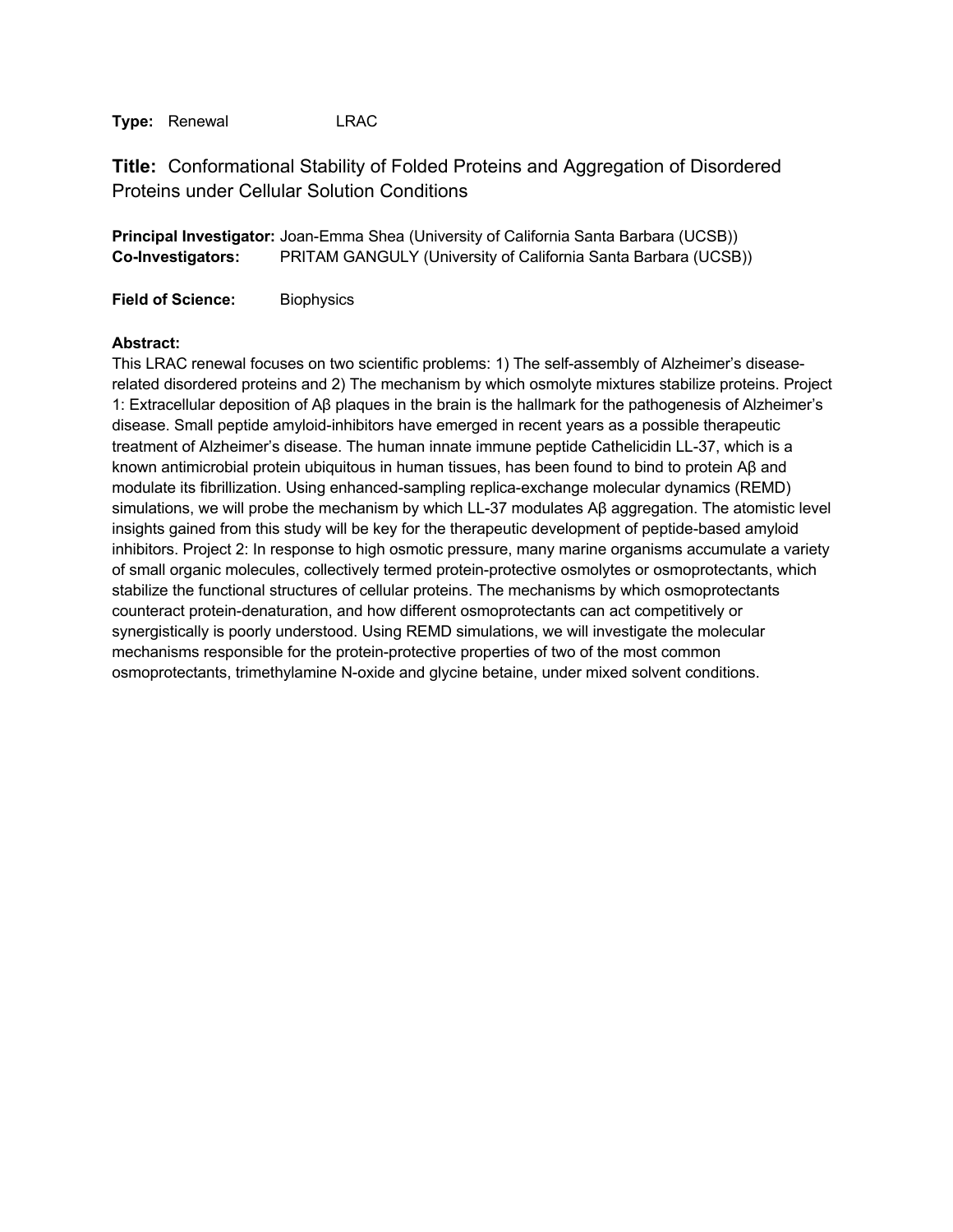**Type:** Renewal LRAC

## **Title:** Conformational Stability of Folded Proteins and Aggregation of Disordered Proteins under Cellular Solution Conditions

**Principal Investigator:** Joan-Emma Shea (University of California Santa Barbara (UCSB))
**Co-Investigators:** PRITAM GANGULY (University of California Santa Barbara (UCSB))

**Field of Science:** Biophysics

**Abstract:**
This LRAC renewal focuses on two scientific problems: 1) The self-assembly of Alzheimer's disease-related disordered proteins and 2) The mechanism by which osmolyte mixtures stabilize proteins. Project 1: Extracellular deposition of Aβ plaques in the brain is the hallmark for the pathogenesis of Alzheimer's disease. Small peptide amyloid-inhibitors have emerged in recent years as a possible therapeutic treatment of Alzheimer's disease. The human innate immune peptide Cathelicidin LL-37, which is a known antimicrobial protein ubiquitous in human tissues, has been found to bind to protein Aβ and modulate its fibrillization. Using enhanced-sampling replica-exchange molecular dynamics (REMD) simulations, we will probe the mechanism by which LL-37 modulates Aβ aggregation. The atomistic level insights gained from this study will be key for the therapeutic development of peptide-based amyloid inhibitors. Project 2: In response to high osmotic pressure, many marine organisms accumulate a variety of small organic molecules, collectively termed protein-protective osmolytes or osmoprotectants, which stabilize the functional structures of cellular proteins. The mechanisms by which osmoprotectants counteract protein-denaturation, and how different osmoprotectants can act competitively or synergistically is poorly understood. Using REMD simulations, we will investigate the molecular mechanisms responsible for the protein-protective properties of two of the most common osmoprotectants, trimethylamine N-oxide and glycine betaine, under mixed solvent conditions.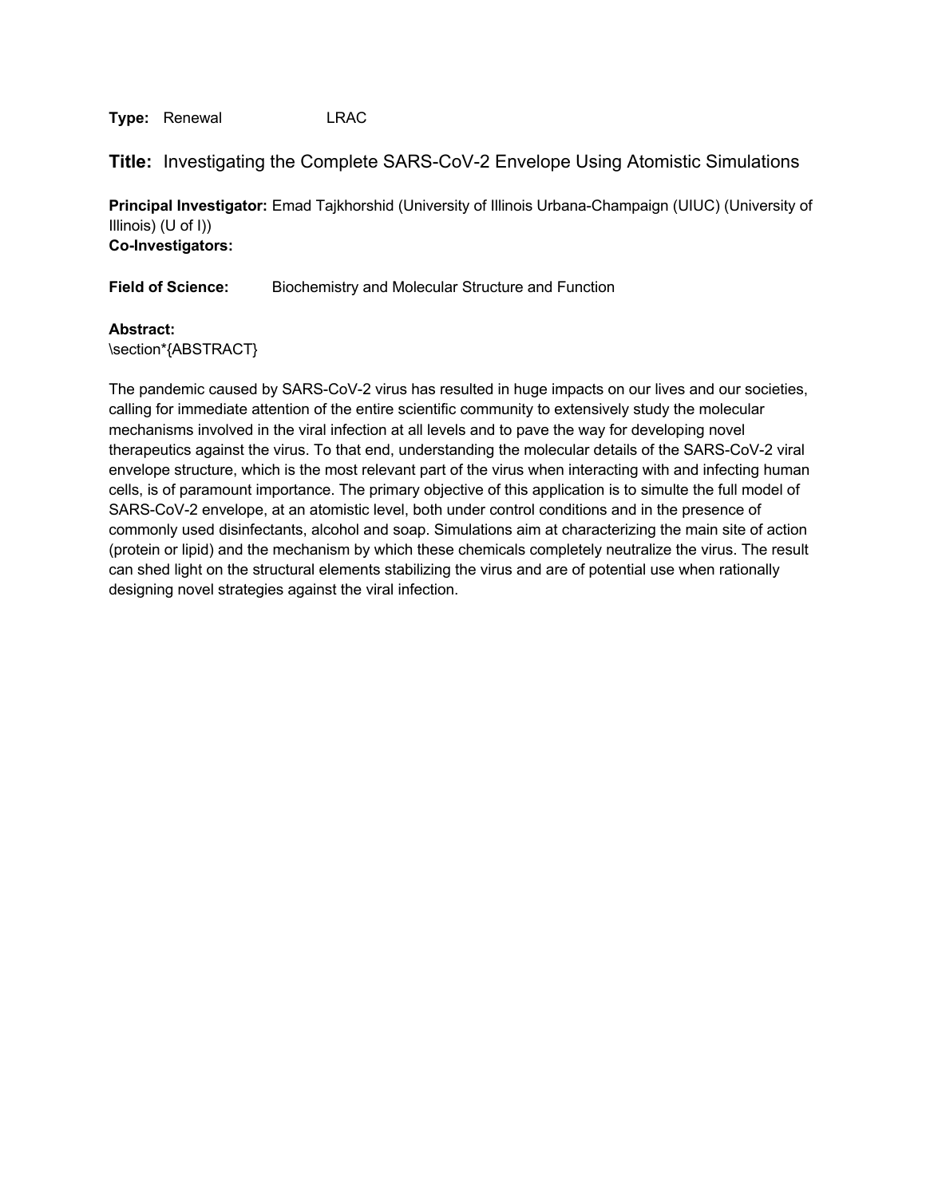**Type:** Renewal LRAC

## **Title:** Investigating the Complete SARS-CoV-2 Envelope Using Atomistic Simulations

**Principal Investigator:** Emad Tajkhorshid (University of Illinois Urbana-Champaign (UIUC) (University of Illinois) (U of I))
**Co-Investigators:**

**Field of Science:** Biochemistry and Molecular Structure and Function

**Abstract:**
\section*{ABSTRACT}

The pandemic caused by SARS-CoV-2 virus has resulted in huge impacts on our lives and our societies, calling for immediate attention of the entire scientific community to extensively study the molecular mechanisms involved in the viral infection at all levels and to pave the way for developing novel therapeutics against the virus. To that end, understanding the molecular details of the SARS-CoV-2 viral envelope structure, which is the most relevant part of the virus when interacting with and infecting human cells, is of paramount importance. The primary objective of this application is to simulte the full model of SARS-CoV-2 envelope, at an atomistic level, both under control conditions and in the presence of commonly used disinfectants, alcohol and soap. Simulations aim at characterizing the main site of action (protein or lipid) and the mechanism by which these chemicals completely neutralize the virus. The result can shed light on the structural elements stabilizing the virus and are of potential use when rationally designing novel strategies against the viral infection.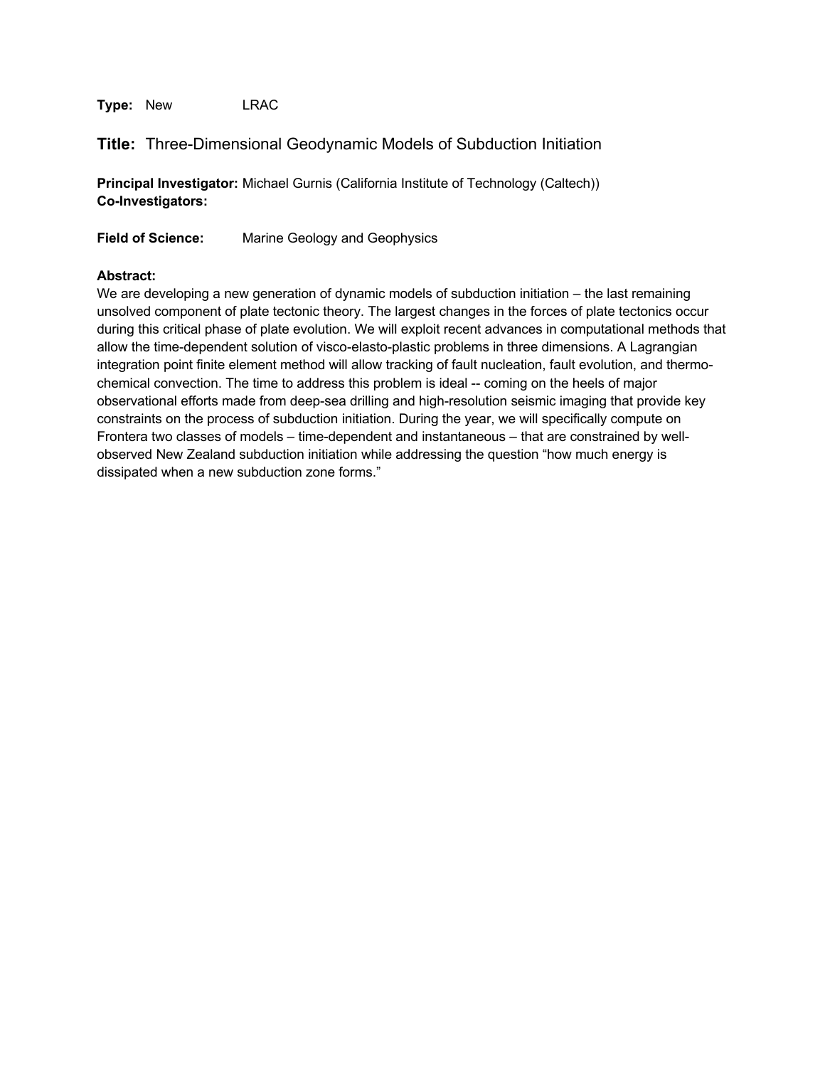**Type:** New LRAC

## Title: Three-Dimensional Geodynamic Models of Subduction Initiation

**Principal Investigator:** Michael Gurnis (California Institute of Technology (Caltech))
**Co-Investigators:**

**Field of Science:** Marine Geology and Geophysics

**Abstract:**
We are developing a new generation of dynamic models of subduction initiation – the last remaining unsolved component of plate tectonic theory. The largest changes in the forces of plate tectonics occur during this critical phase of plate evolution. We will exploit recent advances in computational methods that allow the time-dependent solution of visco-elasto-plastic problems in three dimensions. A Lagrangian integration point finite element method will allow tracking of fault nucleation, fault evolution, and thermo-chemical convection. The time to address this problem is ideal -- coming on the heels of major observational efforts made from deep-sea drilling and high-resolution seismic imaging that provide key constraints on the process of subduction initiation. During the year, we will specifically compute on Frontera two classes of models – time-dependent and instantaneous – that are constrained by well-observed New Zealand subduction initiation while addressing the question "how much energy is dissipated when a new subduction zone forms."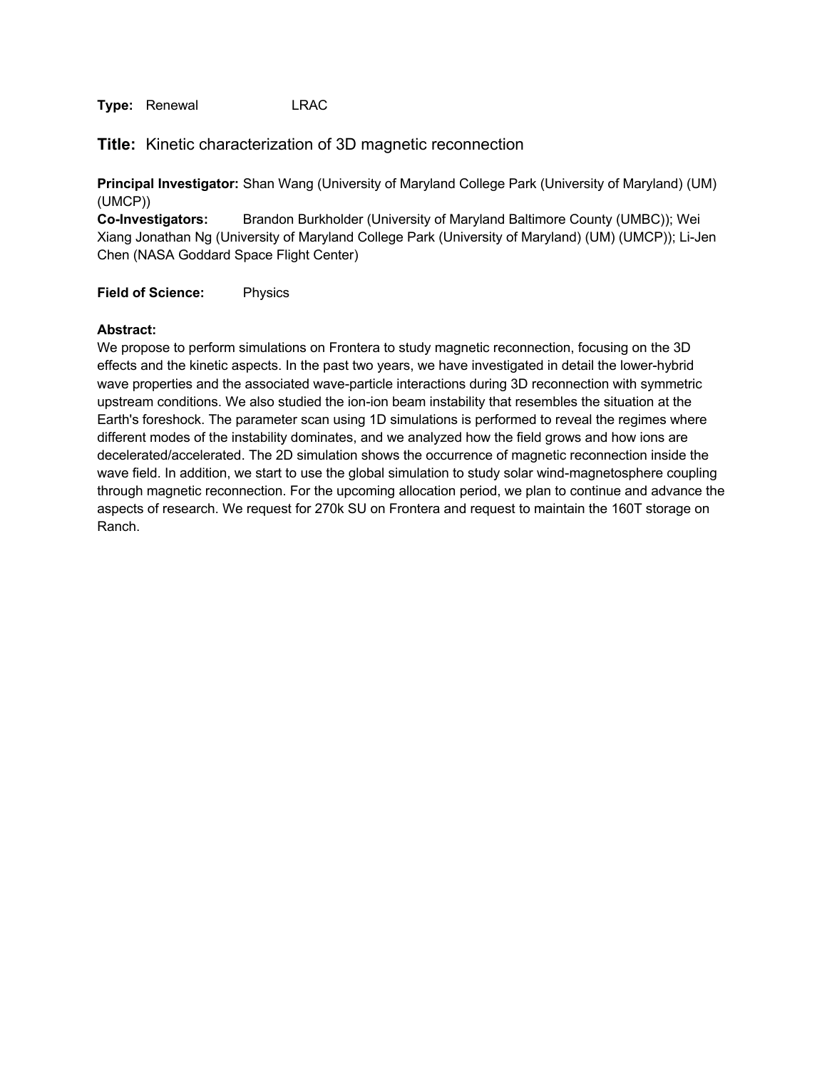**Type:** Renewal LRAC

## **Title:** Kinetic characterization of 3D magnetic reconnection

**Principal Investigator:** Shan Wang (University of Maryland College Park (University of Maryland) (UM) (UMCP))
**Co-Investigators:** Brandon Burkholder (University of Maryland Baltimore County (UMBC)); Wei Xiang Jonathan Ng (University of Maryland College Park (University of Maryland) (UM) (UMCP)); Li-Jen Chen (NASA Goddard Space Flight Center)

**Field of Science:** Physics

**Abstract:**
We propose to perform simulations on Frontera to study magnetic reconnection, focusing on the 3D effects and the kinetic aspects. In the past two years, we have investigated in detail the lower-hybrid wave properties and the associated wave-particle interactions during 3D reconnection with symmetric upstream conditions. We also studied the ion-ion beam instability that resembles the situation at the Earth's foreshock. The parameter scan using 1D simulations is performed to reveal the regimes where different modes of the instability dominates, and we analyzed how the field grows and how ions are decelerated/accelerated. The 2D simulation shows the occurrence of magnetic reconnection inside the wave field. In addition, we start to use the global simulation to study solar wind-magnetosphere coupling through magnetic reconnection. For the upcoming allocation period, we plan to continue and advance the aspects of research. We request for 270k SU on Frontera and request to maintain the 160T storage on Ranch.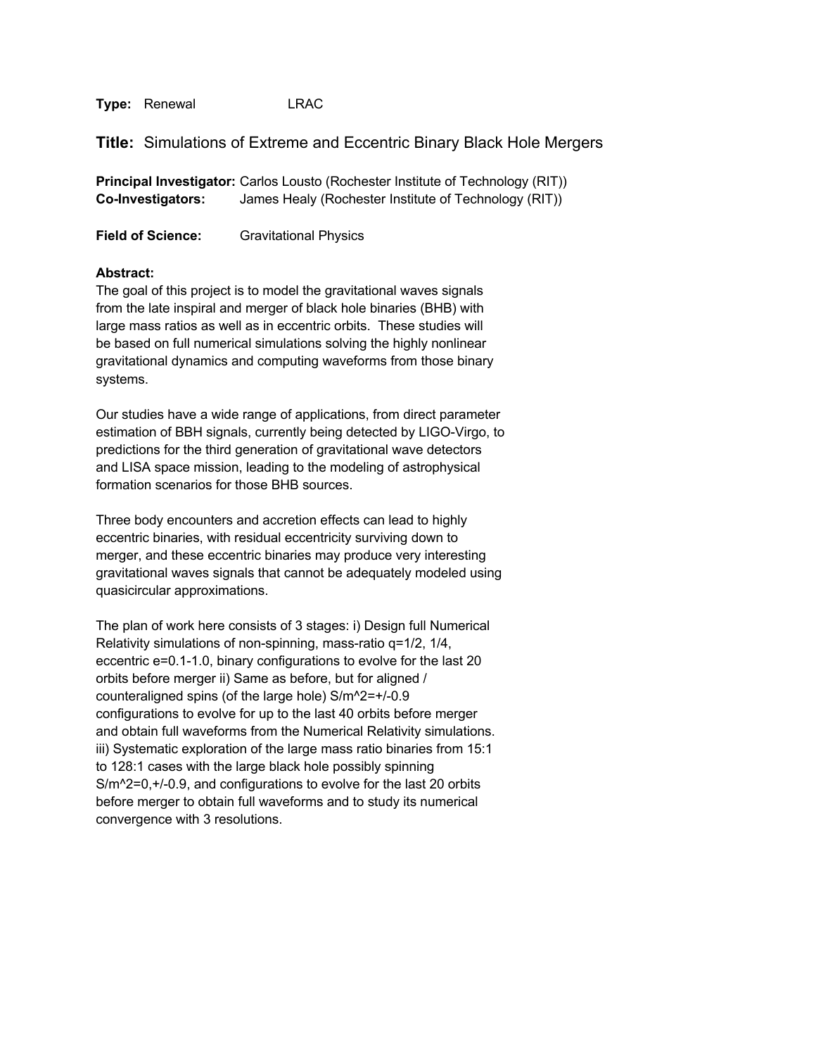**Type:** Renewal LRAC

## **Title:** Simulations of Extreme and Eccentric Binary Black Hole Mergers

**Principal Investigator:** Carlos Lousto (Rochester Institute of Technology (RIT))
**Co-Investigators:** James Healy (Rochester Institute of Technology (RIT))

**Field of Science:** Gravitational Physics

**Abstract:**
The goal of this project is to model the gravitational waves signals from the late inspiral and merger of black hole binaries (BHB) with large mass ratios as well as in eccentric orbits. These studies will be based on full numerical simulations solving the highly nonlinear gravitational dynamics and computing waveforms from those binary systems.

Our studies have a wide range of applications, from direct parameter estimation of BBH signals, currently being detected by LIGO-Virgo, to predictions for the third generation of gravitational wave detectors and LISA space mission, leading to the modeling of astrophysical formation scenarios for those BHB sources.

Three body encounters and accretion effects can lead to highly eccentric binaries, with residual eccentricity surviving down to merger, and these eccentric binaries may produce very interesting gravitational waves signals that cannot be adequately modeled using quasicircular approximations.

The plan of work here consists of 3 stages: i) Design full Numerical Relativity simulations of non-spinning, mass-ratio $q=1/2$, $1/4$, eccentric $e=0.1$-$1.0$, binary configurations to evolve for the last 20 orbits before merger ii) Same as before, but for aligned / counteraligned spins (of the large hole) $S/m^2=\pm 0.9$ configurations to evolve for up to the last 40 orbits before merger and obtain full waveforms from the Numerical Relativity simulations. iii) Systematic exploration of the large mass ratio binaries from 15:1 to 128:1 cases with the large black hole possibly spinning $S/m^2=0,\pm 0.9$, and configurations to evolve for the last 20 orbits before merger to obtain full waveforms and to study its numerical convergence with 3 resolutions.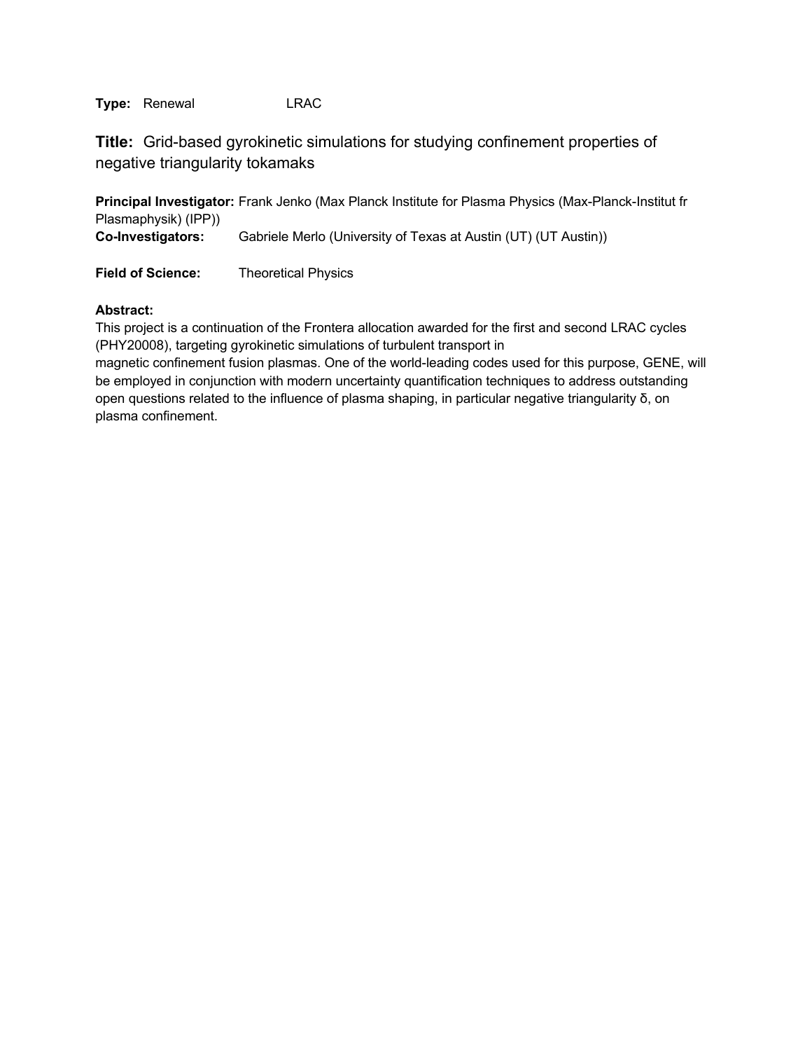**Type:** Renewal LRAC

## **Title:** Grid-based gyrokinetic simulations for studying confinement properties of negative triangularity tokamaks

**Principal Investigator:** Frank Jenko (Max Planck Institute for Plasma Physics (Max-Planck-Institut fr Plasmaphysik) (IPP))
**Co-Investigators:** Gabriele Merlo (University of Texas at Austin (UT) (UT Austin))

**Field of Science:** Theoretical Physics

**Abstract:**
This project is a continuation of the Frontera allocation awarded for the first and second LRAC cycles (PHY20008), targeting gyrokinetic simulations of turbulent transport in magnetic confinement fusion plasmas. One of the world-leading codes used for this purpose, GENE, will be employed in conjunction with modern uncertainty quantification techniques to address outstanding open questions related to the influence of plasma shaping, in particular negative triangularity $\delta$, on plasma confinement.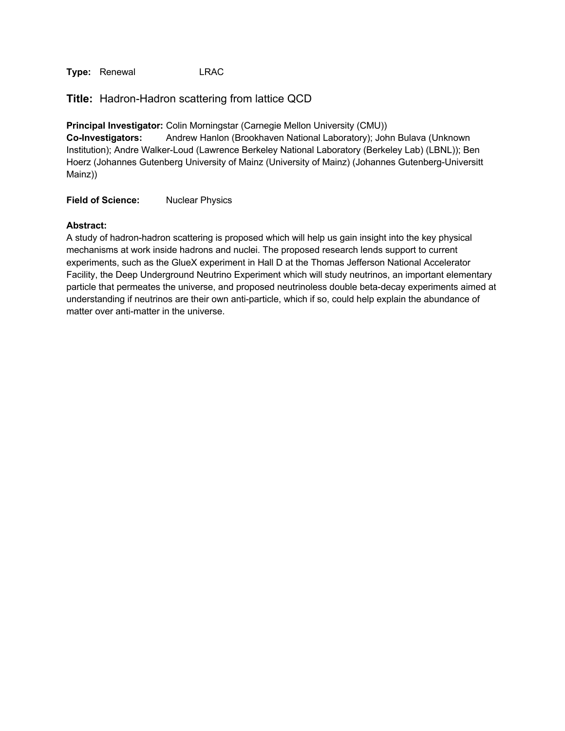**Type:** Renewal LRAC

## **Title:** Hadron-Hadron scattering from lattice QCD

**Principal Investigator:** Colin Morningstar (Carnegie Mellon University (CMU))
**Co-Investigators:** Andrew Hanlon (Brookhaven National Laboratory); John Bulava (Unknown Institution); Andre Walker-Loud (Lawrence Berkeley National Laboratory (Berkeley Lab) (LBNL)); Ben Hoerz (Johannes Gutenberg University of Mainz (University of Mainz) (Johannes Gutenberg-Universitt Mainz))

**Field of Science:** Nuclear Physics

**Abstract:**
A study of hadron-hadron scattering is proposed which will help us gain insight into the key physical mechanisms at work inside hadrons and nuclei. The proposed research lends support to current experiments, such as the GlueX experiment in Hall D at the Thomas Jefferson National Accelerator Facility, the Deep Underground Neutrino Experiment which will study neutrinos, an important elementary particle that permeates the universe, and proposed neutrinoless double beta-decay experiments aimed at understanding if neutrinos are their own anti-particle, which if so, could help explain the abundance of matter over anti-matter in the universe.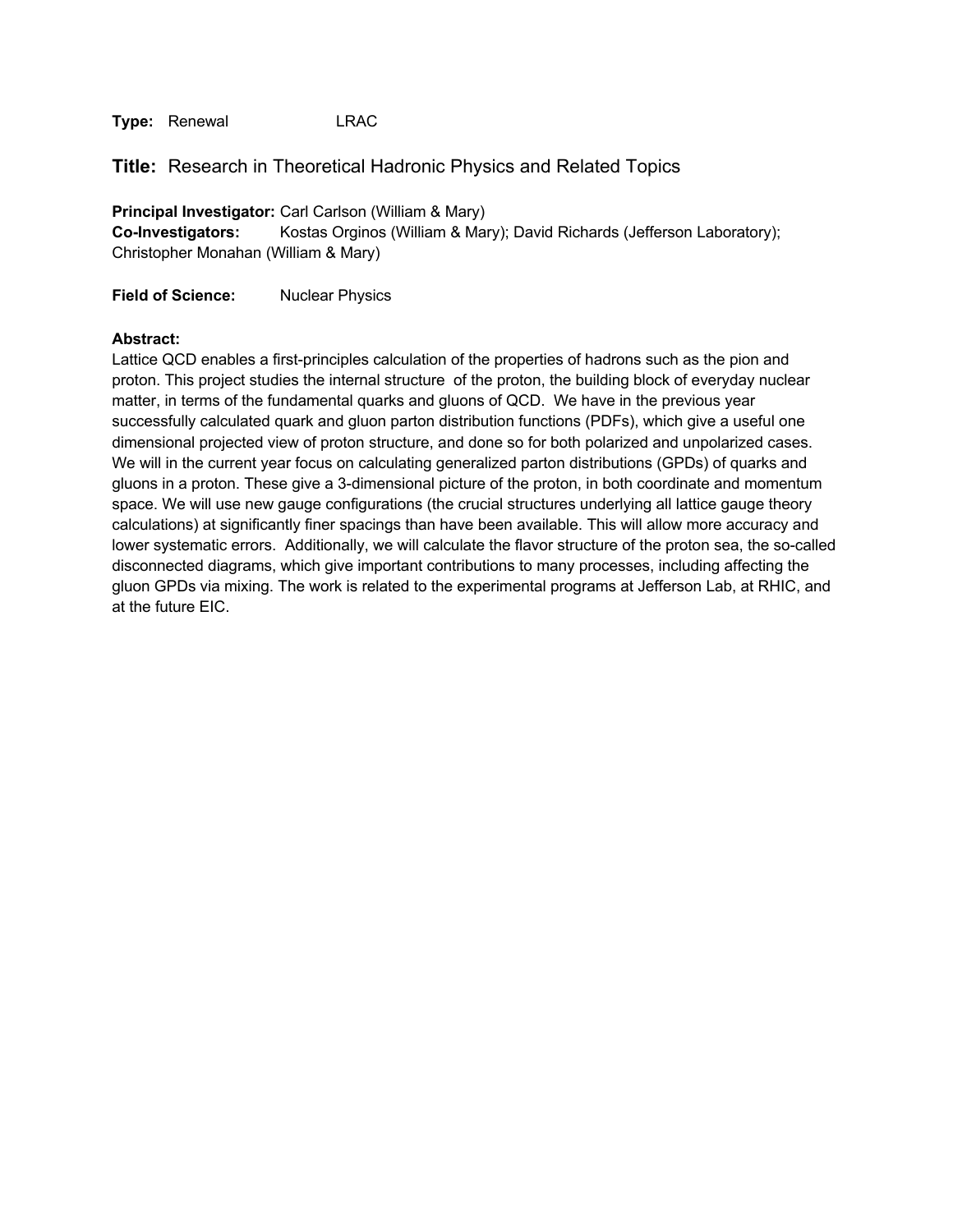**Type:** Renewal LRAC

## Title: Research in Theoretical Hadronic Physics and Related Topics

**Principal Investigator:** Carl Carlson (William & Mary)
**Co-Investigators:** Kostas Orginos (William & Mary); David Richards (Jefferson Laboratory); Christopher Monahan (William & Mary)

**Field of Science:** Nuclear Physics

**Abstract:**
Lattice QCD enables a first-principles calculation of the properties of hadrons such as the pion and proton. This project studies the internal structure of the proton, the building block of everyday nuclear matter, in terms of the fundamental quarks and gluons of QCD. We have in the previous year successfully calculated quark and gluon parton distribution functions (PDFs), which give a useful one dimensional projected view of proton structure, and done so for both polarized and unpolarized cases. We will in the current year focus on calculating generalized parton distributions (GPDs) of quarks and gluons in a proton. These give a 3-dimensional picture of the proton, in both coordinate and momentum space. We will use new gauge configurations (the crucial structures underlying all lattice gauge theory calculations) at significantly finer spacings than have been available. This will allow more accuracy and lower systematic errors. Additionally, we will calculate the flavor structure of the proton sea, the so-called disconnected diagrams, which give important contributions to many processes, including affecting the gluon GPDs via mixing. The work is related to the experimental programs at Jefferson Lab, at RHIC, and at the future EIC.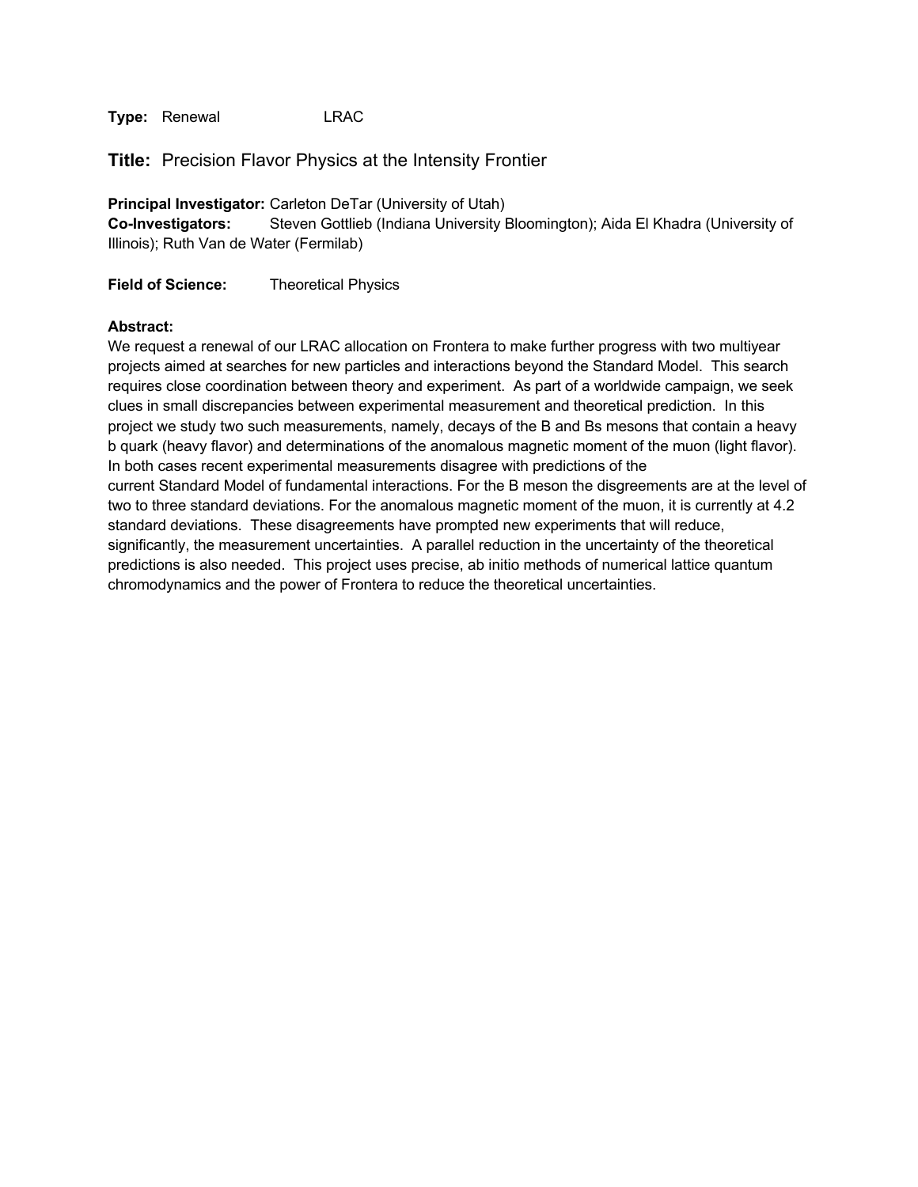**Type:** Renewal LRAC

## Title: Precision Flavor Physics at the Intensity Frontier

**Principal Investigator:** Carleton DeTar (University of Utah)
**Co-Investigators:** Steven Gottlieb (Indiana University Bloomington); Aida El Khadra (University of Illinois); Ruth Van de Water (Fermilab)

**Field of Science:** Theoretical Physics

**Abstract:**
We request a renewal of our LRAC allocation on Frontera to make further progress with two multiyear projects aimed at searches for new particles and interactions beyond the Standard Model. This search requires close coordination between theory and experiment. As part of a worldwide campaign, we seek clues in small discrepancies between experimental measurement and theoretical prediction. In this project we study two such measurements, namely, decays of the B and Bs mesons that contain a heavy b quark (heavy flavor) and determinations of the anomalous magnetic moment of the muon (light flavor). In both cases recent experimental measurements disagree with predictions of the current Standard Model of fundamental interactions. For the B meson the disgreements are at the level of two to three standard deviations. For the anomalous magnetic moment of the muon, it is currently at 4.2 standard deviations. These disagreements have prompted new experiments that will reduce, significantly, the measurement uncertainties. A parallel reduction in the uncertainty of the theoretical predictions is also needed. This project uses precise, ab initio methods of numerical lattice quantum chromodynamics and the power of Frontera to reduce the theoretical uncertainties.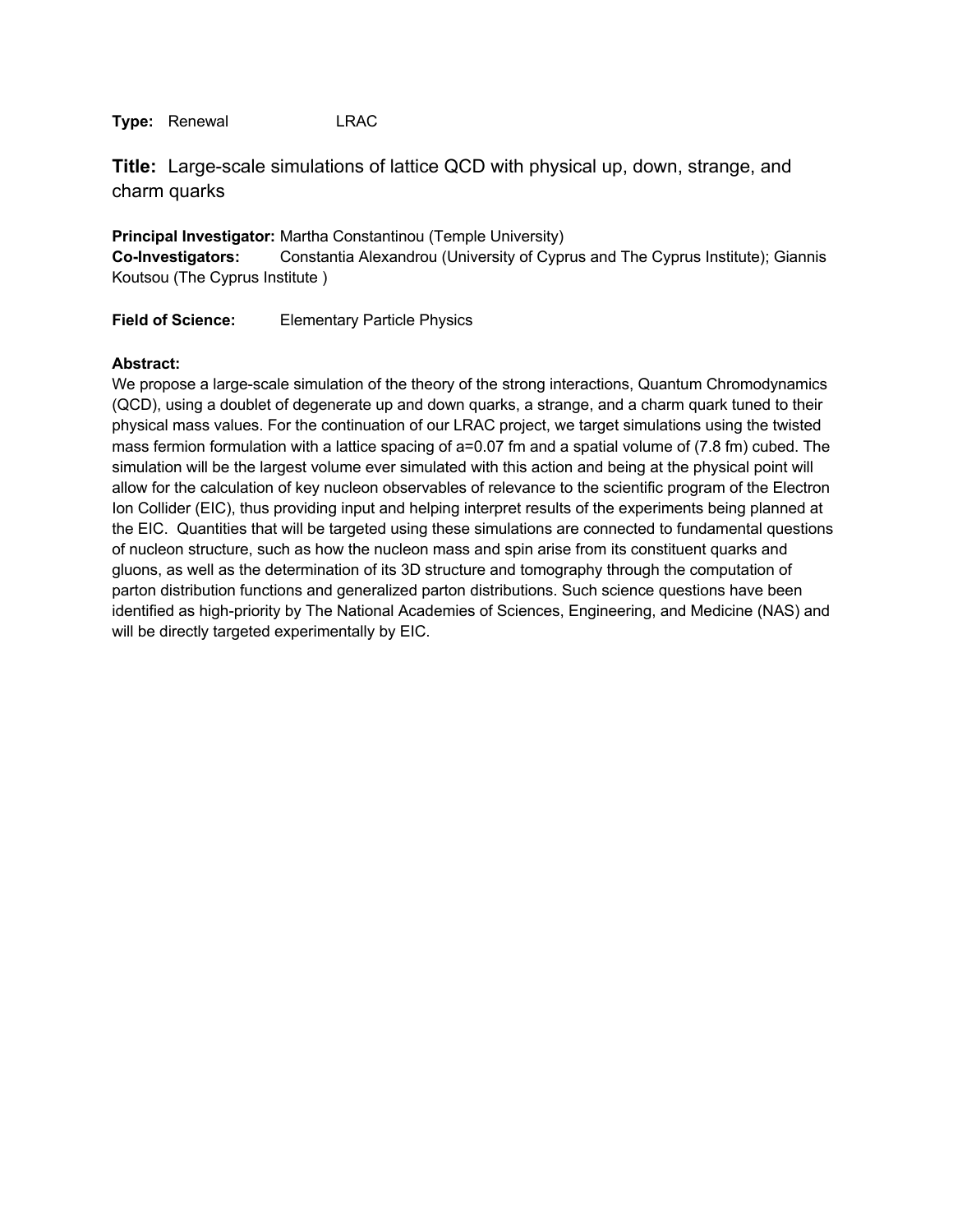**Type:** Renewal LRAC

## **Title:** Large-scale simulations of lattice QCD with physical up, down, strange, and charm quarks

**Principal Investigator:** Martha Constantinou (Temple University)
**Co-Investigators:** Constantia Alexandrou (University of Cyprus and The Cyprus Institute); Giannis Koutsou (The Cyprus Institute )

**Field of Science:** Elementary Particle Physics

**Abstract:**
We propose a large-scale simulation of the theory of the strong interactions, Quantum Chromodynamics (QCD), using a doublet of degenerate up and down quarks, a strange, and a charm quark tuned to their physical mass values. For the continuation of our LRAC project, we target simulations using the twisted mass fermion formulation with a lattice spacing of a=0.07 fm and a spatial volume of (7.8 fm) cubed. The simulation will be the largest volume ever simulated with this action and being at the physical point will allow for the calculation of key nucleon observables of relevance to the scientific program of the Electron Ion Collider (EIC), thus providing input and helping interpret results of the experiments being planned at the EIC. Quantities that will be targeted using these simulations are connected to fundamental questions of nucleon structure, such as how the nucleon mass and spin arise from its constituent quarks and gluons, as well as the determination of its 3D structure and tomography through the computation of parton distribution functions and generalized parton distributions. Such science questions have been identified as high-priority by The National Academies of Sciences, Engineering, and Medicine (NAS) and will be directly targeted experimentally by EIC.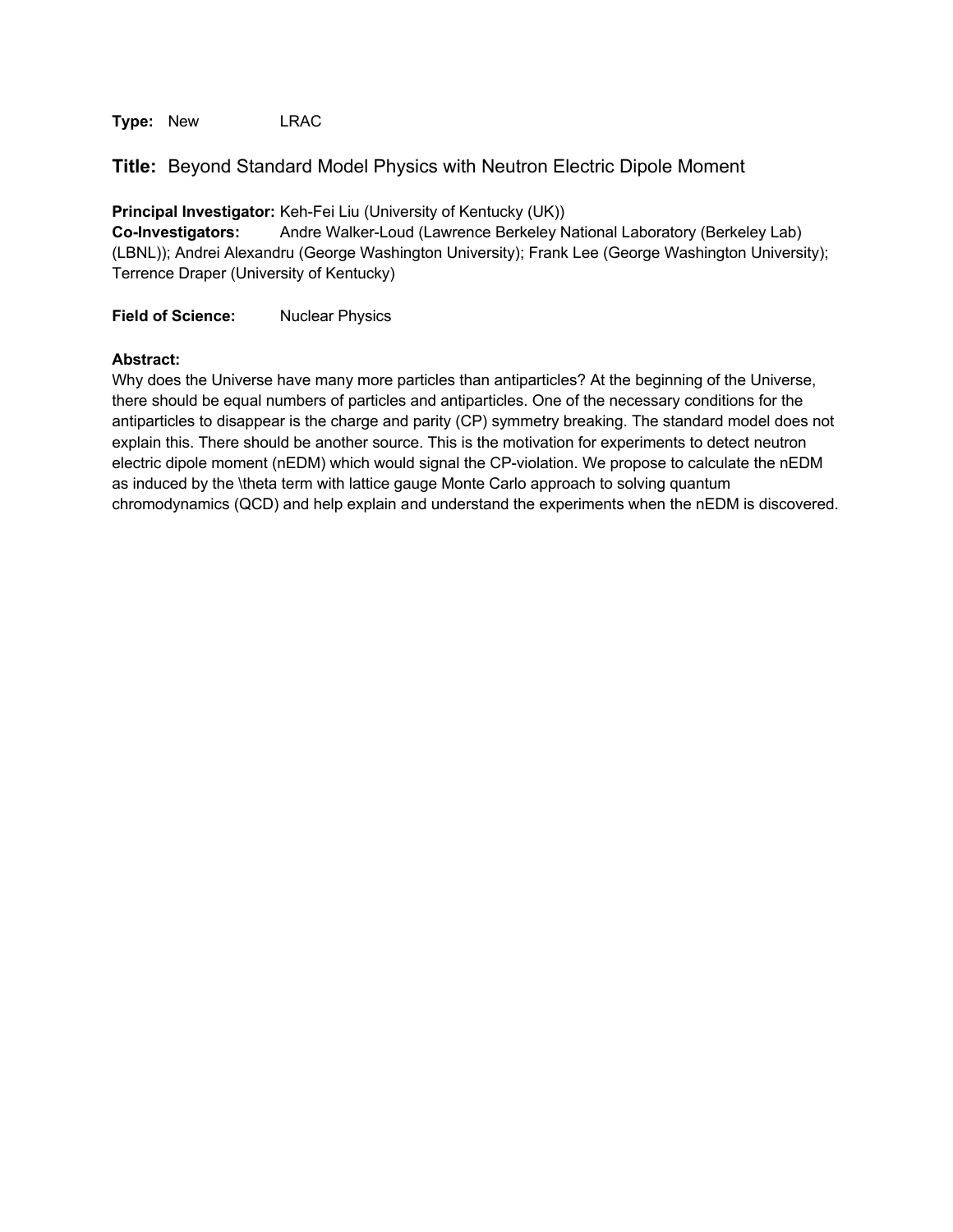**Type:** New LRAC

## **Title:** Beyond Standard Model Physics with Neutron Electric Dipole Moment

**Principal Investigator:** Keh-Fei Liu (University of Kentucky (UK))
**Co-Investigators:** Andre Walker-Loud (Lawrence Berkeley National Laboratory (Berkeley Lab) (LBNL)); Andrei Alexandru (George Washington University); Frank Lee (George Washington University); Terrence Draper (University of Kentucky)

**Field of Science:** Nuclear Physics

**Abstract:**
Why does the Universe have many more particles than antiparticles? At the beginning of the Universe, there should be equal numbers of particles and antiparticles. One of the necessary conditions for the antiparticles to disappear is the charge and parity (CP) symmetry breaking. The standard model does not explain this. There should be another source. This is the motivation for experiments to detect neutron electric dipole moment (nEDM) which would signal the CP-violation. We propose to calculate the nEDM as induced by the \theta term with lattice gauge Monte Carlo approach to solving quantum chromodynamics (QCD) and help explain and understand the experiments when the nEDM is discovered.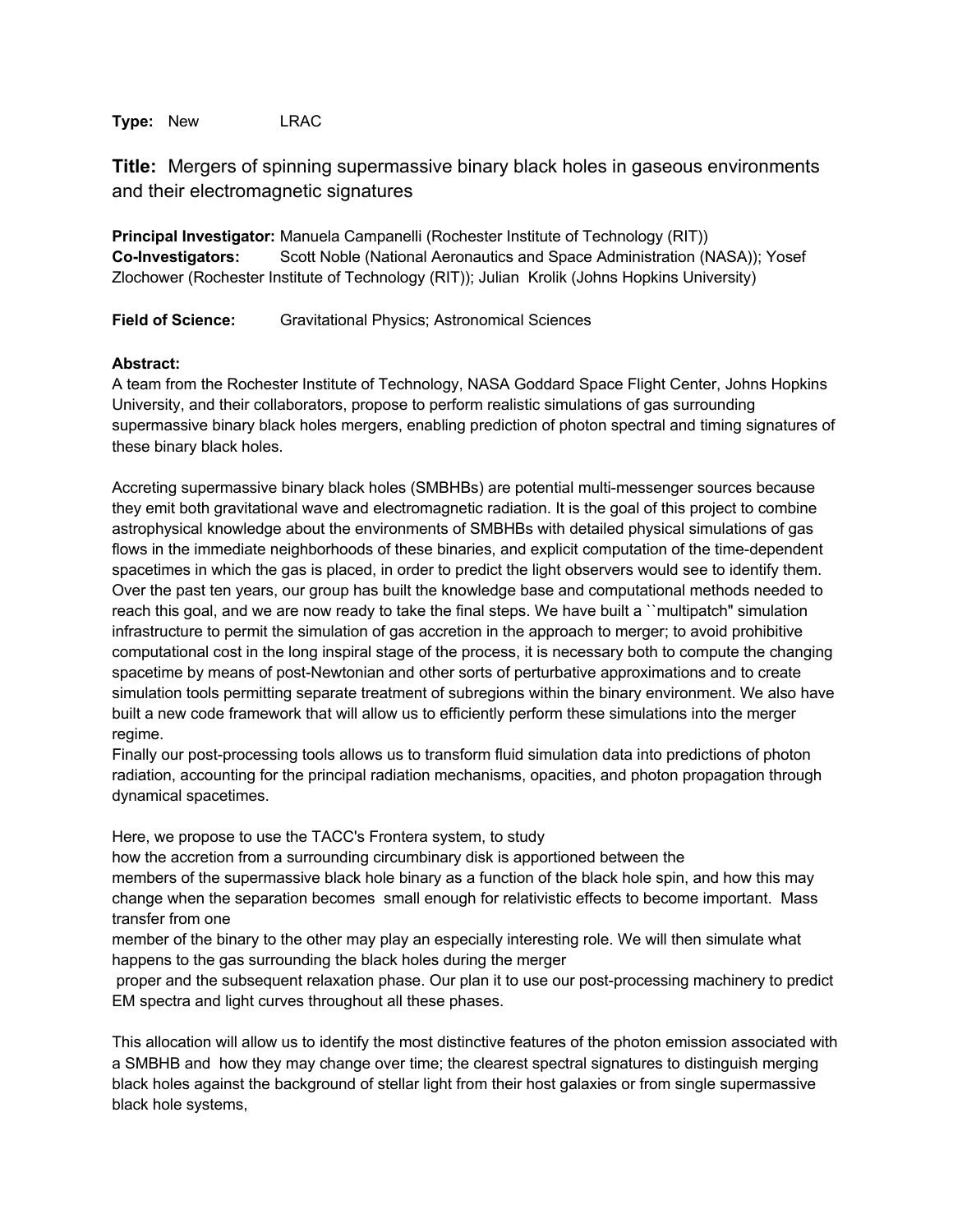**Type:** New LRAC

## **Title:** Mergers of spinning supermassive binary black holes in gaseous environments and their electromagnetic signatures

**Principal Investigator:** Manuela Campanelli (Rochester Institute of Technology (RIT))
**Co-Investigators:** Scott Noble (National Aeronautics and Space Administration (NASA)); Yosef Zlochower (Rochester Institute of Technology (RIT)); Julian Krolik (Johns Hopkins University)

**Field of Science:** Gravitational Physics; Astronomical Sciences

**Abstract:**
A team from the Rochester Institute of Technology, NASA Goddard Space Flight Center, Johns Hopkins University, and their collaborators, propose to perform realistic simulations of gas surrounding supermassive binary black holes mergers, enabling prediction of photon spectral and timing signatures of these binary black holes.

Accreting supermassive binary black holes (SMBHBs) are potential multi-messenger sources because they emit both gravitational wave and electromagnetic radiation. It is the goal of this project to combine astrophysical knowledge about the environments of SMBHBs with detailed physical simulations of gas flows in the immediate neighborhoods of these binaries, and explicit computation of the time-dependent spacetimes in which the gas is placed, in order to predict the light observers would see to identify them. Over the past ten years, our group has built the knowledge base and computational methods needed to reach this goal, and we are now ready to take the final steps. We have built a ``multipatch'' simulation infrastructure to permit the simulation of gas accretion in the approach to merger; to avoid prohibitive computational cost in the long inspiral stage of the process, it is necessary both to compute the changing spacetime by means of post-Newtonian and other sorts of perturbative approximations and to create simulation tools permitting separate treatment of subregions within the binary environment. We also have built a new code framework that will allow us to efficiently perform these simulations into the merger regime.
Finally our post-processing tools allows us to transform fluid simulation data into predictions of photon radiation, accounting for the principal radiation mechanisms, opacities, and photon propagation through dynamical spacetimes.

Here, we propose to use the TACC's Frontera system, to study
how the accretion from a surrounding circumbinary disk is apportioned between the
members of the supermassive black hole binary as a function of the black hole spin, and how this may change when the separation becomes small enough for relativistic effects to become important. Mass transfer from one
member of the binary to the other may play an especially interesting role. We will then simulate what happens to the gas surrounding the black holes during the merger
proper and the subsequent relaxation phase. Our plan it to use our post-processing machinery to predict EM spectra and light curves throughout all these phases.

This allocation will allow us to identify the most distinctive features of the photon emission associated with a SMBHB and how they may change over time; the clearest spectral signatures to distinguish merging black holes against the background of stellar light from their host galaxies or from single supermassive black hole systems,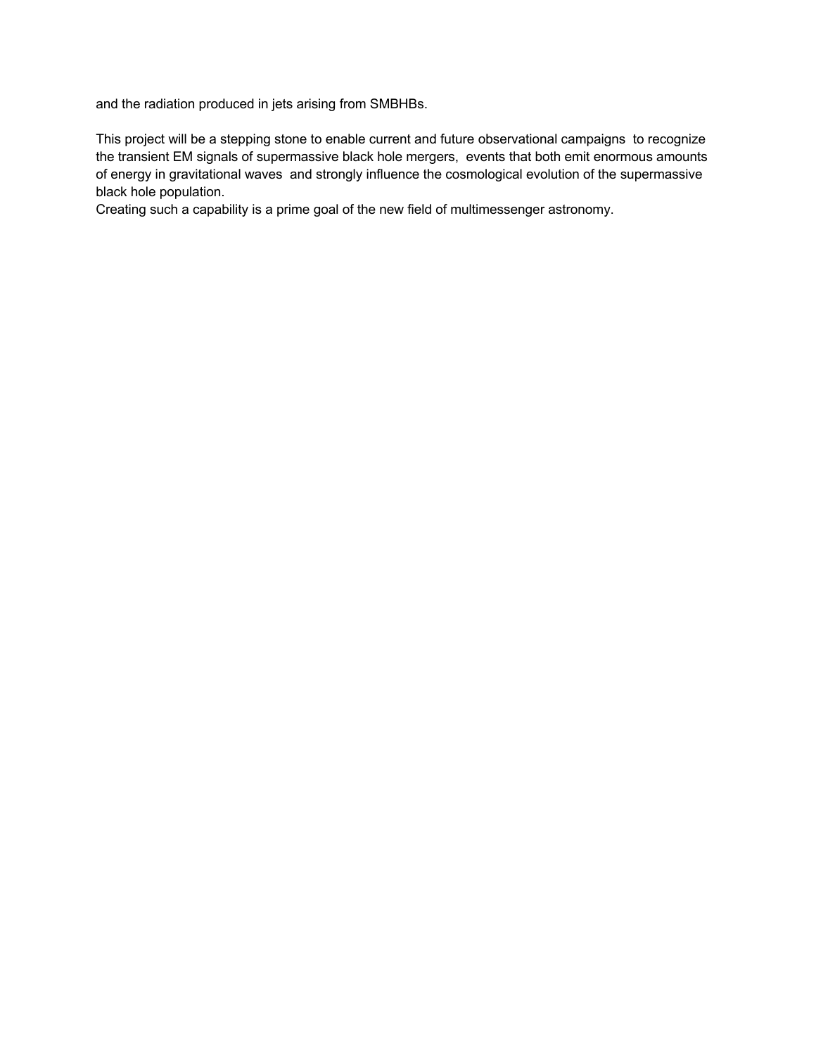and the radiation produced in jets arising from SMBHBs.

This project will be a stepping stone to enable current and future observational campaigns to recognize the transient EM signals of supermassive black hole mergers, events that both emit enormous amounts of energy in gravitational waves and strongly influence the cosmological evolution of the supermassive black hole population.
Creating such a capability is a prime goal of the new field of multimessenger astronomy.